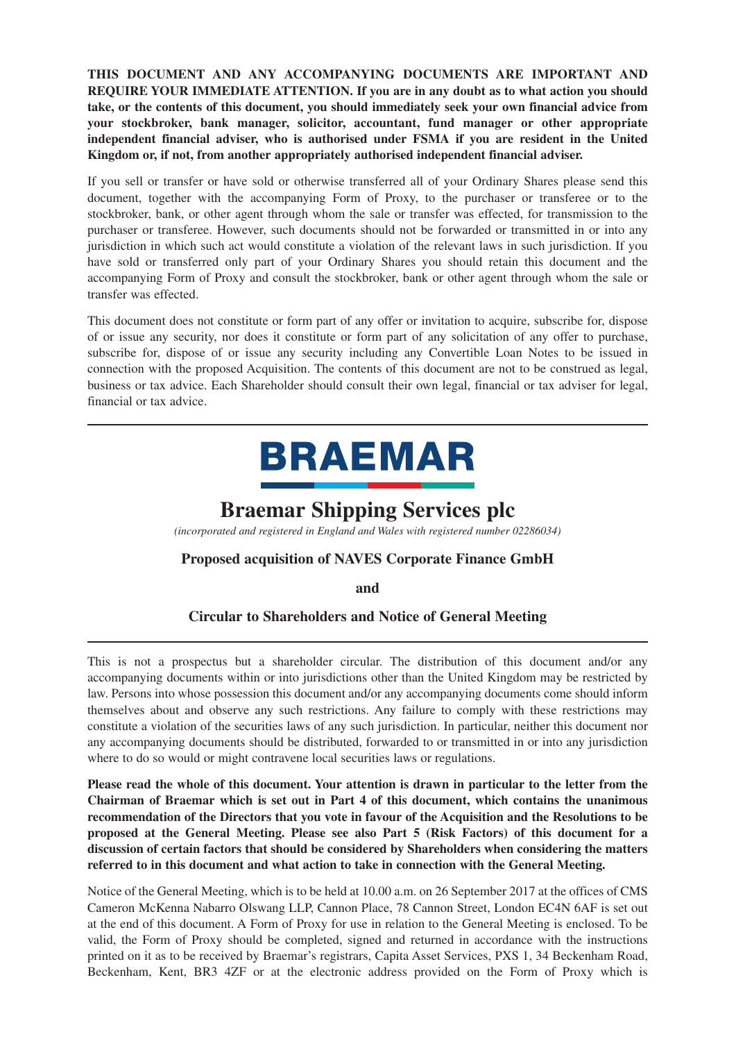**THIS DOCUMENT AND ANY ACCOMPANYING DOCUMENTS ARE IMPORTANT AND REQUIRE YOUR IMMEDIATE ATTENTION. If you are in any doubt as to what action you should take, or the contents of this document, you should immediately seek your own financial advice from your stockbroker, bank manager, solicitor, accountant, fund manager or other appropriate independent financial adviser, who is authorised under FSMA if you are resident in the United Kingdom or, if not, from another appropriately authorised independent financial adviser.**

If you sell or transfer or have sold or otherwise transferred all of your Ordinary Shares please send this document, together with the accompanying Form of Proxy, to the purchaser or transferee or to the stockbroker, bank, or other agent through whom the sale or transfer was effected, for transmission to the purchaser or transferee. However, such documents should not be forwarded or transmitted in or into any jurisdiction in which such act would constitute a violation of the relevant laws in such jurisdiction. If you have sold or transferred only part of your Ordinary Shares you should retain this document and the accompanying Form of Proxy and consult the stockbroker, bank or other agent through whom the sale or transfer was effected.

This document does not constitute or form part of any offer or invitation to acquire, subscribe for, dispose of or issue any security, nor does it constitute or form part of any solicitation of any offer to purchase, subscribe for, dispose of or issue any security including any Convertible Loan Notes to be issued in connection with the proposed Acquisition. The contents of this document are not to be construed as legal, business or tax advice. Each Shareholder should consult their own legal, financial or tax adviser for legal, financial or tax advice.

BRAEMAR

# Braemar Shipping Services plc

*(incorporated and registered in England and Wales with registered number 02286034)*

**Proposed acquisition of NAVES Corporate Finance GmbH**

**and**

**Circular to Shareholders and Notice of General Meeting**

This is not a prospectus but a shareholder circular. The distribution of this document and/or any accompanying documents within or into jurisdictions other than the United Kingdom may be restricted by law. Persons into whose possession this document and/or any accompanying documents come should inform themselves about and observe any such restrictions. Any failure to comply with these restrictions may constitute a violation of the securities laws of any such jurisdiction. In particular, neither this document nor any accompanying documents should be distributed, forwarded to or transmitted in or into any jurisdiction where to do so would or might contravene local securities laws or regulations.

**Please read the whole of this document. Your attention is drawn in particular to the letter from the Chairman of Braemar which is set out in Part 4 of this document, which contains the unanimous recommendation of the Directors that you vote in favour of the Acquisition and the Resolutions to be proposed at the General Meeting. Please see also Part 5 (Risk Factors) of this document for a discussion of certain factors that should be considered by Shareholders when considering the matters referred to in this document and what action to take in connection with the General Meeting.**

Notice of the General Meeting, which is to be held at 10.00 a.m. on 26 September 2017 at the offices of CMS Cameron McKenna Nabarro Olswang LLP, Cannon Place, 78 Cannon Street, London EC4N 6AF is set out at the end of this document. A Form of Proxy for use in relation to the General Meeting is enclosed. To be valid, the Form of Proxy should be completed, signed and returned in accordance with the instructions printed on it as to be received by Braemar's registrars, Capita Asset Services, PXS 1, 34 Beckenham Road, Beckenham, Kent, BR3 4ZF or at the electronic address provided on the Form of Proxy which is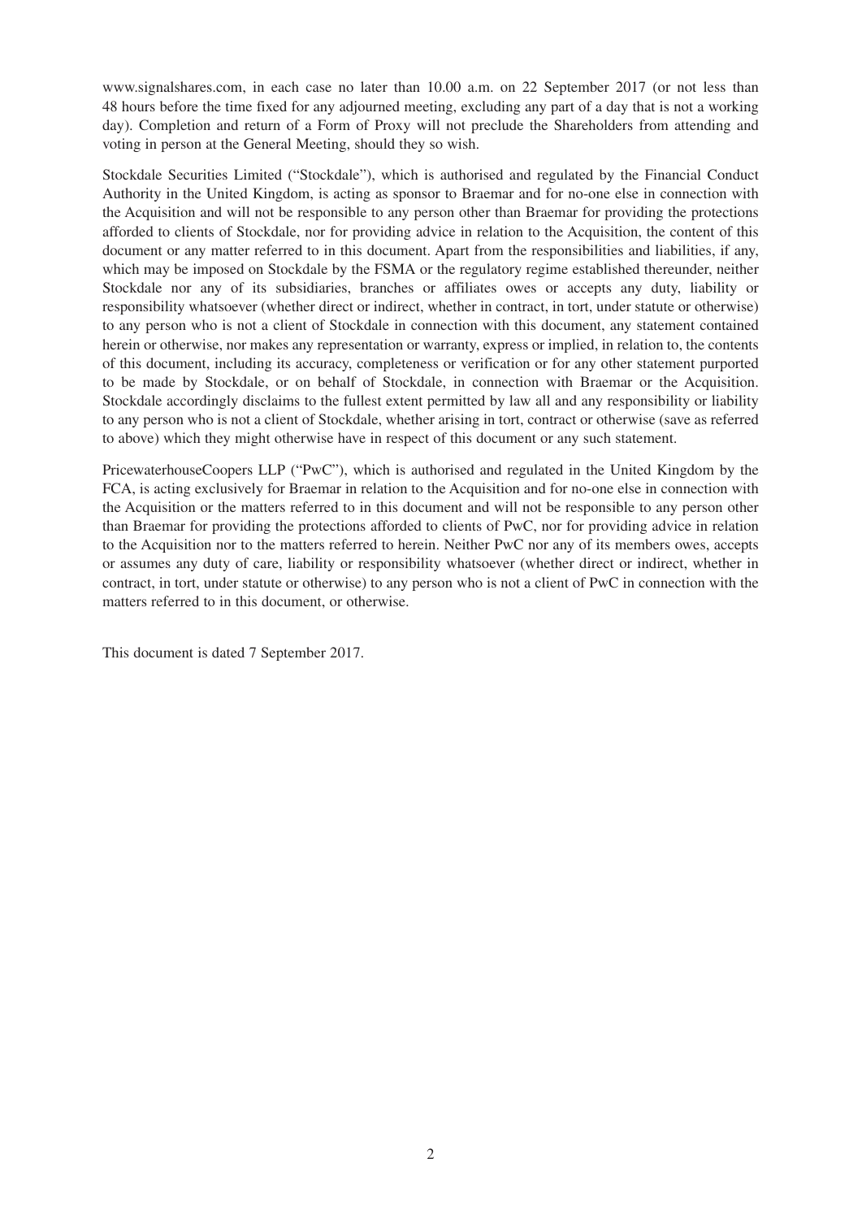www.signalshares.com, in each case no later than 10.00 a.m. on 22 September 2017 (or not less than 48 hours before the time fixed for any adjourned meeting, excluding any part of a day that is not a working day). Completion and return of a Form of Proxy will not preclude the Shareholders from attending and voting in person at the General Meeting, should they so wish.

Stockdale Securities Limited ("Stockdale"), which is authorised and regulated by the Financial Conduct Authority in the United Kingdom, is acting as sponsor to Braemar and for no-one else in connection with the Acquisition and will not be responsible to any person other than Braemar for providing the protections afforded to clients of Stockdale, nor for providing advice in relation to the Acquisition, the content of this document or any matter referred to in this document. Apart from the responsibilities and liabilities, if any, which may be imposed on Stockdale by the FSMA or the regulatory regime established thereunder, neither Stockdale nor any of its subsidiaries, branches or affiliates owes or accepts any duty, liability or responsibility whatsoever (whether direct or indirect, whether in contract, in tort, under statute or otherwise) to any person who is not a client of Stockdale in connection with this document, any statement contained herein or otherwise, nor makes any representation or warranty, express or implied, in relation to, the contents of this document, including its accuracy, completeness or verification or for any other statement purported to be made by Stockdale, or on behalf of Stockdale, in connection with Braemar or the Acquisition. Stockdale accordingly disclaims to the fullest extent permitted by law all and any responsibility or liability to any person who is not a client of Stockdale, whether arising in tort, contract or otherwise (save as referred to above) which they might otherwise have in respect of this document or any such statement.

PricewaterhouseCoopers LLP ("PwC"), which is authorised and regulated in the United Kingdom by the FCA, is acting exclusively for Braemar in relation to the Acquisition and for no-one else in connection with the Acquisition or the matters referred to in this document and will not be responsible to any person other than Braemar for providing the protections afforded to clients of PwC, nor for providing advice in relation to the Acquisition nor to the matters referred to herein. Neither PwC nor any of its members owes, accepts or assumes any duty of care, liability or responsibility whatsoever (whether direct or indirect, whether in contract, in tort, under statute or otherwise) to any person who is not a client of PwC in connection with the matters referred to in this document, or otherwise.

This document is dated 7 September 2017.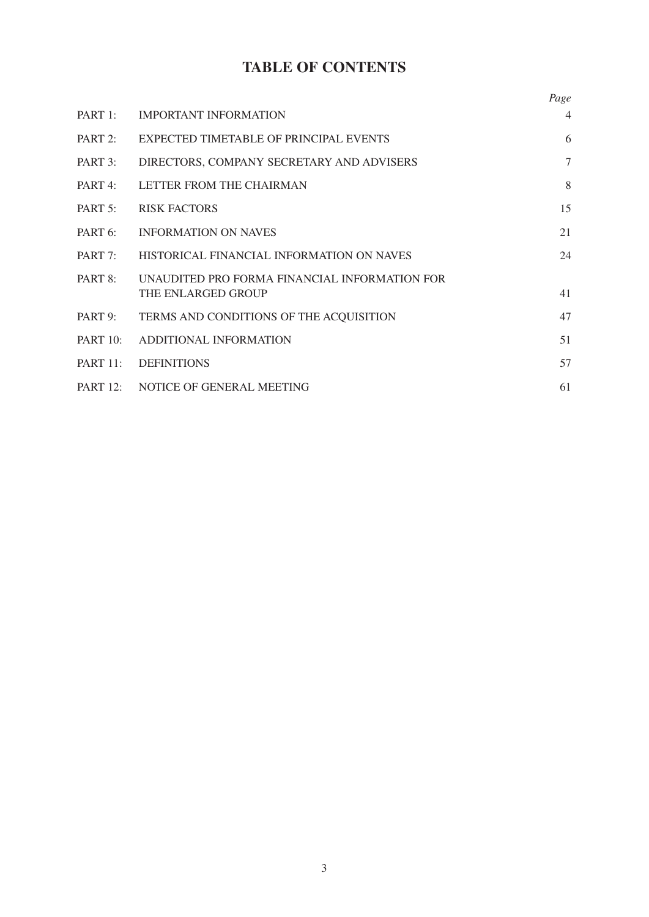# TABLE OF CONTENTS

| | | *Page* |
|---|---|---|
| PART 1: | IMPORTANT INFORMATION | 4 |
| PART 2: | EXPECTED TIMETABLE OF PRINCIPAL EVENTS | 6 |
| PART 3: | DIRECTORS, COMPANY SECRETARY AND ADVISERS | 7 |
| PART 4: | LETTER FROM THE CHAIRMAN | 8 |
| PART 5: | RISK FACTORS | 15 |
| PART 6: | INFORMATION ON NAVES | 21 |
| PART 7: | HISTORICAL FINANCIAL INFORMATION ON NAVES | 24 |
| PART 8: | UNAUDITED PRO FORMA FINANCIAL INFORMATION FOR THE ENLARGED GROUP | 41 |
| PART 9: | TERMS AND CONDITIONS OF THE ACQUISITION | 47 |
| PART 10: | ADDITIONAL INFORMATION | 51 |
| PART 11: | DEFINITIONS | 57 |
| PART 12: | NOTICE OF GENERAL MEETING | 61 |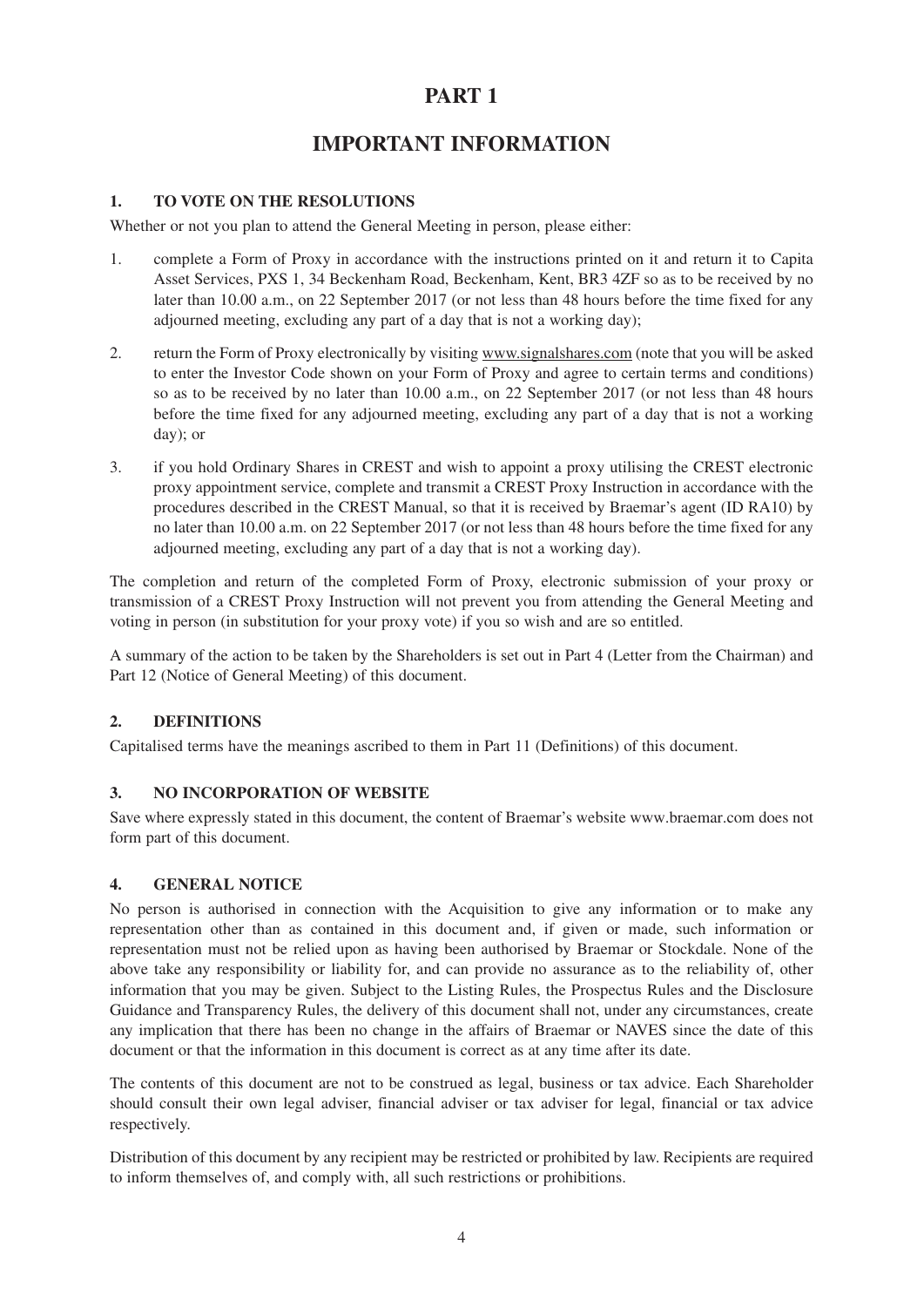# PART 1

# IMPORTANT INFORMATION

## 1. TO VOTE ON THE RESOLUTIONS

Whether or not you plan to attend the General Meeting in person, please either:

1. complete a Form of Proxy in accordance with the instructions printed on it and return it to Capita Asset Services, PXS 1, 34 Beckenham Road, Beckenham, Kent, BR3 4ZF so as to be received by no later than 10.00 a.m., on 22 September 2017 (or not less than 48 hours before the time fixed for any adjourned meeting, excluding any part of a day that is not a working day);

2. return the Form of Proxy electronically by visiting www.signalshares.com (note that you will be asked to enter the Investor Code shown on your Form of Proxy and agree to certain terms and conditions) so as to be received by no later than 10.00 a.m., on 22 September 2017 (or not less than 48 hours before the time fixed for any adjourned meeting, excluding any part of a day that is not a working day); or

3. if you hold Ordinary Shares in CREST and wish to appoint a proxy utilising the CREST electronic proxy appointment service, complete and transmit a CREST Proxy Instruction in accordance with the procedures described in the CREST Manual, so that it is received by Braemar's agent (ID RA10) by no later than 10.00 a.m. on 22 September 2017 (or not less than 48 hours before the time fixed for any adjourned meeting, excluding any part of a day that is not a working day).

The completion and return of the completed Form of Proxy, electronic submission of your proxy or transmission of a CREST Proxy Instruction will not prevent you from attending the General Meeting and voting in person (in substitution for your proxy vote) if you so wish and are so entitled.

A summary of the action to be taken by the Shareholders is set out in Part 4 (Letter from the Chairman) and Part 12 (Notice of General Meeting) of this document.

## 2. DEFINITIONS

Capitalised terms have the meanings ascribed to them in Part 11 (Definitions) of this document.

## 3. NO INCORPORATION OF WEBSITE

Save where expressly stated in this document, the content of Braemar's website www.braemar.com does not form part of this document.

## 4. GENERAL NOTICE

No person is authorised in connection with the Acquisition to give any information or to make any representation other than as contained in this document and, if given or made, such information or representation must not be relied upon as having been authorised by Braemar or Stockdale. None of the above take any responsibility or liability for, and can provide no assurance as to the reliability of, other information that you may be given. Subject to the Listing Rules, the Prospectus Rules and the Disclosure Guidance and Transparency Rules, the delivery of this document shall not, under any circumstances, create any implication that there has been no change in the affairs of Braemar or NAVES since the date of this document or that the information in this document is correct as at any time after its date.

The contents of this document are not to be construed as legal, business or tax advice. Each Shareholder should consult their own legal adviser, financial adviser or tax adviser for legal, financial or tax advice respectively.

Distribution of this document by any recipient may be restricted or prohibited by law. Recipients are required to inform themselves of, and comply with, all such restrictions or prohibitions.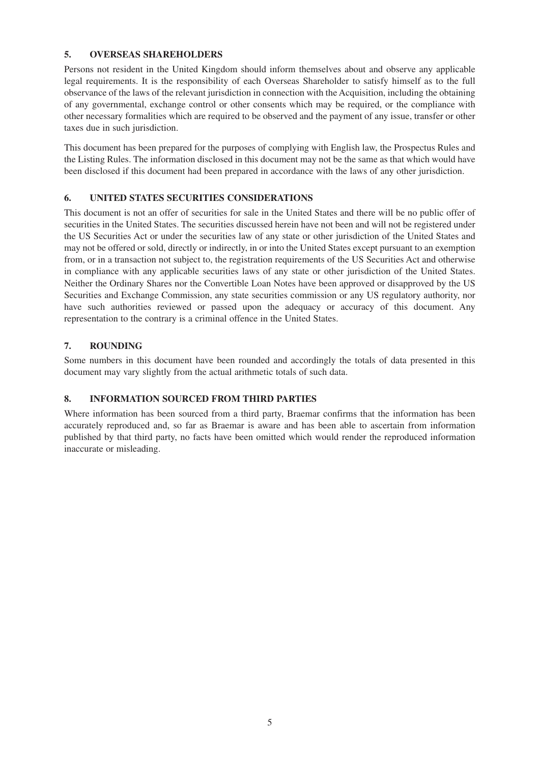### 5. OVERSEAS SHAREHOLDERS

Persons not resident in the United Kingdom should inform themselves about and observe any applicable legal requirements. It is the responsibility of each Overseas Shareholder to satisfy himself as to the full observance of the laws of the relevant jurisdiction in connection with the Acquisition, including the obtaining of any governmental, exchange control or other consents which may be required, or the compliance with other necessary formalities which are required to be observed and the payment of any issue, transfer or other taxes due in such jurisdiction.

This document has been prepared for the purposes of complying with English law, the Prospectus Rules and the Listing Rules. The information disclosed in this document may not be the same as that which would have been disclosed if this document had been prepared in accordance with the laws of any other jurisdiction.

### 6. UNITED STATES SECURITIES CONSIDERATIONS

This document is not an offer of securities for sale in the United States and there will be no public offer of securities in the United States. The securities discussed herein have not been and will not be registered under the US Securities Act or under the securities law of any state or other jurisdiction of the United States and may not be offered or sold, directly or indirectly, in or into the United States except pursuant to an exemption from, or in a transaction not subject to, the registration requirements of the US Securities Act and otherwise in compliance with any applicable securities laws of any state or other jurisdiction of the United States. Neither the Ordinary Shares nor the Convertible Loan Notes have been approved or disapproved by the US Securities and Exchange Commission, any state securities commission or any US regulatory authority, nor have such authorities reviewed or passed upon the adequacy or accuracy of this document. Any representation to the contrary is a criminal offence in the United States.

### 7. ROUNDING

Some numbers in this document have been rounded and accordingly the totals of data presented in this document may vary slightly from the actual arithmetic totals of such data.

### 8. INFORMATION SOURCED FROM THIRD PARTIES

Where information has been sourced from a third party, Braemar confirms that the information has been accurately reproduced and, so far as Braemar is aware and has been able to ascertain from information published by that third party, no facts have been omitted which would render the reproduced information inaccurate or misleading.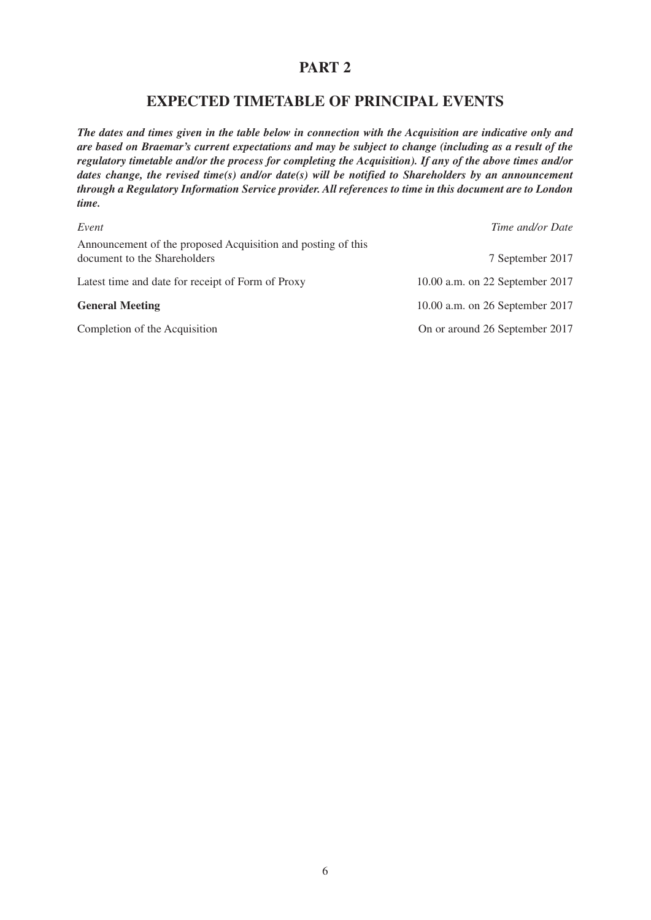# PART 2

## EXPECTED TIMETABLE OF PRINCIPAL EVENTS

***The dates and times given in the table below in connection with the Acquisition are indicative only and are based on Braemar's current expectations and may be subject to change (including as a result of the regulatory timetable and/or the process for completing the Acquisition). If any of the above times and/or dates change, the revised time(s) and/or date(s) will be notified to Shareholders by an announcement through a Regulatory Information Service provider. All references to time in this document are to London time.***

| *Event* | *Time and/or Date* |
| --- | --- |
| Announcement of the proposed Acquisition and posting of this document to the Shareholders | 7 September 2017 |
| Latest time and date for receipt of Form of Proxy | 10.00 a.m. on 22 September 2017 |
| **General Meeting** | 10.00 a.m. on 26 September 2017 |
| Completion of the Acquisition | On or around 26 September 2017 |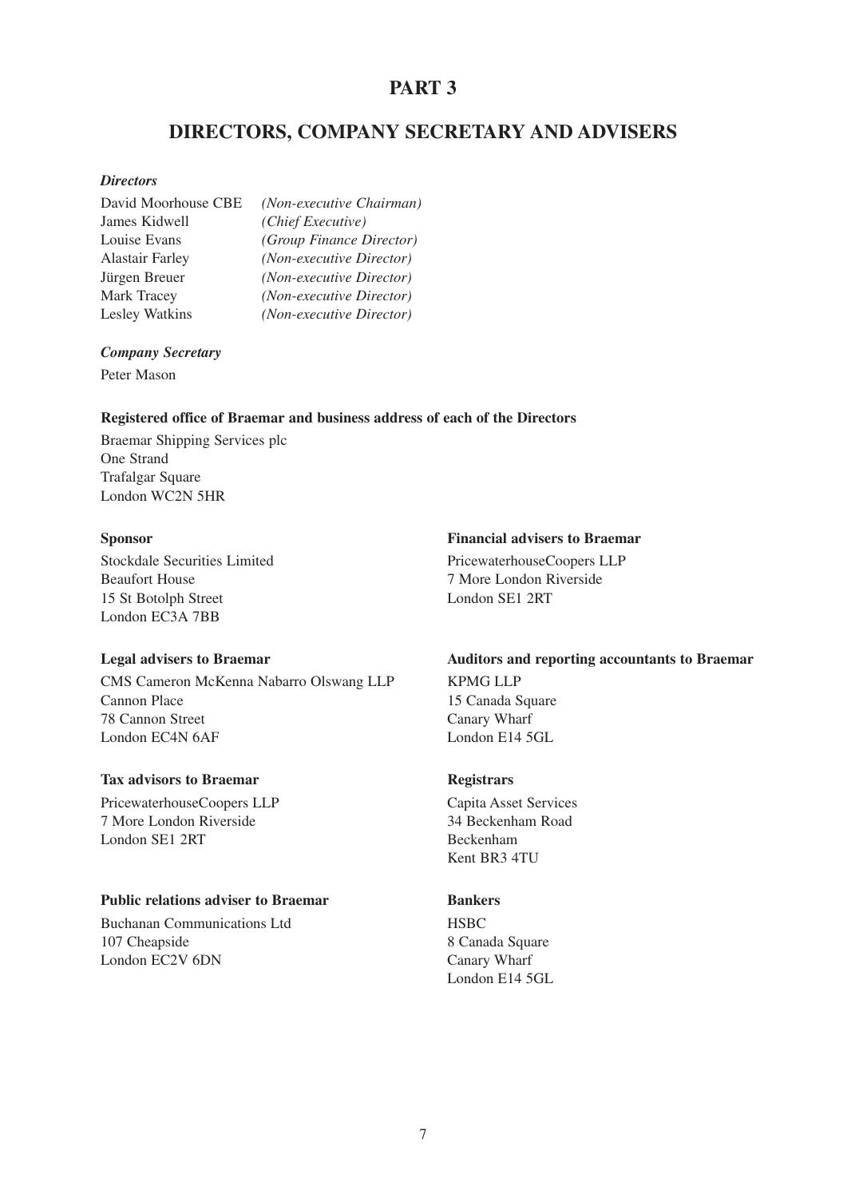# PART 3

## DIRECTORS, COMPANY SECRETARY AND ADVISERS

### *Directors*

David Moorhouse CBE *(Non-executive Chairman)*
James Kidwell *(Chief Executive)*
Louise Evans *(Group Finance Director)*
Alastair Farley *(Non-executive Director)*
Jürgen Breuer *(Non-executive Director)*
Mark Tracey *(Non-executive Director)*
Lesley Watkins *(Non-executive Director)*

### *Company Secretary*

Peter Mason

**Registered office of Braemar and business address of each of the Directors**

Braemar Shipping Services plc
One Strand
Trafalgar Square
London WC2N 5HR

**Sponsor**

Stockdale Securities Limited
Beaufort House
15 St Botolph Street
London EC3A 7BB

**Legal advisers to Braemar**

CMS Cameron McKenna Nabarro Olswang LLP
Cannon Place
78 Cannon Street
London EC4N 6AF

**Tax advisors to Braemar**

PricewaterhouseCoopers LLP
7 More London Riverside
London SE1 2RT

**Public relations adviser to Braemar**

Buchanan Communications Ltd
107 Cheapside
London EC2V 6DN

**Financial advisers to Braemar**

PricewaterhouseCoopers LLP
7 More London Riverside
London SE1 2RT

**Auditors and reporting accountants to Braemar**

KPMG LLP
15 Canada Square
Canary Wharf
London E14 5GL

**Registrars**

Capita Asset Services
34 Beckenham Road
Beckenham
Kent BR3 4TU

**Bankers**

HSBC
8 Canada Square
Canary Wharf
London E14 5GL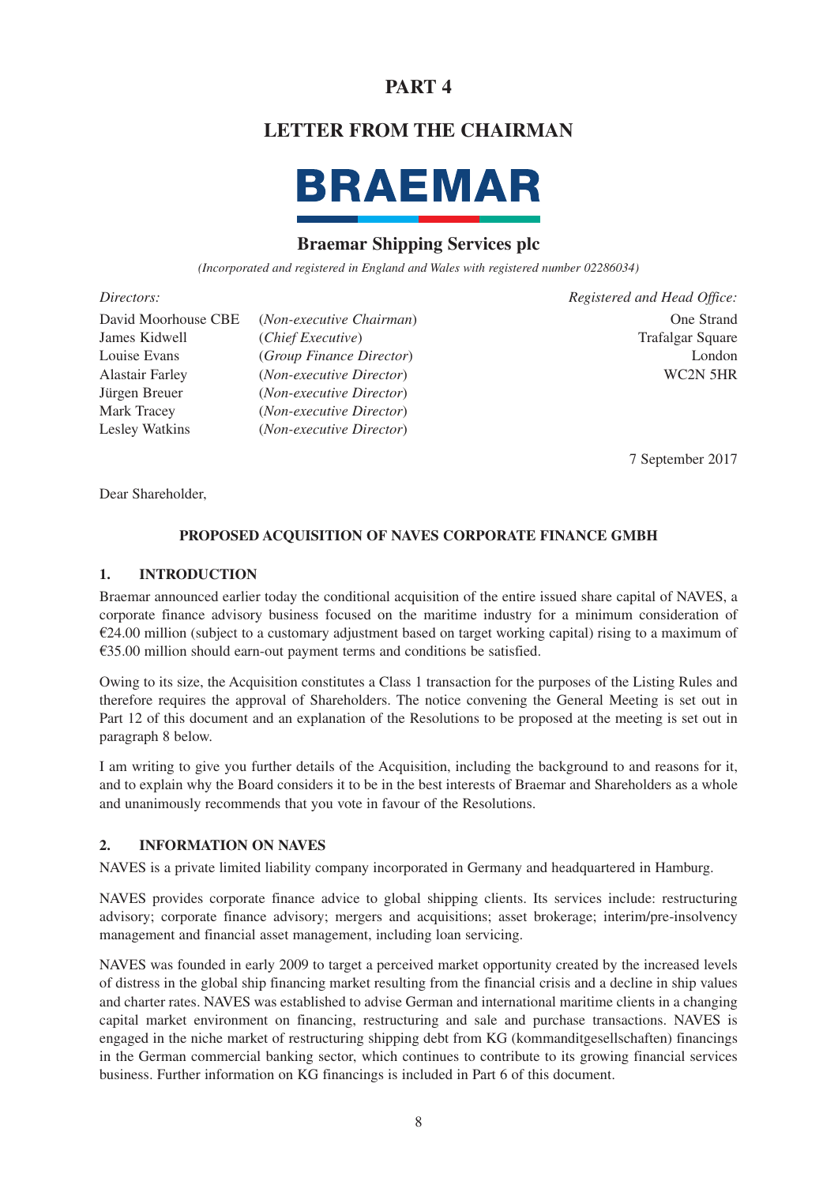# PART 4

## LETTER FROM THE CHAIRMAN

**BRAEMAR**

### Braemar Shipping Services plc

*(Incorporated and registered in England and Wales with registered number 02286034)*

*Directors:*

David Moorhouse CBE (*Non-executive Chairman*)
James Kidwell (*Chief Executive*)
Louise Evans (*Group Finance Director*)
Alastair Farley (*Non-executive Director*)
Jürgen Breuer (*Non-executive Director*)
Mark Tracey (*Non-executive Director*)
Lesley Watkins (*Non-executive Director*)

*Registered and Head Office:*

One Strand
Trafalgar Square
London
WC2N 5HR

7 September 2017

Dear Shareholder,

**PROPOSED ACQUISITION OF NAVES CORPORATE FINANCE GMBH**

### 1. INTRODUCTION

Braemar announced earlier today the conditional acquisition of the entire issued share capital of NAVES, a corporate finance advisory business focused on the maritime industry for a minimum consideration of €24.00 million (subject to a customary adjustment based on target working capital) rising to a maximum of €35.00 million should earn-out payment terms and conditions be satisfied.

Owing to its size, the Acquisition constitutes a Class 1 transaction for the purposes of the Listing Rules and therefore requires the approval of Shareholders. The notice convening the General Meeting is set out in Part 12 of this document and an explanation of the Resolutions to be proposed at the meeting is set out in paragraph 8 below.

I am writing to give you further details of the Acquisition, including the background to and reasons for it, and to explain why the Board considers it to be in the best interests of Braemar and Shareholders as a whole and unanimously recommends that you vote in favour of the Resolutions.

### 2. INFORMATION ON NAVES

NAVES is a private limited liability company incorporated in Germany and headquartered in Hamburg.

NAVES provides corporate finance advice to global shipping clients. Its services include: restructuring advisory; corporate finance advisory; mergers and acquisitions; asset brokerage; interim/pre-insolvency management and financial asset management, including loan servicing.

NAVES was founded in early 2009 to target a perceived market opportunity created by the increased levels of distress in the global ship financing market resulting from the financial crisis and a decline in ship values and charter rates. NAVES was established to advise German and international maritime clients in a changing capital market environment on financing, restructuring and sale and purchase transactions. NAVES is engaged in the niche market of restructuring shipping debt from KG (kommanditgesellschaften) financings in the German commercial banking sector, which continues to contribute to its growing financial services business. Further information on KG financings is included in Part 6 of this document.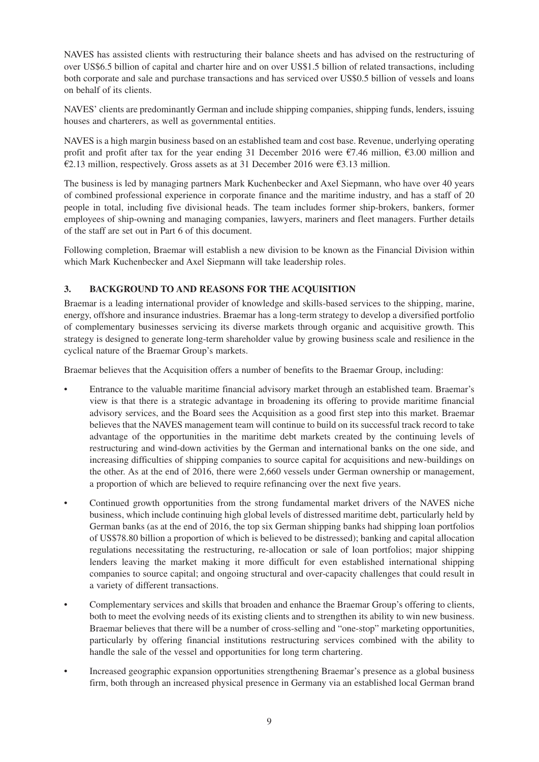NAVES has assisted clients with restructuring their balance sheets and has advised on the restructuring of over US$6.5 billion of capital and charter hire and on over US$1.5 billion of related transactions, including both corporate and sale and purchase transactions and has serviced over US$0.5 billion of vessels and loans on behalf of its clients.

NAVES' clients are predominantly German and include shipping companies, shipping funds, lenders, issuing houses and charterers, as well as governmental entities.

NAVES is a high margin business based on an established team and cost base. Revenue, underlying operating profit and profit after tax for the year ending 31 December 2016 were €7.46 million, €3.00 million and €2.13 million, respectively. Gross assets as at 31 December 2016 were €3.13 million.

The business is led by managing partners Mark Kuchenbecker and Axel Siepmann, who have over 40 years of combined professional experience in corporate finance and the maritime industry, and has a staff of 20 people in total, including five divisional heads. The team includes former ship-brokers, bankers, former employees of ship-owning and managing companies, lawyers, mariners and fleet managers. Further details of the staff are set out in Part 6 of this document.

Following completion, Braemar will establish a new division to be known as the Financial Division within which Mark Kuchenbecker and Axel Siepmann will take leadership roles.

## 3. BACKGROUND TO AND REASONS FOR THE ACQUISITION

Braemar is a leading international provider of knowledge and skills-based services to the shipping, marine, energy, offshore and insurance industries. Braemar has a long-term strategy to develop a diversified portfolio of complementary businesses servicing its diverse markets through organic and acquisitive growth. This strategy is designed to generate long-term shareholder value by growing business scale and resilience in the cyclical nature of the Braemar Group's markets.

Braemar believes that the Acquisition offers a number of benefits to the Braemar Group, including:

- Entrance to the valuable maritime financial advisory market through an established team. Braemar's view is that there is a strategic advantage in broadening its offering to provide maritime financial advisory services, and the Board sees the Acquisition as a good first step into this market. Braemar believes that the NAVES management team will continue to build on its successful track record to take advantage of the opportunities in the maritime debt markets created by the continuing levels of restructuring and wind-down activities by the German and international banks on the one side, and increasing difficulties of shipping companies to source capital for acquisitions and new-buildings on the other. As at the end of 2016, there were 2,660 vessels under German ownership or management, a proportion of which are believed to require refinancing over the next five years.
- Continued growth opportunities from the strong fundamental market drivers of the NAVES niche business, which include continuing high global levels of distressed maritime debt, particularly held by German banks (as at the end of 2016, the top six German shipping banks had shipping loan portfolios of US$78.80 billion a proportion of which is believed to be distressed); banking and capital allocation regulations necessitating the restructuring, re-allocation or sale of loan portfolios; major shipping lenders leaving the market making it more difficult for even established international shipping companies to source capital; and ongoing structural and over-capacity challenges that could result in a variety of different transactions.
- Complementary services and skills that broaden and enhance the Braemar Group's offering to clients, both to meet the evolving needs of its existing clients and to strengthen its ability to win new business. Braemar believes that there will be a number of cross-selling and "one-stop" marketing opportunities, particularly by offering financial institutions restructuring services combined with the ability to handle the sale of the vessel and opportunities for long term chartering.
- Increased geographic expansion opportunities strengthening Braemar's presence as a global business firm, both through an increased physical presence in Germany via an established local German brand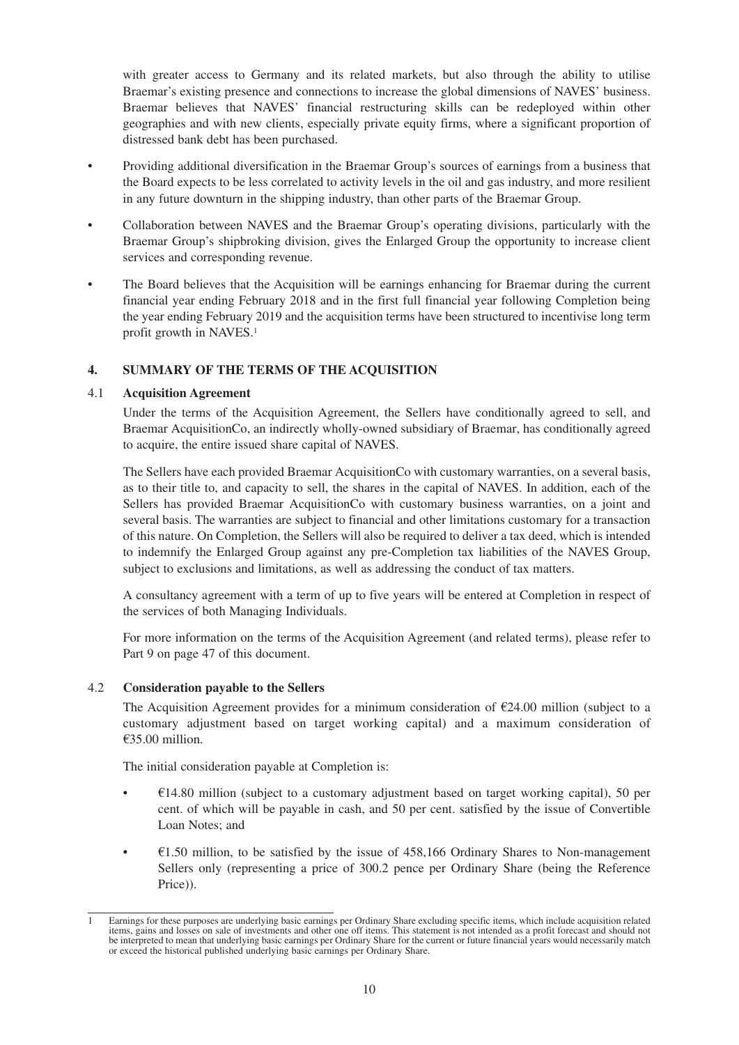with greater access to Germany and its related markets, but also through the ability to utilise Braemar's existing presence and connections to increase the global dimensions of NAVES' business. Braemar believes that NAVES' financial restructuring skills can be redeployed within other geographies and with new clients, especially private equity firms, where a significant proportion of distressed bank debt has been purchased.

- Providing additional diversification in the Braemar Group's sources of earnings from a business that the Board expects to be less correlated to activity levels in the oil and gas industry, and more resilient in any future downturn in the shipping industry, than other parts of the Braemar Group.
- Collaboration between NAVES and the Braemar Group's operating divisions, particularly with the Braemar Group's shipbroking division, gives the Enlarged Group the opportunity to increase client services and corresponding revenue.
- The Board believes that the Acquisition will be earnings enhancing for Braemar during the current financial year ending February 2018 and in the first full financial year following Completion being the year ending February 2019 and the acquisition terms have been structured to incentivise long term profit growth in NAVES.[1]

## 4. SUMMARY OF THE TERMS OF THE ACQUISITION

### 4.1 Acquisition Agreement

Under the terms of the Acquisition Agreement, the Sellers have conditionally agreed to sell, and Braemar AcquisitionCo, an indirectly wholly-owned subsidiary of Braemar, has conditionally agreed to acquire, the entire issued share capital of NAVES.

The Sellers have each provided Braemar AcquisitionCo with customary warranties, on a several basis, as to their title to, and capacity to sell, the shares in the capital of NAVES. In addition, each of the Sellers has provided Braemar AcquisitionCo with customary business warranties, on a joint and several basis. The warranties are subject to financial and other limitations customary for a transaction of this nature. On Completion, the Sellers will also be required to deliver a tax deed, which is intended to indemnify the Enlarged Group against any pre-Completion tax liabilities of the NAVES Group, subject to exclusions and limitations, as well as addressing the conduct of tax matters.

A consultancy agreement with a term of up to five years will be entered at Completion in respect of the services of both Managing Individuals.

For more information on the terms of the Acquisition Agreement (and related terms), please refer to Part 9 on page 47 of this document.

### 4.2 Consideration payable to the Sellers

The Acquisition Agreement provides for a minimum consideration of €24.00 million (subject to a customary adjustment based on target working capital) and a maximum consideration of €35.00 million.

The initial consideration payable at Completion is:

- €14.80 million (subject to a customary adjustment based on target working capital), 50 per cent. of which will be payable in cash, and 50 per cent. satisfied by the issue of Convertible Loan Notes; and
- €1.50 million, to be satisfied by the issue of 458,166 Ordinary Shares to Non-management Sellers only (representing a price of 300.2 pence per Ordinary Share (being the Reference Price)).

---

1 Earnings for these purposes are underlying basic earnings per Ordinary Share excluding specific items, which include acquisition related items, gains and losses on sale of investments and other one off items. This statement is not intended as a profit forecast and should not be interpreted to mean that underlying basic earnings per Ordinary Share for the current or future financial years would necessarily match or exceed the historical published underlying basic earnings per Ordinary Share.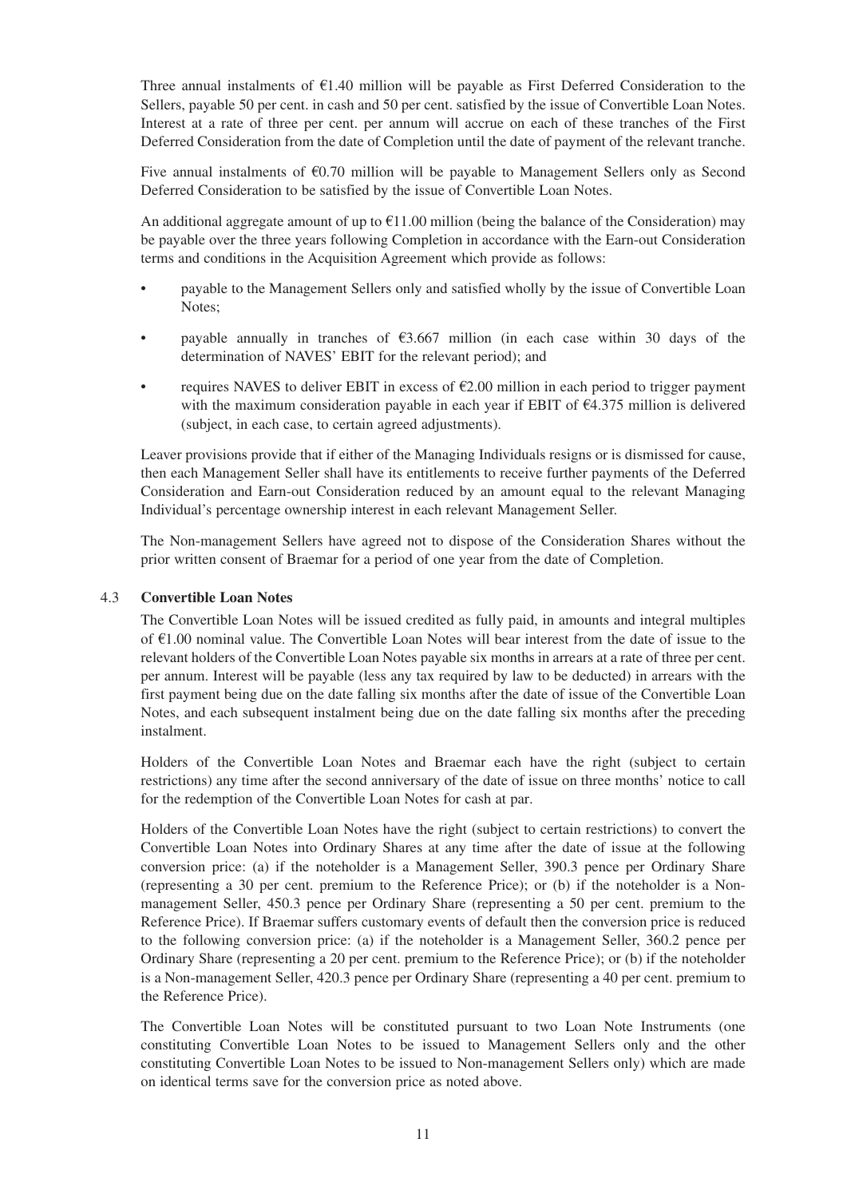Three annual instalments of €1.40 million will be payable as First Deferred Consideration to the Sellers, payable 50 per cent. in cash and 50 per cent. satisfied by the issue of Convertible Loan Notes. Interest at a rate of three per cent. per annum will accrue on each of these tranches of the First Deferred Consideration from the date of Completion until the date of payment of the relevant tranche.

Five annual instalments of €0.70 million will be payable to Management Sellers only as Second Deferred Consideration to be satisfied by the issue of Convertible Loan Notes.

An additional aggregate amount of up to €11.00 million (being the balance of the Consideration) may be payable over the three years following Completion in accordance with the Earn-out Consideration terms and conditions in the Acquisition Agreement which provide as follows:

- payable to the Management Sellers only and satisfied wholly by the issue of Convertible Loan Notes;
- payable annually in tranches of €3.667 million (in each case within 30 days of the determination of NAVES' EBIT for the relevant period); and
- requires NAVES to deliver EBIT in excess of €2.00 million in each period to trigger payment with the maximum consideration payable in each year if EBIT of €4.375 million is delivered (subject, in each case, to certain agreed adjustments).

Leaver provisions provide that if either of the Managing Individuals resigns or is dismissed for cause, then each Management Seller shall have its entitlements to receive further payments of the Deferred Consideration and Earn-out Consideration reduced by an amount equal to the relevant Managing Individual's percentage ownership interest in each relevant Management Seller.

The Non-management Sellers have agreed not to dispose of the Consideration Shares without the prior written consent of Braemar for a period of one year from the date of Completion.

### 4.3 Convertible Loan Notes

The Convertible Loan Notes will be issued credited as fully paid, in amounts and integral multiples of €1.00 nominal value. The Convertible Loan Notes will bear interest from the date of issue to the relevant holders of the Convertible Loan Notes payable six months in arrears at a rate of three per cent. per annum. Interest will be payable (less any tax required by law to be deducted) in arrears with the first payment being due on the date falling six months after the date of issue of the Convertible Loan Notes, and each subsequent instalment being due on the date falling six months after the preceding instalment.

Holders of the Convertible Loan Notes and Braemar each have the right (subject to certain restrictions) any time after the second anniversary of the date of issue on three months' notice to call for the redemption of the Convertible Loan Notes for cash at par.

Holders of the Convertible Loan Notes have the right (subject to certain restrictions) to convert the Convertible Loan Notes into Ordinary Shares at any time after the date of issue at the following conversion price: (a) if the noteholder is a Management Seller, 390.3 pence per Ordinary Share (representing a 30 per cent. premium to the Reference Price); or (b) if the noteholder is a Non-management Seller, 450.3 pence per Ordinary Share (representing a 50 per cent. premium to the Reference Price). If Braemar suffers customary events of default then the conversion price is reduced to the following conversion price: (a) if the noteholder is a Management Seller, 360.2 pence per Ordinary Share (representing a 20 per cent. premium to the Reference Price); or (b) if the noteholder is a Non-management Seller, 420.3 pence per Ordinary Share (representing a 40 per cent. premium to the Reference Price).

The Convertible Loan Notes will be constituted pursuant to two Loan Note Instruments (one constituting Convertible Loan Notes to be issued to Management Sellers only and the other constituting Convertible Loan Notes to be issued to Non-management Sellers only) which are made on identical terms save for the conversion price as noted above.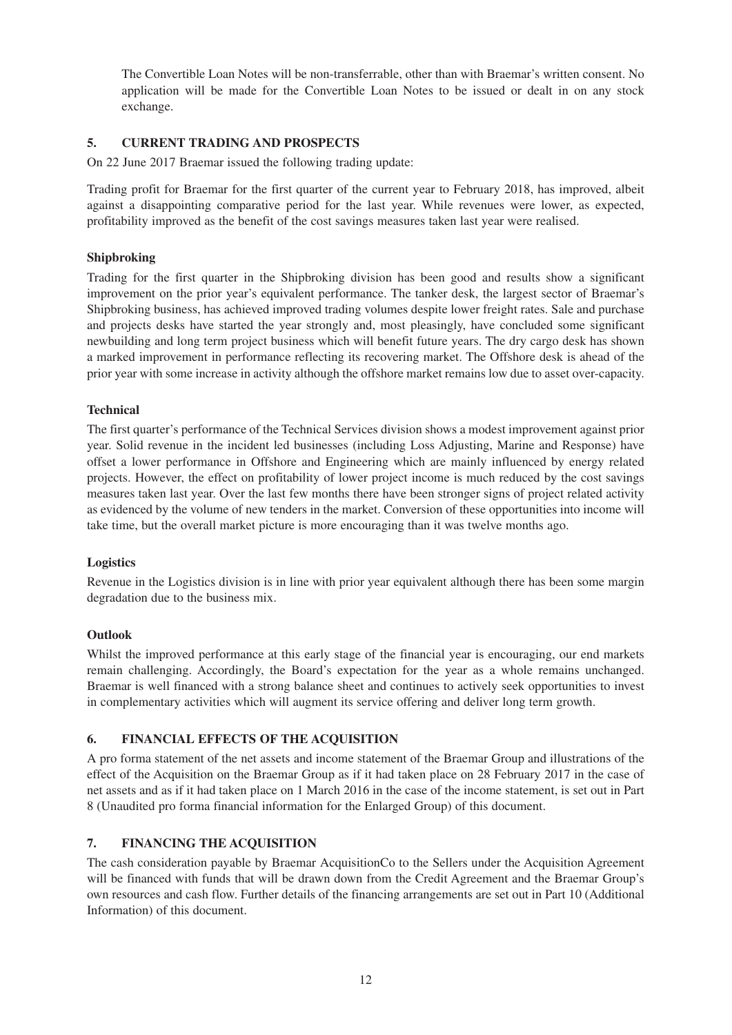The Convertible Loan Notes will be non-transferrable, other than with Braemar's written consent. No application will be made for the Convertible Loan Notes to be issued or dealt in on any stock exchange.

## 5. CURRENT TRADING AND PROSPECTS

On 22 June 2017 Braemar issued the following trading update:

Trading profit for Braemar for the first quarter of the current year to February 2018, has improved, albeit against a disappointing comparative period for the last year. While revenues were lower, as expected, profitability improved as the benefit of the cost savings measures taken last year were realised.

### Shipbroking

Trading for the first quarter in the Shipbroking division has been good and results show a significant improvement on the prior year's equivalent performance. The tanker desk, the largest sector of Braemar's Shipbroking business, has achieved improved trading volumes despite lower freight rates. Sale and purchase and projects desks have started the year strongly and, most pleasingly, have concluded some significant newbuilding and long term project business which will benefit future years. The dry cargo desk has shown a marked improvement in performance reflecting its recovering market. The Offshore desk is ahead of the prior year with some increase in activity although the offshore market remains low due to asset over-capacity.

### Technical

The first quarter's performance of the Technical Services division shows a modest improvement against prior year. Solid revenue in the incident led businesses (including Loss Adjusting, Marine and Response) have offset a lower performance in Offshore and Engineering which are mainly influenced by energy related projects. However, the effect on profitability of lower project income is much reduced by the cost savings measures taken last year. Over the last few months there have been stronger signs of project related activity as evidenced by the volume of new tenders in the market. Conversion of these opportunities into income will take time, but the overall market picture is more encouraging than it was twelve months ago.

### Logistics

Revenue in the Logistics division is in line with prior year equivalent although there has been some margin degradation due to the business mix.

### Outlook

Whilst the improved performance at this early stage of the financial year is encouraging, our end markets remain challenging. Accordingly, the Board's expectation for the year as a whole remains unchanged. Braemar is well financed with a strong balance sheet and continues to actively seek opportunities to invest in complementary activities which will augment its service offering and deliver long term growth.

## 6. FINANCIAL EFFECTS OF THE ACQUISITION

A pro forma statement of the net assets and income statement of the Braemar Group and illustrations of the effect of the Acquisition on the Braemar Group as if it had taken place on 28 February 2017 in the case of net assets and as if it had taken place on 1 March 2016 in the case of the income statement, is set out in Part 8 (Unaudited pro forma financial information for the Enlarged Group) of this document.

## 7. FINANCING THE ACQUISITION

The cash consideration payable by Braemar AcquisitionCo to the Sellers under the Acquisition Agreement will be financed with funds that will be drawn down from the Credit Agreement and the Braemar Group's own resources and cash flow. Further details of the financing arrangements are set out in Part 10 (Additional Information) of this document.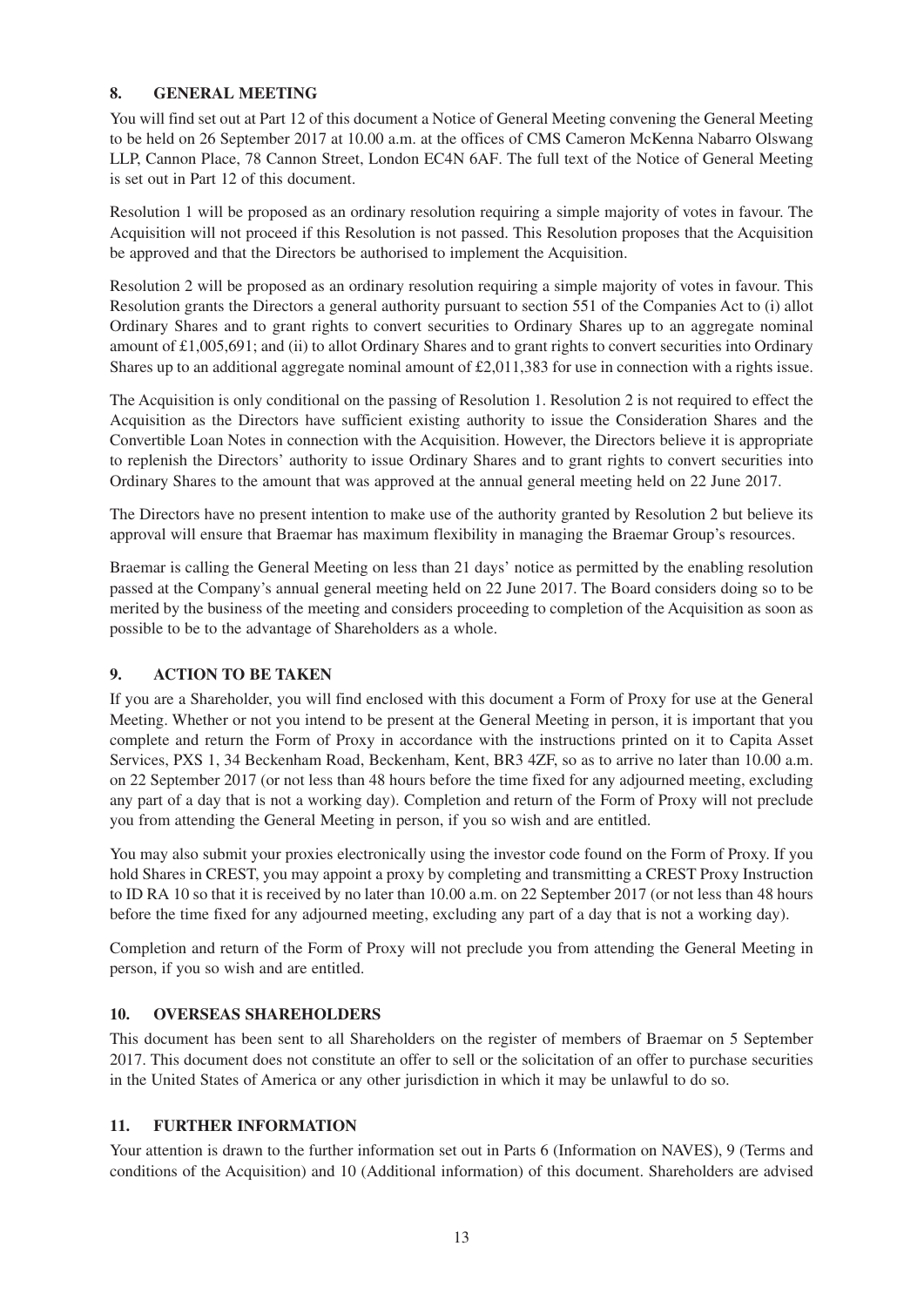## 8. GENERAL MEETING

You will find set out at Part 12 of this document a Notice of General Meeting convening the General Meeting to be held on 26 September 2017 at 10.00 a.m. at the offices of CMS Cameron McKenna Nabarro Olswang LLP, Cannon Place, 78 Cannon Street, London EC4N 6AF. The full text of the Notice of General Meeting is set out in Part 12 of this document.

Resolution 1 will be proposed as an ordinary resolution requiring a simple majority of votes in favour. The Acquisition will not proceed if this Resolution is not passed. This Resolution proposes that the Acquisition be approved and that the Directors be authorised to implement the Acquisition.

Resolution 2 will be proposed as an ordinary resolution requiring a simple majority of votes in favour. This Resolution grants the Directors a general authority pursuant to section 551 of the Companies Act to (i) allot Ordinary Shares and to grant rights to convert securities to Ordinary Shares up to an aggregate nominal amount of £1,005,691; and (ii) to allot Ordinary Shares and to grant rights to convert securities into Ordinary Shares up to an additional aggregate nominal amount of £2,011,383 for use in connection with a rights issue.

The Acquisition is only conditional on the passing of Resolution 1. Resolution 2 is not required to effect the Acquisition as the Directors have sufficient existing authority to issue the Consideration Shares and the Convertible Loan Notes in connection with the Acquisition. However, the Directors believe it is appropriate to replenish the Directors' authority to issue Ordinary Shares and to grant rights to convert securities into Ordinary Shares to the amount that was approved at the annual general meeting held on 22 June 2017.

The Directors have no present intention to make use of the authority granted by Resolution 2 but believe its approval will ensure that Braemar has maximum flexibility in managing the Braemar Group's resources.

Braemar is calling the General Meeting on less than 21 days' notice as permitted by the enabling resolution passed at the Company's annual general meeting held on 22 June 2017. The Board considers doing so to be merited by the business of the meeting and considers proceeding to completion of the Acquisition as soon as possible to be to the advantage of Shareholders as a whole.

## 9. ACTION TO BE TAKEN

If you are a Shareholder, you will find enclosed with this document a Form of Proxy for use at the General Meeting. Whether or not you intend to be present at the General Meeting in person, it is important that you complete and return the Form of Proxy in accordance with the instructions printed on it to Capita Asset Services, PXS 1, 34 Beckenham Road, Beckenham, Kent, BR3 4ZF, so as to arrive no later than 10.00 a.m. on 22 September 2017 (or not less than 48 hours before the time fixed for any adjourned meeting, excluding any part of a day that is not a working day). Completion and return of the Form of Proxy will not preclude you from attending the General Meeting in person, if you so wish and are entitled.

You may also submit your proxies electronically using the investor code found on the Form of Proxy. If you hold Shares in CREST, you may appoint a proxy by completing and transmitting a CREST Proxy Instruction to ID RA 10 so that it is received by no later than 10.00 a.m. on 22 September 2017 (or not less than 48 hours before the time fixed for any adjourned meeting, excluding any part of a day that is not a working day).

Completion and return of the Form of Proxy will not preclude you from attending the General Meeting in person, if you so wish and are entitled.

## 10. OVERSEAS SHAREHOLDERS

This document has been sent to all Shareholders on the register of members of Braemar on 5 September 2017. This document does not constitute an offer to sell or the solicitation of an offer to purchase securities in the United States of America or any other jurisdiction in which it may be unlawful to do so.

## 11. FURTHER INFORMATION

Your attention is drawn to the further information set out in Parts 6 (Information on NAVES), 9 (Terms and conditions of the Acquisition) and 10 (Additional information) of this document. Shareholders are advised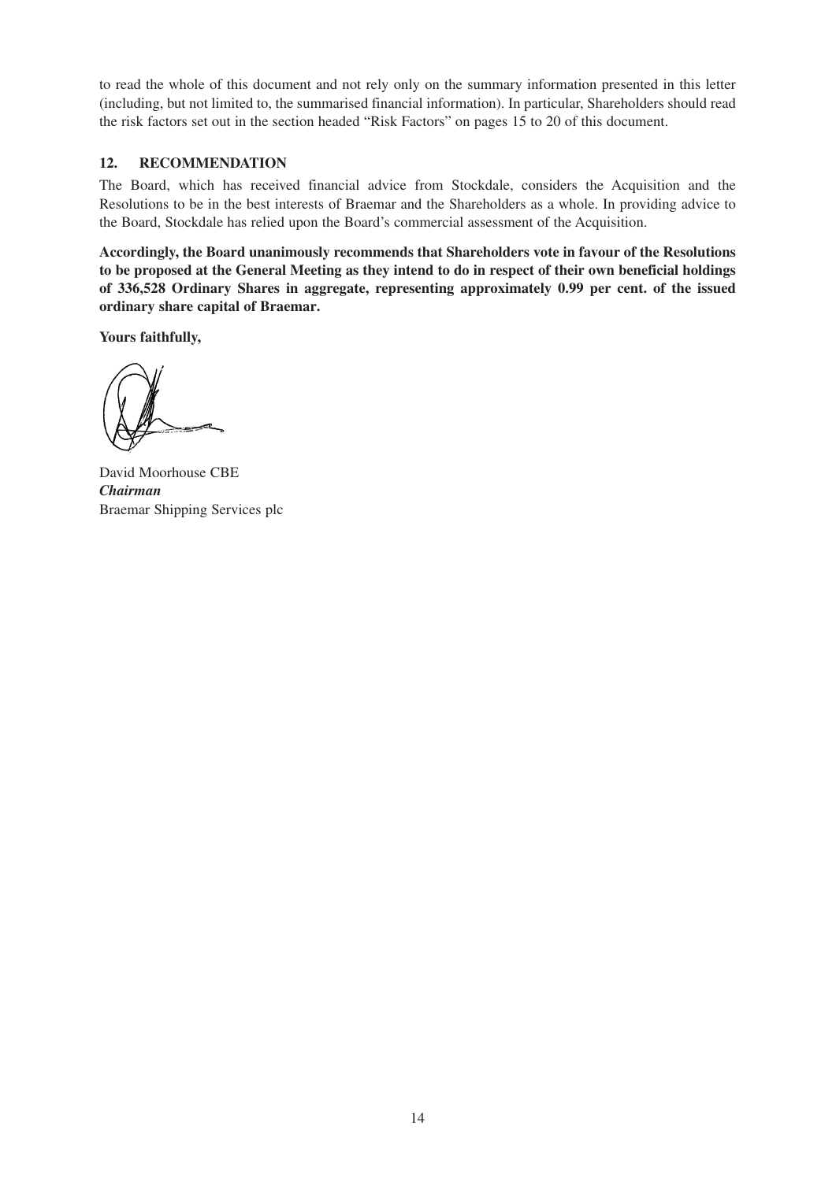to read the whole of this document and not rely only on the summary information presented in this letter (including, but not limited to, the summarised financial information). In particular, Shareholders should read the risk factors set out in the section headed "Risk Factors" on pages 15 to 20 of this document.

## 12. RECOMMENDATION

The Board, which has received financial advice from Stockdale, considers the Acquisition and the Resolutions to be in the best interests of Braemar and the Shareholders as a whole. In providing advice to the Board, Stockdale has relied upon the Board's commercial assessment of the Acquisition.

**Accordingly, the Board unanimously recommends that Shareholders vote in favour of the Resolutions to be proposed at the General Meeting as they intend to do in respect of their own beneficial holdings of 336,528 Ordinary Shares in aggregate, representing approximately 0.99 per cent. of the issued ordinary share capital of Braemar.**

**Yours faithfully,**

David Moorhouse CBE
***Chairman***
Braemar Shipping Services plc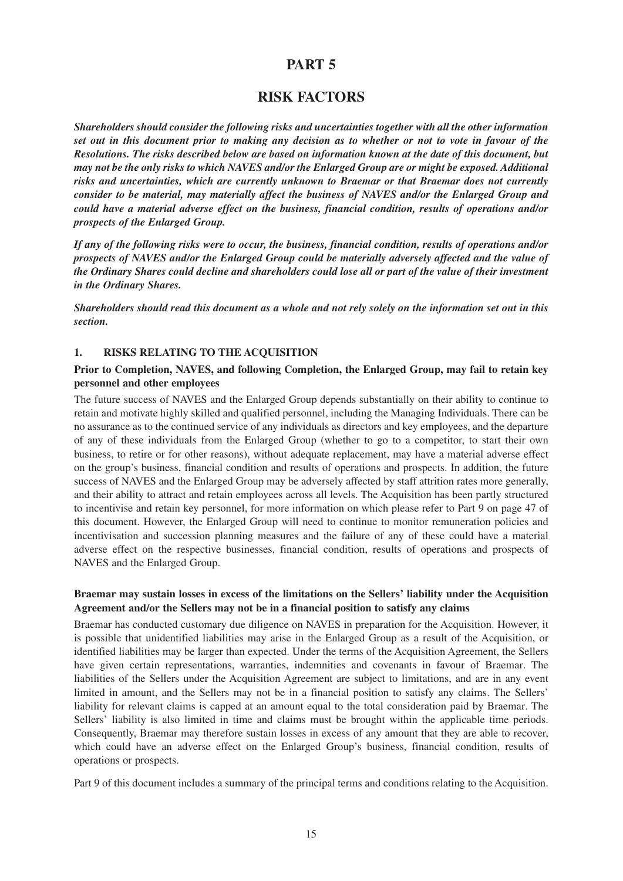# PART 5

# RISK FACTORS

***Shareholders should consider the following risks and uncertainties together with all the other information set out in this document prior to making any decision as to whether or not to vote in favour of the Resolutions. The risks described below are based on information known at the date of this document, but may not be the only risks to which NAVES and/or the Enlarged Group are or might be exposed. Additional risks and uncertainties, which are currently unknown to Braemar or that Braemar does not currently consider to be material, may materially affect the business of NAVES and/or the Enlarged Group and could have a material adverse effect on the business, financial condition, results of operations and/or prospects of the Enlarged Group.***

***If any of the following risks were to occur, the business, financial condition, results of operations and/or prospects of NAVES and/or the Enlarged Group could be materially adversely affected and the value of the Ordinary Shares could decline and shareholders could lose all or part of the value of their investment in the Ordinary Shares.***

***Shareholders should read this document as a whole and not rely solely on the information set out in this section.***

## 1. RISKS RELATING TO THE ACQUISITION

**Prior to Completion, NAVES, and following Completion, the Enlarged Group, may fail to retain key personnel and other employees**

The future success of NAVES and the Enlarged Group depends substantially on their ability to continue to retain and motivate highly skilled and qualified personnel, including the Managing Individuals. There can be no assurance as to the continued service of any individuals as directors and key employees, and the departure of any of these individuals from the Enlarged Group (whether to go to a competitor, to start their own business, to retire or for other reasons), without adequate replacement, may have a material adverse effect on the group's business, financial condition and results of operations and prospects. In addition, the future success of NAVES and the Enlarged Group may be adversely affected by staff attrition rates more generally, and their ability to attract and retain employees across all levels. The Acquisition has been partly structured to incentivise and retain key personnel, for more information on which please refer to Part 9 on page 47 of this document. However, the Enlarged Group will need to continue to monitor remuneration policies and incentivisation and succession planning measures and the failure of any of these could have a material adverse effect on the respective businesses, financial condition, results of operations and prospects of NAVES and the Enlarged Group.

**Braemar may sustain losses in excess of the limitations on the Sellers' liability under the Acquisition Agreement and/or the Sellers may not be in a financial position to satisfy any claims**

Braemar has conducted customary due diligence on NAVES in preparation for the Acquisition. However, it is possible that unidentified liabilities may arise in the Enlarged Group as a result of the Acquisition, or identified liabilities may be larger than expected. Under the terms of the Acquisition Agreement, the Sellers have given certain representations, warranties, indemnities and covenants in favour of Braemar. The liabilities of the Sellers under the Acquisition Agreement are subject to limitations, and are in any event limited in amount, and the Sellers may not be in a financial position to satisfy any claims. The Sellers' liability for relevant claims is capped at an amount equal to the total consideration paid by Braemar. The Sellers' liability is also limited in time and claims must be brought within the applicable time periods. Consequently, Braemar may therefore sustain losses in excess of any amount that they are able to recover, which could have an adverse effect on the Enlarged Group's business, financial condition, results of operations or prospects.

Part 9 of this document includes a summary of the principal terms and conditions relating to the Acquisition.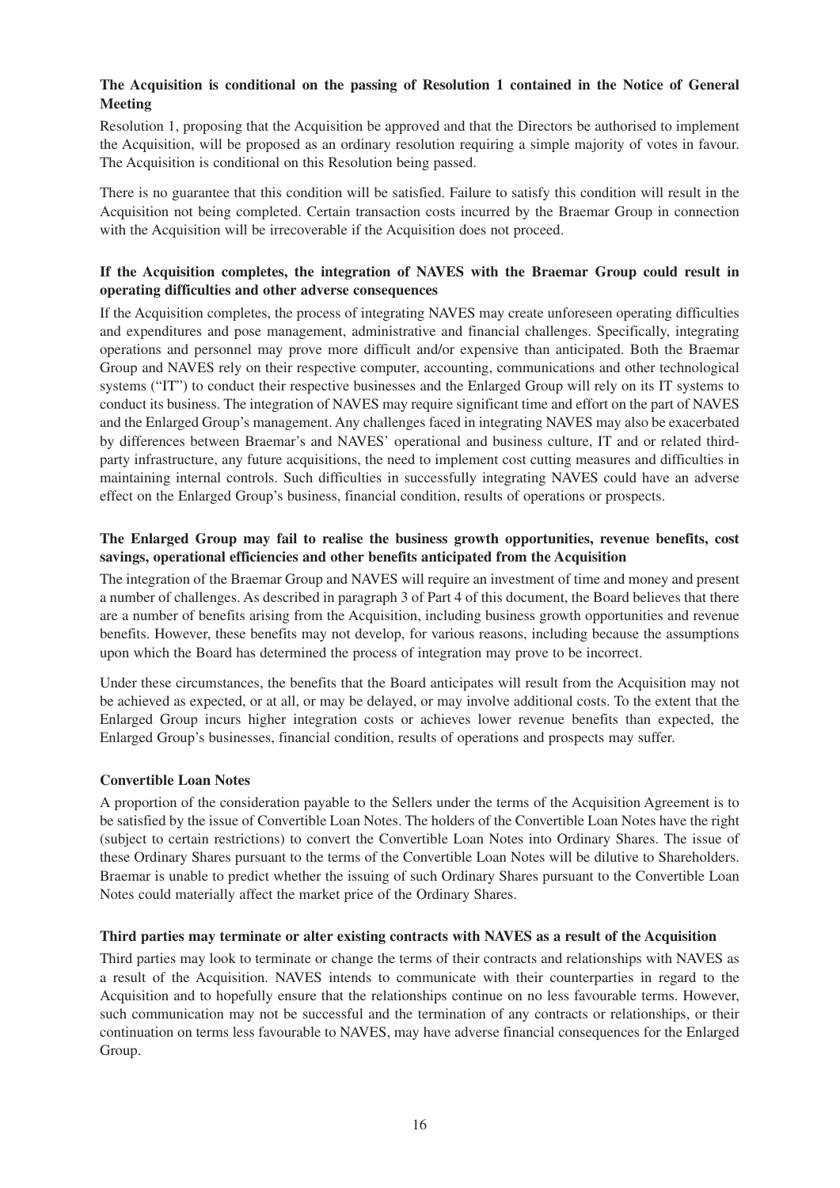**The Acquisition is conditional on the passing of Resolution 1 contained in the Notice of General Meeting**

Resolution 1, proposing that the Acquisition be approved and that the Directors be authorised to implement the Acquisition, will be proposed as an ordinary resolution requiring a simple majority of votes in favour. The Acquisition is conditional on this Resolution being passed.

There is no guarantee that this condition will be satisfied. Failure to satisfy this condition will result in the Acquisition not being completed. Certain transaction costs incurred by the Braemar Group in connection with the Acquisition will be irrecoverable if the Acquisition does not proceed.

**If the Acquisition completes, the integration of NAVES with the Braemar Group could result in operating difficulties and other adverse consequences**

If the Acquisition completes, the process of integrating NAVES may create unforeseen operating difficulties and expenditures and pose management, administrative and financial challenges. Specifically, integrating operations and personnel may prove more difficult and/or expensive than anticipated. Both the Braemar Group and NAVES rely on their respective computer, accounting, communications and other technological systems ("IT") to conduct their respective businesses and the Enlarged Group will rely on its IT systems to conduct its business. The integration of NAVES may require significant time and effort on the part of NAVES and the Enlarged Group's management. Any challenges faced in integrating NAVES may also be exacerbated by differences between Braemar's and NAVES' operational and business culture, IT and or related third-party infrastructure, any future acquisitions, the need to implement cost cutting measures and difficulties in maintaining internal controls. Such difficulties in successfully integrating NAVES could have an adverse effect on the Enlarged Group's business, financial condition, results of operations or prospects.

**The Enlarged Group may fail to realise the business growth opportunities, revenue benefits, cost savings, operational efficiencies and other benefits anticipated from the Acquisition**

The integration of the Braemar Group and NAVES will require an investment of time and money and present a number of challenges. As described in paragraph 3 of Part 4 of this document, the Board believes that there are a number of benefits arising from the Acquisition, including business growth opportunities and revenue benefits. However, these benefits may not develop, for various reasons, including because the assumptions upon which the Board has determined the process of integration may prove to be incorrect.

Under these circumstances, the benefits that the Board anticipates will result from the Acquisition may not be achieved as expected, or at all, or may be delayed, or may involve additional costs. To the extent that the Enlarged Group incurs higher integration costs or achieves lower revenue benefits than expected, the Enlarged Group's businesses, financial condition, results of operations and prospects may suffer.

**Convertible Loan Notes**

A proportion of the consideration payable to the Sellers under the terms of the Acquisition Agreement is to be satisfied by the issue of Convertible Loan Notes. The holders of the Convertible Loan Notes have the right (subject to certain restrictions) to convert the Convertible Loan Notes into Ordinary Shares. The issue of these Ordinary Shares pursuant to the terms of the Convertible Loan Notes will be dilutive to Shareholders. Braemar is unable to predict whether the issuing of such Ordinary Shares pursuant to the Convertible Loan Notes could materially affect the market price of the Ordinary Shares.

**Third parties may terminate or alter existing contracts with NAVES as a result of the Acquisition**

Third parties may look to terminate or change the terms of their contracts and relationships with NAVES as a result of the Acquisition. NAVES intends to communicate with their counterparties in regard to the Acquisition and to hopefully ensure that the relationships continue on no less favourable terms. However, such communication may not be successful and the termination of any contracts or relationships, or their continuation on terms less favourable to NAVES, may have adverse financial consequences for the Enlarged Group.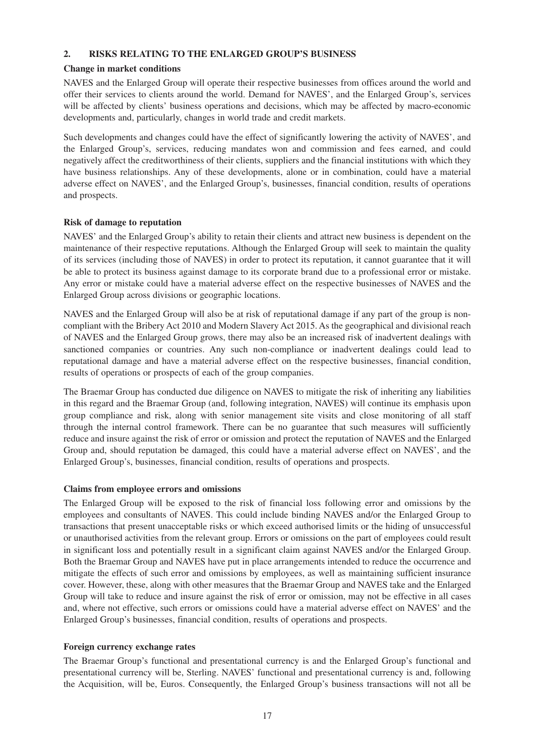## 2. RISKS RELATING TO THE ENLARGED GROUP'S BUSINESS

**Change in market conditions**

NAVES and the Enlarged Group will operate their respective businesses from offices around the world and offer their services to clients around the world. Demand for NAVES', and the Enlarged Group's, services will be affected by clients' business operations and decisions, which may be affected by macro-economic developments and, particularly, changes in world trade and credit markets.

Such developments and changes could have the effect of significantly lowering the activity of NAVES', and the Enlarged Group's, services, reducing mandates won and commission and fees earned, and could negatively affect the creditworthiness of their clients, suppliers and the financial institutions with which they have business relationships. Any of these developments, alone or in combination, could have a material adverse effect on NAVES', and the Enlarged Group's, businesses, financial condition, results of operations and prospects.

**Risk of damage to reputation**

NAVES' and the Enlarged Group's ability to retain their clients and attract new business is dependent on the maintenance of their respective reputations. Although the Enlarged Group will seek to maintain the quality of its services (including those of NAVES) in order to protect its reputation, it cannot guarantee that it will be able to protect its business against damage to its corporate brand due to a professional error or mistake. Any error or mistake could have a material adverse effect on the respective businesses of NAVES and the Enlarged Group across divisions or geographic locations.

NAVES and the Enlarged Group will also be at risk of reputational damage if any part of the group is non-compliant with the Bribery Act 2010 and Modern Slavery Act 2015. As the geographical and divisional reach of NAVES and the Enlarged Group grows, there may also be an increased risk of inadvertent dealings with sanctioned companies or countries. Any such non-compliance or inadvertent dealings could lead to reputational damage and have a material adverse effect on the respective businesses, financial condition, results of operations or prospects of each of the group companies.

The Braemar Group has conducted due diligence on NAVES to mitigate the risk of inheriting any liabilities in this regard and the Braemar Group (and, following integration, NAVES) will continue its emphasis upon group compliance and risk, along with senior management site visits and close monitoring of all staff through the internal control framework. There can be no guarantee that such measures will sufficiently reduce and insure against the risk of error or omission and protect the reputation of NAVES and the Enlarged Group and, should reputation be damaged, this could have a material adverse effect on NAVES', and the Enlarged Group's, businesses, financial condition, results of operations and prospects.

**Claims from employee errors and omissions**

The Enlarged Group will be exposed to the risk of financial loss following error and omissions by the employees and consultants of NAVES. This could include binding NAVES and/or the Enlarged Group to transactions that present unacceptable risks or which exceed authorised limits or the hiding of unsuccessful or unauthorised activities from the relevant group. Errors or omissions on the part of employees could result in significant loss and potentially result in a significant claim against NAVES and/or the Enlarged Group. Both the Braemar Group and NAVES have put in place arrangements intended to reduce the occurrence and mitigate the effects of such error and omissions by employees, as well as maintaining sufficient insurance cover. However, these, along with other measures that the Braemar Group and NAVES take and the Enlarged Group will take to reduce and insure against the risk of error or omission, may not be effective in all cases and, where not effective, such errors or omissions could have a material adverse effect on NAVES' and the Enlarged Group's businesses, financial condition, results of operations and prospects.

**Foreign currency exchange rates**

The Braemar Group's functional and presentational currency is and the Enlarged Group's functional and presentational currency will be, Sterling. NAVES' functional and presentational currency is and, following the Acquisition, will be, Euros. Consequently, the Enlarged Group's business transactions will not all be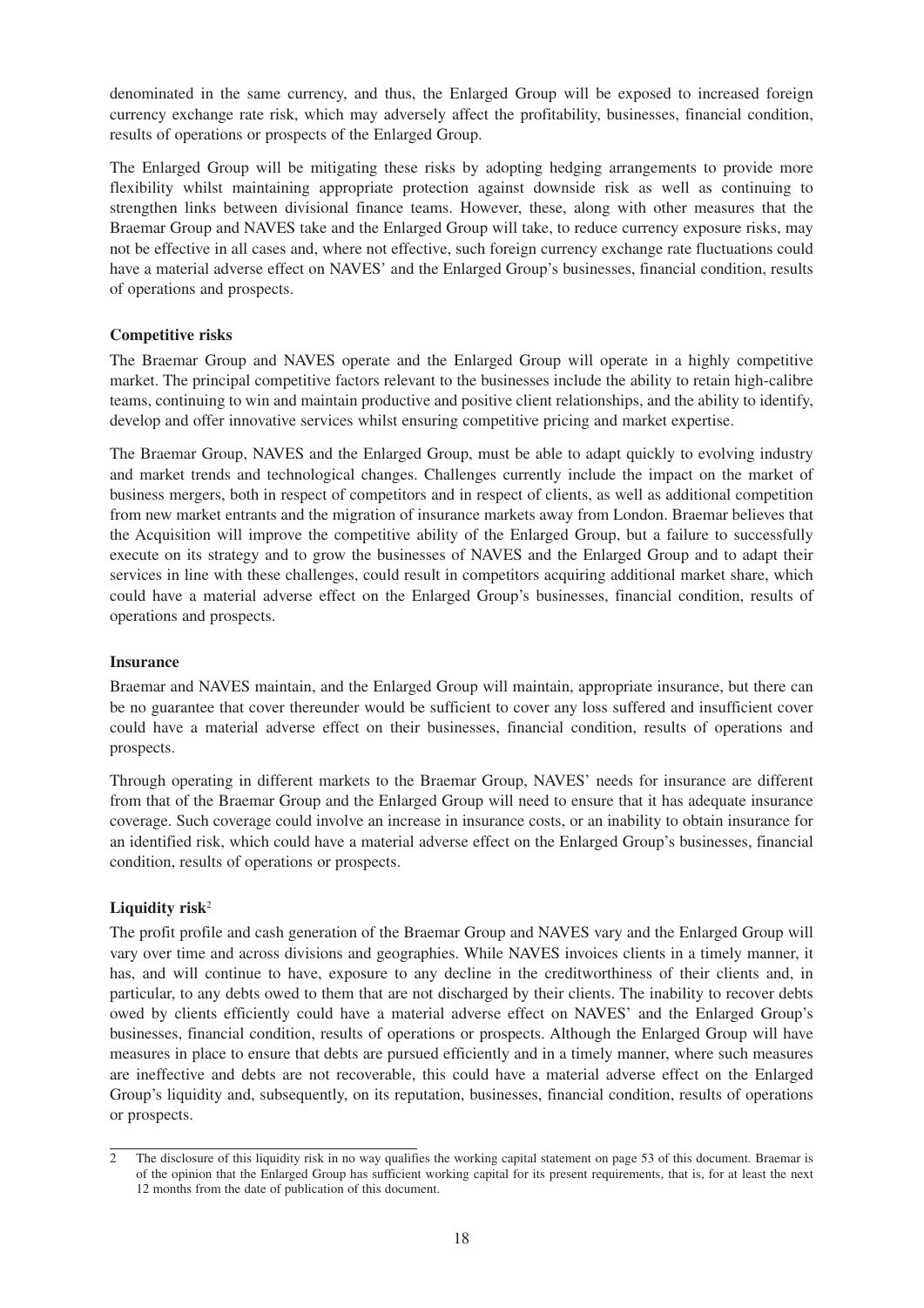denominated in the same currency, and thus, the Enlarged Group will be exposed to increased foreign currency exchange rate risk, which may adversely affect the profitability, businesses, financial condition, results of operations or prospects of the Enlarged Group.

The Enlarged Group will be mitigating these risks by adopting hedging arrangements to provide more flexibility whilst maintaining appropriate protection against downside risk as well as continuing to strengthen links between divisional finance teams. However, these, along with other measures that the Braemar Group and NAVES take and the Enlarged Group will take, to reduce currency exposure risks, may not be effective in all cases and, where not effective, such foreign currency exchange rate fluctuations could have a material adverse effect on NAVES' and the Enlarged Group's businesses, financial condition, results of operations and prospects.

**Competitive risks**

The Braemar Group and NAVES operate and the Enlarged Group will operate in a highly competitive market. The principal competitive factors relevant to the businesses include the ability to retain high-calibre teams, continuing to win and maintain productive and positive client relationships, and the ability to identify, develop and offer innovative services whilst ensuring competitive pricing and market expertise.

The Braemar Group, NAVES and the Enlarged Group, must be able to adapt quickly to evolving industry and market trends and technological changes. Challenges currently include the impact on the market of business mergers, both in respect of competitors and in respect of clients, as well as additional competition from new market entrants and the migration of insurance markets away from London. Braemar believes that the Acquisition will improve the competitive ability of the Enlarged Group, but a failure to successfully execute on its strategy and to grow the businesses of NAVES and the Enlarged Group and to adapt their services in line with these challenges, could result in competitors acquiring additional market share, which could have a material adverse effect on the Enlarged Group's businesses, financial condition, results of operations and prospects.

**Insurance**

Braemar and NAVES maintain, and the Enlarged Group will maintain, appropriate insurance, but there can be no guarantee that cover thereunder would be sufficient to cover any loss suffered and insufficient cover could have a material adverse effect on their businesses, financial condition, results of operations and prospects.

Through operating in different markets to the Braemar Group, NAVES' needs for insurance are different from that of the Braemar Group and the Enlarged Group will need to ensure that it has adequate insurance coverage. Such coverage could involve an increase in insurance costs, or an inability to obtain insurance for an identified risk, which could have a material adverse effect on the Enlarged Group's businesses, financial condition, results of operations or prospects.

**Liquidity risk**[2]

The profit profile and cash generation of the Braemar Group and NAVES vary and the Enlarged Group will vary over time and across divisions and geographies. While NAVES invoices clients in a timely manner, it has, and will continue to have, exposure to any decline in the creditworthiness of their clients and, in particular, to any debts owed to them that are not discharged by their clients. The inability to recover debts owed by clients efficiently could have a material adverse effect on NAVES' and the Enlarged Group's businesses, financial condition, results of operations or prospects. Although the Enlarged Group will have measures in place to ensure that debts are pursued efficiently and in a timely manner, where such measures are ineffective and debts are not recoverable, this could have a material adverse effect on the Enlarged Group's liquidity and, subsequently, on its reputation, businesses, financial condition, results of operations or prospects.

---

2 The disclosure of this liquidity risk in no way qualifies the working capital statement on page 53 of this document. Braemar is of the opinion that the Enlarged Group has sufficient working capital for its present requirements, that is, for at least the next 12 months from the date of publication of this document.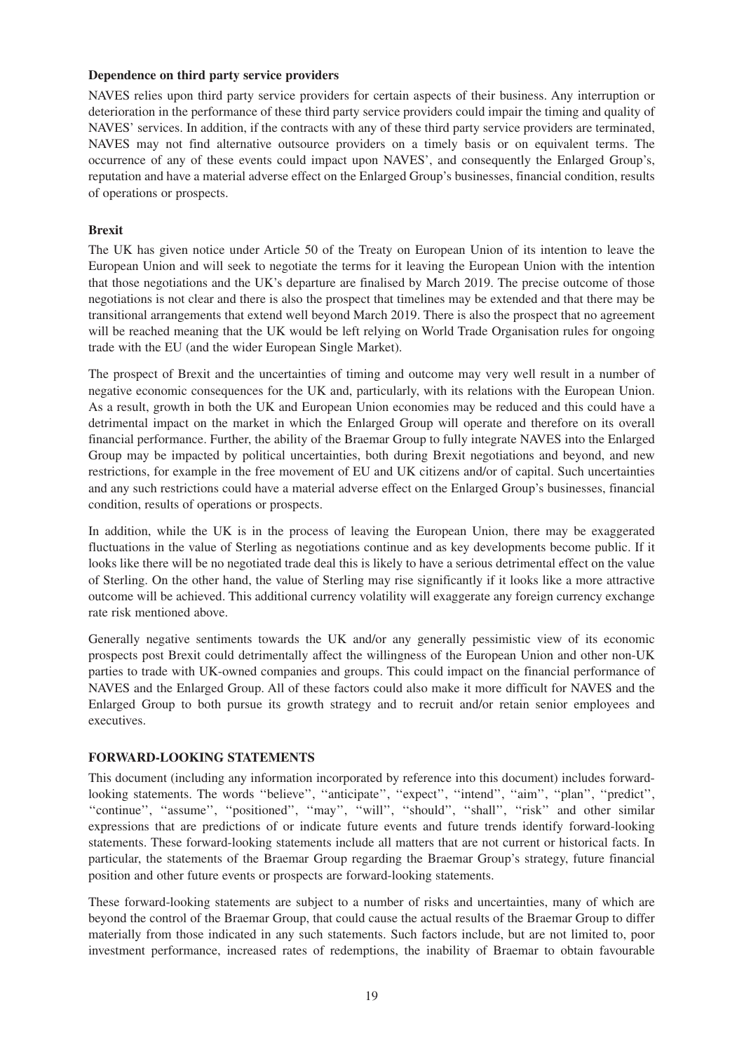**Dependence on third party service providers**

NAVES relies upon third party service providers for certain aspects of their business. Any interruption or deterioration in the performance of these third party service providers could impair the timing and quality of NAVES' services. In addition, if the contracts with any of these third party service providers are terminated, NAVES may not find alternative outsource providers on a timely basis or on equivalent terms. The occurrence of any of these events could impact upon NAVES', and consequently the Enlarged Group's, reputation and have a material adverse effect on the Enlarged Group's businesses, financial condition, results of operations or prospects.

**Brexit**

The UK has given notice under Article 50 of the Treaty on European Union of its intention to leave the European Union and will seek to negotiate the terms for it leaving the European Union with the intention that those negotiations and the UK's departure are finalised by March 2019. The precise outcome of those negotiations is not clear and there is also the prospect that timelines may be extended and that there may be transitional arrangements that extend well beyond March 2019. There is also the prospect that no agreement will be reached meaning that the UK would be left relying on World Trade Organisation rules for ongoing trade with the EU (and the wider European Single Market).

The prospect of Brexit and the uncertainties of timing and outcome may very well result in a number of negative economic consequences for the UK and, particularly, with its relations with the European Union. As a result, growth in both the UK and European Union economies may be reduced and this could have a detrimental impact on the market in which the Enlarged Group will operate and therefore on its overall financial performance. Further, the ability of the Braemar Group to fully integrate NAVES into the Enlarged Group may be impacted by political uncertainties, both during Brexit negotiations and beyond, and new restrictions, for example in the free movement of EU and UK citizens and/or of capital. Such uncertainties and any such restrictions could have a material adverse effect on the Enlarged Group's businesses, financial condition, results of operations or prospects.

In addition, while the UK is in the process of leaving the European Union, there may be exaggerated fluctuations in the value of Sterling as negotiations continue and as key developments become public. If it looks like there will be no negotiated trade deal this is likely to have a serious detrimental effect on the value of Sterling. On the other hand, the value of Sterling may rise significantly if it looks like a more attractive outcome will be achieved. This additional currency volatility will exaggerate any foreign currency exchange rate risk mentioned above.

Generally negative sentiments towards the UK and/or any generally pessimistic view of its economic prospects post Brexit could detrimentally affect the willingness of the European Union and other non-UK parties to trade with UK-owned companies and groups. This could impact on the financial performance of NAVES and the Enlarged Group. All of these factors could also make it more difficult for NAVES and the Enlarged Group to both pursue its growth strategy and to recruit and/or retain senior employees and executives.

## FORWARD-LOOKING STATEMENTS

This document (including any information incorporated by reference into this document) includes forward-looking statements. The words ''believe'', ''anticipate'', ''expect'', ''intend'', ''aim'', ''plan'', ''predict'', ''continue'', ''assume'', ''positioned'', ''may'', ''will'', ''should'', ''shall'', ''risk'' and other similar expressions that are predictions of or indicate future events and future trends identify forward-looking statements. These forward-looking statements include all matters that are not current or historical facts. In particular, the statements of the Braemar Group regarding the Braemar Group's strategy, future financial position and other future events or prospects are forward-looking statements.

These forward-looking statements are subject to a number of risks and uncertainties, many of which are beyond the control of the Braemar Group, that could cause the actual results of the Braemar Group to differ materially from those indicated in any such statements. Such factors include, but are not limited to, poor investment performance, increased rates of redemptions, the inability of Braemar to obtain favourable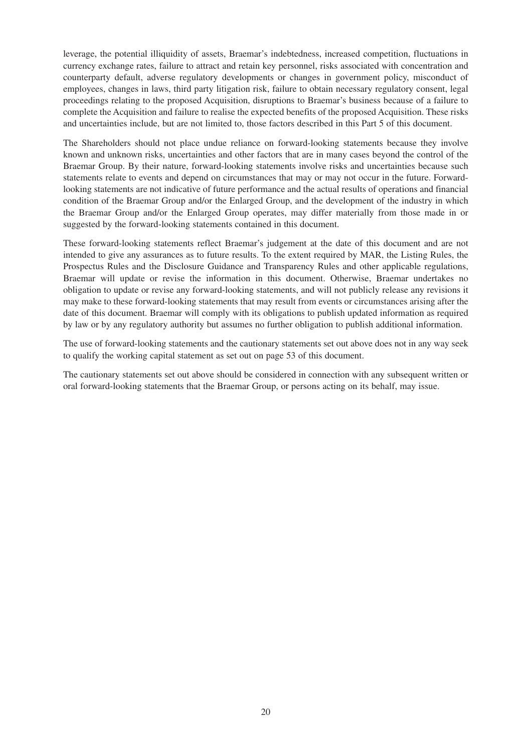leverage, the potential illiquidity of assets, Braemar's indebtedness, increased competition, fluctuations in currency exchange rates, failure to attract and retain key personnel, risks associated with concentration and counterparty default, adverse regulatory developments or changes in government policy, misconduct of employees, changes in laws, third party litigation risk, failure to obtain necessary regulatory consent, legal proceedings relating to the proposed Acquisition, disruptions to Braemar's business because of a failure to complete the Acquisition and failure to realise the expected benefits of the proposed Acquisition. These risks and uncertainties include, but are not limited to, those factors described in this Part 5 of this document.

The Shareholders should not place undue reliance on forward-looking statements because they involve known and unknown risks, uncertainties and other factors that are in many cases beyond the control of the Braemar Group. By their nature, forward-looking statements involve risks and uncertainties because such statements relate to events and depend on circumstances that may or may not occur in the future. Forward-looking statements are not indicative of future performance and the actual results of operations and financial condition of the Braemar Group and/or the Enlarged Group, and the development of the industry in which the Braemar Group and/or the Enlarged Group operates, may differ materially from those made in or suggested by the forward-looking statements contained in this document.

These forward-looking statements reflect Braemar's judgement at the date of this document and are not intended to give any assurances as to future results. To the extent required by MAR, the Listing Rules, the Prospectus Rules and the Disclosure Guidance and Transparency Rules and other applicable regulations, Braemar will update or revise the information in this document. Otherwise, Braemar undertakes no obligation to update or revise any forward-looking statements, and will not publicly release any revisions it may make to these forward-looking statements that may result from events or circumstances arising after the date of this document. Braemar will comply with its obligations to publish updated information as required by law or by any regulatory authority but assumes no further obligation to publish additional information.

The use of forward-looking statements and the cautionary statements set out above does not in any way seek to qualify the working capital statement as set out on page 53 of this document.

The cautionary statements set out above should be considered in connection with any subsequent written or oral forward-looking statements that the Braemar Group, or persons acting on its behalf, may issue.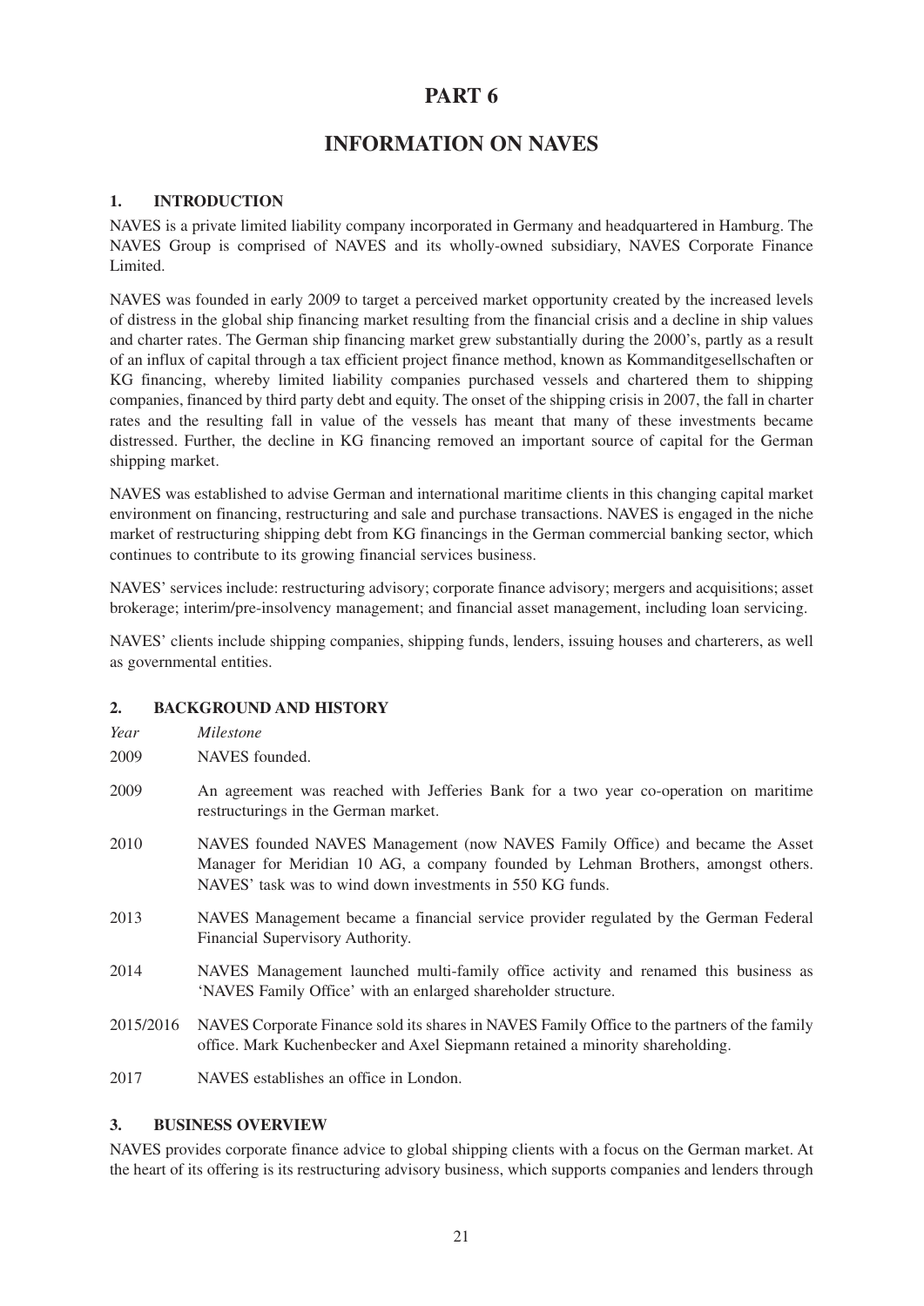# PART 6

# INFORMATION ON NAVES

## 1. INTRODUCTION

NAVES is a private limited liability company incorporated in Germany and headquartered in Hamburg. The NAVES Group is comprised of NAVES and its wholly-owned subsidiary, NAVES Corporate Finance Limited.

NAVES was founded in early 2009 to target a perceived market opportunity created by the increased levels of distress in the global ship financing market resulting from the financial crisis and a decline in ship values and charter rates. The German ship financing market grew substantially during the 2000's, partly as a result of an influx of capital through a tax efficient project finance method, known as Kommanditgesellschaften or KG financing, whereby limited liability companies purchased vessels and chartered them to shipping companies, financed by third party debt and equity. The onset of the shipping crisis in 2007, the fall in charter rates and the resulting fall in value of the vessels has meant that many of these investments became distressed. Further, the decline in KG financing removed an important source of capital for the German shipping market.

NAVES was established to advise German and international maritime clients in this changing capital market environment on financing, restructuring and sale and purchase transactions. NAVES is engaged in the niche market of restructuring shipping debt from KG financings in the German commercial banking sector, which continues to contribute to its growing financial services business.

NAVES' services include: restructuring advisory; corporate finance advisory; mergers and acquisitions; asset brokerage; interim/pre-insolvency management; and financial asset management, including loan servicing.

NAVES' clients include shipping companies, shipping funds, lenders, issuing houses and charterers, as well as governmental entities.

## 2. BACKGROUND AND HISTORY

| *Year* | *Milestone* |
|---|---|
| 2009 | NAVES founded. |
| 2009 | An agreement was reached with Jefferies Bank for a two year co-operation on maritime restructurings in the German market. |
| 2010 | NAVES founded NAVES Management (now NAVES Family Office) and became the Asset Manager for Meridian 10 AG, a company founded by Lehman Brothers, amongst others. NAVES' task was to wind down investments in 550 KG funds. |
| 2013 | NAVES Management became a financial service provider regulated by the German Federal Financial Supervisory Authority. |
| 2014 | NAVES Management launched multi-family office activity and renamed this business as 'NAVES Family Office' with an enlarged shareholder structure. |
| 2015/2016 | NAVES Corporate Finance sold its shares in NAVES Family Office to the partners of the family office. Mark Kuchenbecker and Axel Siepmann retained a minority shareholding. |
| 2017 | NAVES establishes an office in London. |

## 3. BUSINESS OVERVIEW

NAVES provides corporate finance advice to global shipping clients with a focus on the German market. At the heart of its offering is its restructuring advisory business, which supports companies and lenders through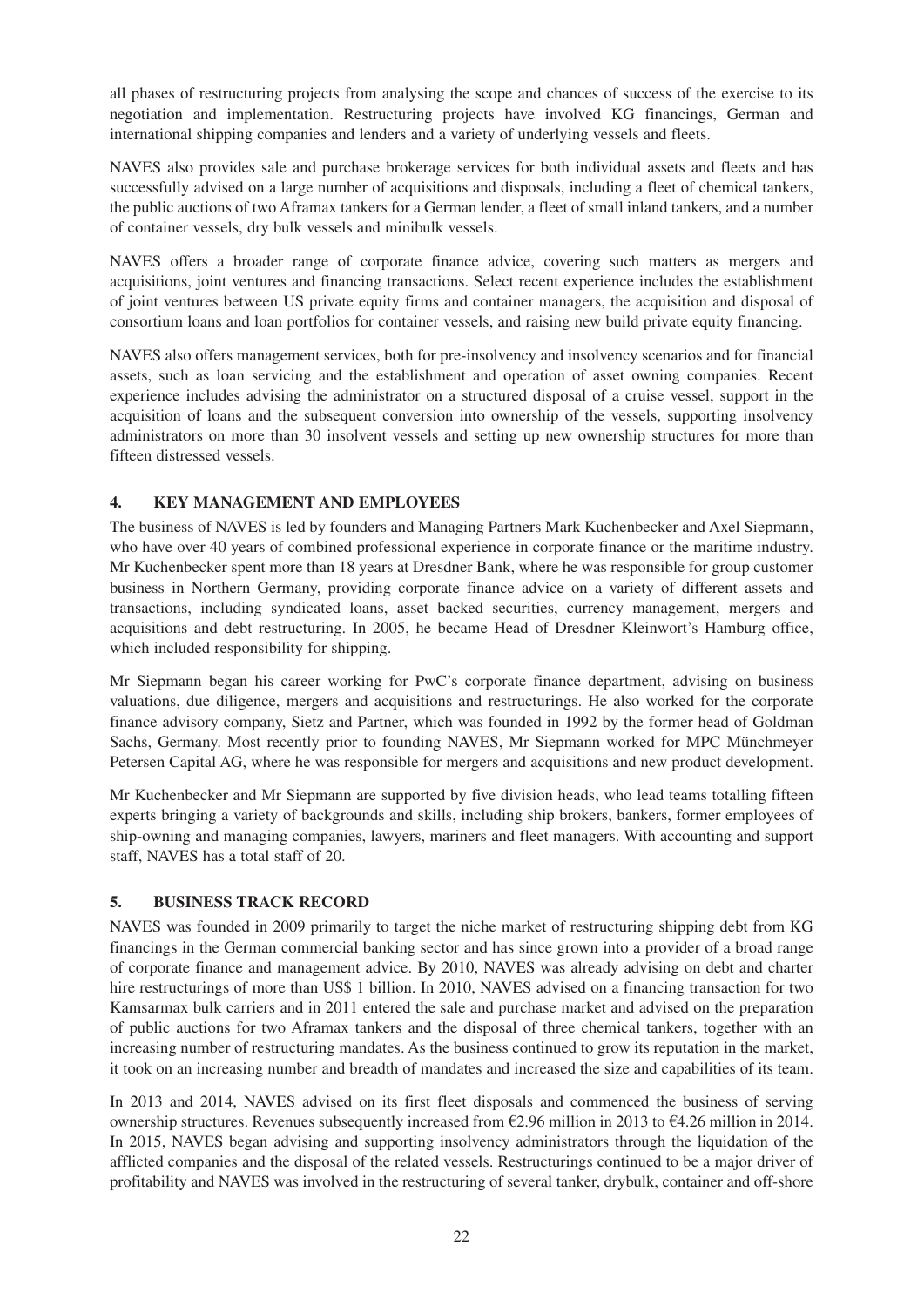all phases of restructuring projects from analysing the scope and chances of success of the exercise to its negotiation and implementation. Restructuring projects have involved KG financings, German and international shipping companies and lenders and a variety of underlying vessels and fleets.

NAVES also provides sale and purchase brokerage services for both individual assets and fleets and has successfully advised on a large number of acquisitions and disposals, including a fleet of chemical tankers, the public auctions of two Aframax tankers for a German lender, a fleet of small inland tankers, and a number of container vessels, dry bulk vessels and minibulk vessels.

NAVES offers a broader range of corporate finance advice, covering such matters as mergers and acquisitions, joint ventures and financing transactions. Select recent experience includes the establishment of joint ventures between US private equity firms and container managers, the acquisition and disposal of consortium loans and loan portfolios for container vessels, and raising new build private equity financing.

NAVES also offers management services, both for pre-insolvency and insolvency scenarios and for financial assets, such as loan servicing and the establishment and operation of asset owning companies. Recent experience includes advising the administrator on a structured disposal of a cruise vessel, support in the acquisition of loans and the subsequent conversion into ownership of the vessels, supporting insolvency administrators on more than 30 insolvent vessels and setting up new ownership structures for more than fifteen distressed vessels.

## 4. KEY MANAGEMENT AND EMPLOYEES

The business of NAVES is led by founders and Managing Partners Mark Kuchenbecker and Axel Siepmann, who have over 40 years of combined professional experience in corporate finance or the maritime industry. Mr Kuchenbecker spent more than 18 years at Dresdner Bank, where he was responsible for group customer business in Northern Germany, providing corporate finance advice on a variety of different assets and transactions, including syndicated loans, asset backed securities, currency management, mergers and acquisitions and debt restructuring. In 2005, he became Head of Dresdner Kleinwort's Hamburg office, which included responsibility for shipping.

Mr Siepmann began his career working for PwC's corporate finance department, advising on business valuations, due diligence, mergers and acquisitions and restructurings. He also worked for the corporate finance advisory company, Sietz and Partner, which was founded in 1992 by the former head of Goldman Sachs, Germany. Most recently prior to founding NAVES, Mr Siepmann worked for MPC Münchmeyer Petersen Capital AG, where he was responsible for mergers and acquisitions and new product development.

Mr Kuchenbecker and Mr Siepmann are supported by five division heads, who lead teams totalling fifteen experts bringing a variety of backgrounds and skills, including ship brokers, bankers, former employees of ship-owning and managing companies, lawyers, mariners and fleet managers. With accounting and support staff, NAVES has a total staff of 20.

## 5. BUSINESS TRACK RECORD

NAVES was founded in 2009 primarily to target the niche market of restructuring shipping debt from KG financings in the German commercial banking sector and has since grown into a provider of a broad range of corporate finance and management advice. By 2010, NAVES was already advising on debt and charter hire restructurings of more than US$ 1 billion. In 2010, NAVES advised on a financing transaction for two Kamsarmax bulk carriers and in 2011 entered the sale and purchase market and advised on the preparation of public auctions for two Aframax tankers and the disposal of three chemical tankers, together with an increasing number of restructuring mandates. As the business continued to grow its reputation in the market, it took on an increasing number and breadth of mandates and increased the size and capabilities of its team.

In 2013 and 2014, NAVES advised on its first fleet disposals and commenced the business of serving ownership structures. Revenues subsequently increased from €2.96 million in 2013 to €4.26 million in 2014. In 2015, NAVES began advising and supporting insolvency administrators through the liquidation of the afflicted companies and the disposal of the related vessels. Restructurings continued to be a major driver of profitability and NAVES was involved in the restructuring of several tanker, drybulk, container and off-shore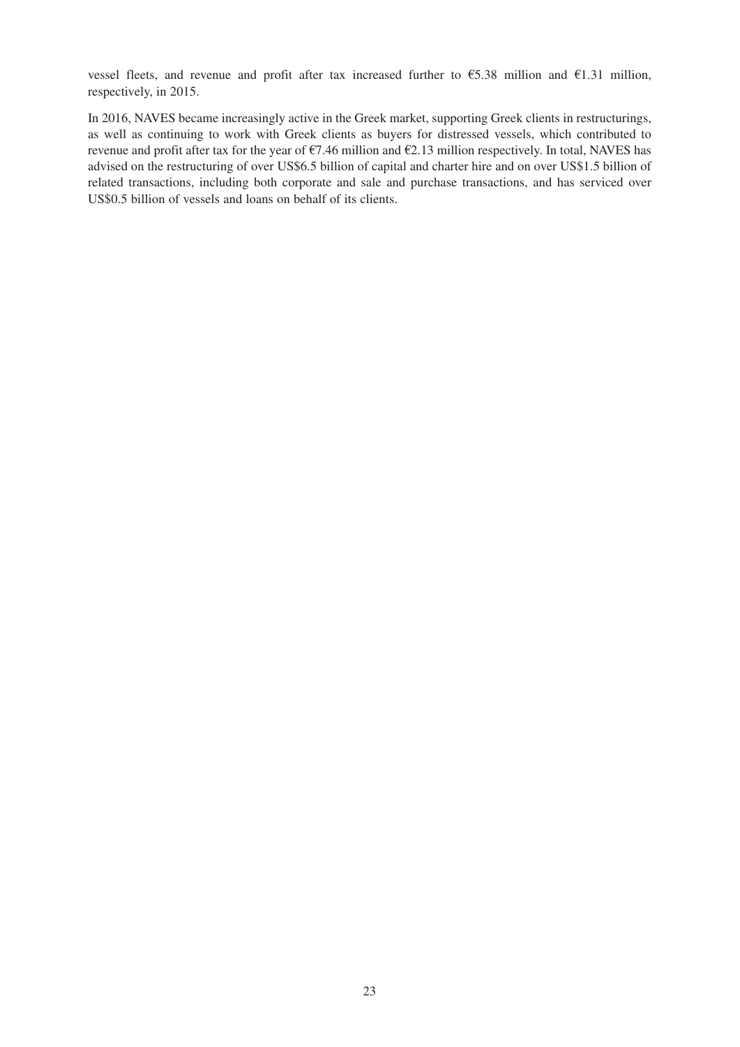vessel fleets, and revenue and profit after tax increased further to €5.38 million and €1.31 million, respectively, in 2015.

In 2016, NAVES became increasingly active in the Greek market, supporting Greek clients in restructurings, as well as continuing to work with Greek clients as buyers for distressed vessels, which contributed to revenue and profit after tax for the year of €7.46 million and €2.13 million respectively. In total, NAVES has advised on the restructuring of over US$6.5 billion of capital and charter hire and on over US$1.5 billion of related transactions, including both corporate and sale and purchase transactions, and has serviced over US$0.5 billion of vessels and loans on behalf of its clients.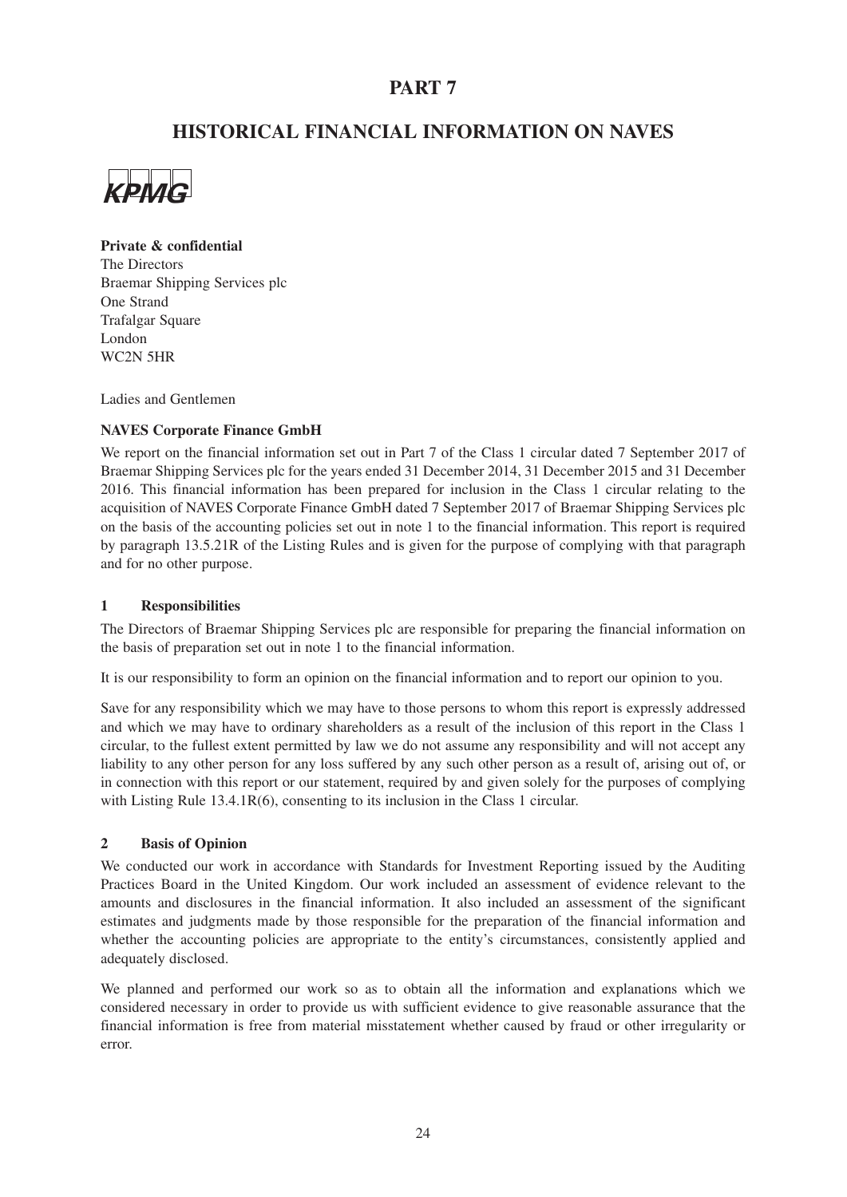# PART 7

## HISTORICAL FINANCIAL INFORMATION ON NAVES

KPMG

**Private & confidential**
The Directors
Braemar Shipping Services plc
One Strand
Trafalgar Square
London
WC2N 5HR

Ladies and Gentlemen

**NAVES Corporate Finance GmbH**

We report on the financial information set out in Part 7 of the Class 1 circular dated 7 September 2017 of Braemar Shipping Services plc for the years ended 31 December 2014, 31 December 2015 and 31 December 2016. This financial information has been prepared for inclusion in the Class 1 circular relating to the acquisition of NAVES Corporate Finance GmbH dated 7 September 2017 of Braemar Shipping Services plc on the basis of the accounting policies set out in note 1 to the financial information. This report is required by paragraph 13.5.21R of the Listing Rules and is given for the purpose of complying with that paragraph and for no other purpose.

### 1 Responsibilities

The Directors of Braemar Shipping Services plc are responsible for preparing the financial information on the basis of preparation set out in note 1 to the financial information.

It is our responsibility to form an opinion on the financial information and to report our opinion to you.

Save for any responsibility which we may have to those persons to whom this report is expressly addressed and which we may have to ordinary shareholders as a result of the inclusion of this report in the Class 1 circular, to the fullest extent permitted by law we do not assume any responsibility and will not accept any liability to any other person for any loss suffered by any such other person as a result of, arising out of, or in connection with this report or our statement, required by and given solely for the purposes of complying with Listing Rule 13.4.1R(6), consenting to its inclusion in the Class 1 circular.

### 2 Basis of Opinion

We conducted our work in accordance with Standards for Investment Reporting issued by the Auditing Practices Board in the United Kingdom. Our work included an assessment of evidence relevant to the amounts and disclosures in the financial information. It also included an assessment of the significant estimates and judgments made by those responsible for the preparation of the financial information and whether the accounting policies are appropriate to the entity's circumstances, consistently applied and adequately disclosed.

We planned and performed our work so as to obtain all the information and explanations which we considered necessary in order to provide us with sufficient evidence to give reasonable assurance that the financial information is free from material misstatement whether caused by fraud or other irregularity or error.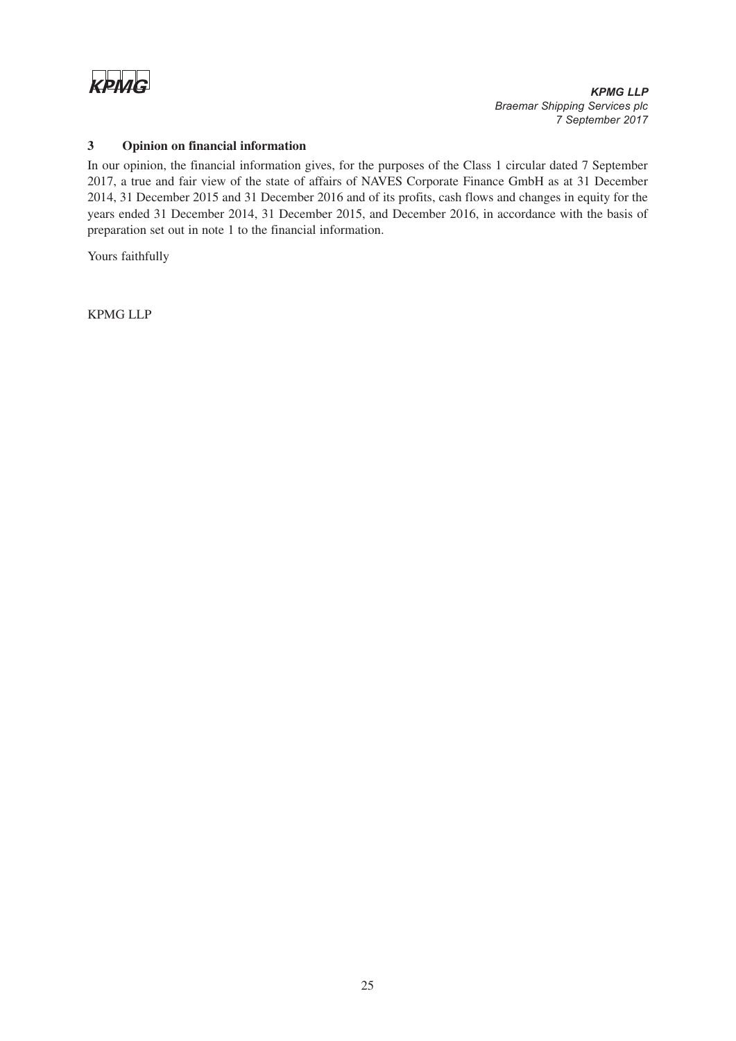### 3 Opinion on financial information

In our opinion, the financial information gives, for the purposes of the Class 1 circular dated 7 September 2017, a true and fair view of the state of affairs of NAVES Corporate Finance GmbH as at 31 December 2014, 31 December 2015 and 31 December 2016 and of its profits, cash flows and changes in equity for the years ended 31 December 2014, 31 December 2015, and December 2016, in accordance with the basis of preparation set out in note 1 to the financial information.

Yours faithfully

KPMG LLP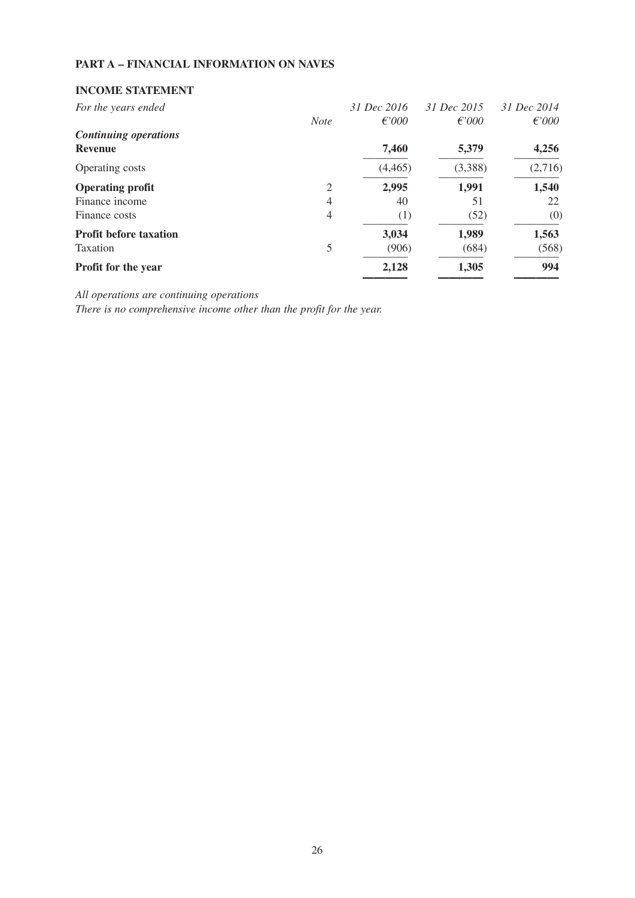**PART A – FINANCIAL INFORMATION ON NAVES**

**INCOME STATEMENT**

| *For the years ended* | *Note* | *31 Dec 2016* *€'000* | *31 Dec 2015* *€'000* | *31 Dec 2014* *€'000* |
|---|---|---|---|---|
| ***Continuing operations*** | | | | |
| **Revenue** | | **7,460** | **5,379** | **4,256** |
| Operating costs | | (4,465) | (3,388) | (2,716) |
| **Operating profit** | 2 | **2,995** | **1,991** | **1,540** |
| Finance income | 4 | 40 | 51 | 22 |
| Finance costs | 4 | (1) | (52) | (0) |
| **Profit before taxation** | | **3,034** | **1,989** | **1,563** |
| Taxation | 5 | (906) | (684) | (568) |
| **Profit for the year** | | **2,128** | **1,305** | **994** |

*All operations are continuing operations*

*There is no comprehensive income other than the profit for the year.*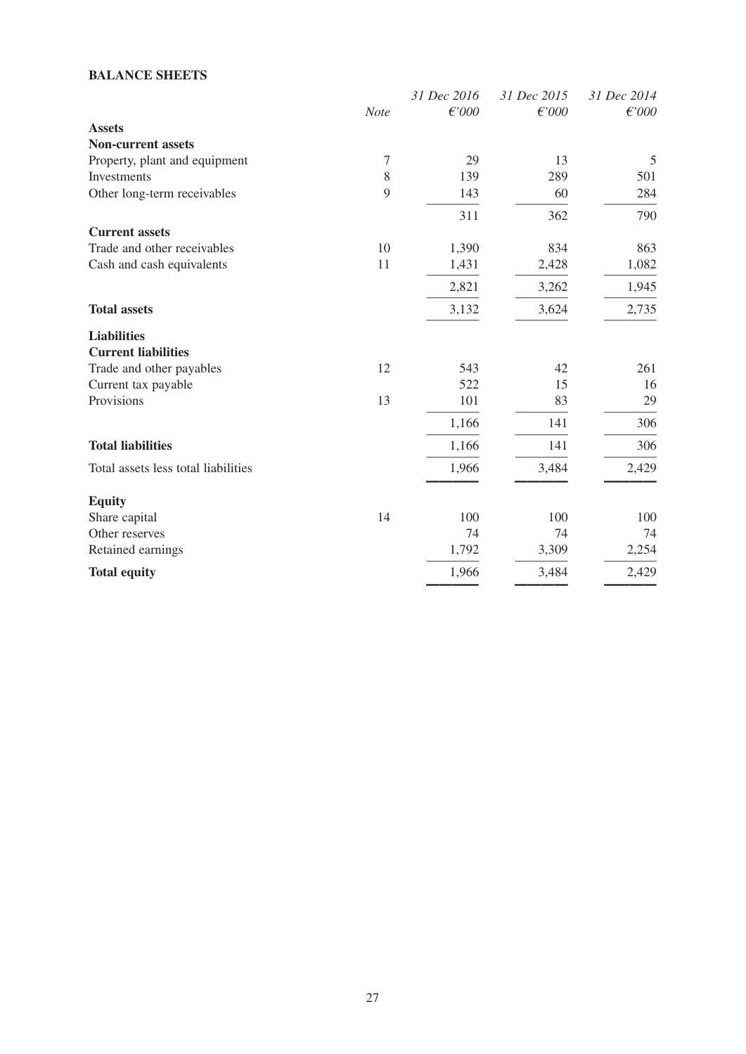**BALANCE SHEETS**

| | *Note* | *31 Dec 2016* *€'000* | *31 Dec 2015* *€'000* | *31 Dec 2014* *€'000* |
|---|---|---|---|---|
| **Assets** | | | | |
| **Non-current assets** | | | | |
| Property, plant and equipment | 7 | 29 | 13 | 5 |
| Investments | 8 | 139 | 289 | 501 |
| Other long-term receivables | 9 | 143 | 60 | 284 |
| | | 311 | 362 | 790 |
| **Current assets** | | | | |
| Trade and other receivables | 10 | 1,390 | 834 | 863 |
| Cash and cash equivalents | 11 | 1,431 | 2,428 | 1,082 |
| | | 2,821 | 3,262 | 1,945 |
| **Total assets** | | 3,132 | 3,624 | 2,735 |
| **Liabilities** | | | | |
| **Current liabilities** | | | | |
| Trade and other payables | 12 | 543 | 42 | 261 |
| Current tax payable | | 522 | 15 | 16 |
| Provisions | 13 | 101 | 83 | 29 |
| | | 1,166 | 141 | 306 |
| **Total liabilities** | | 1,166 | 141 | 306 |
| Total assets less total liabilities | | 1,966 | 3,484 | 2,429 |
| **Equity** | | | | |
| Share capital | 14 | 100 | 100 | 100 |
| Other reserves | | 74 | 74 | 74 |
| Retained earnings | | 1,792 | 3,309 | 2,254 |
| **Total equity** | | 1,966 | 3,484 | 2,429 |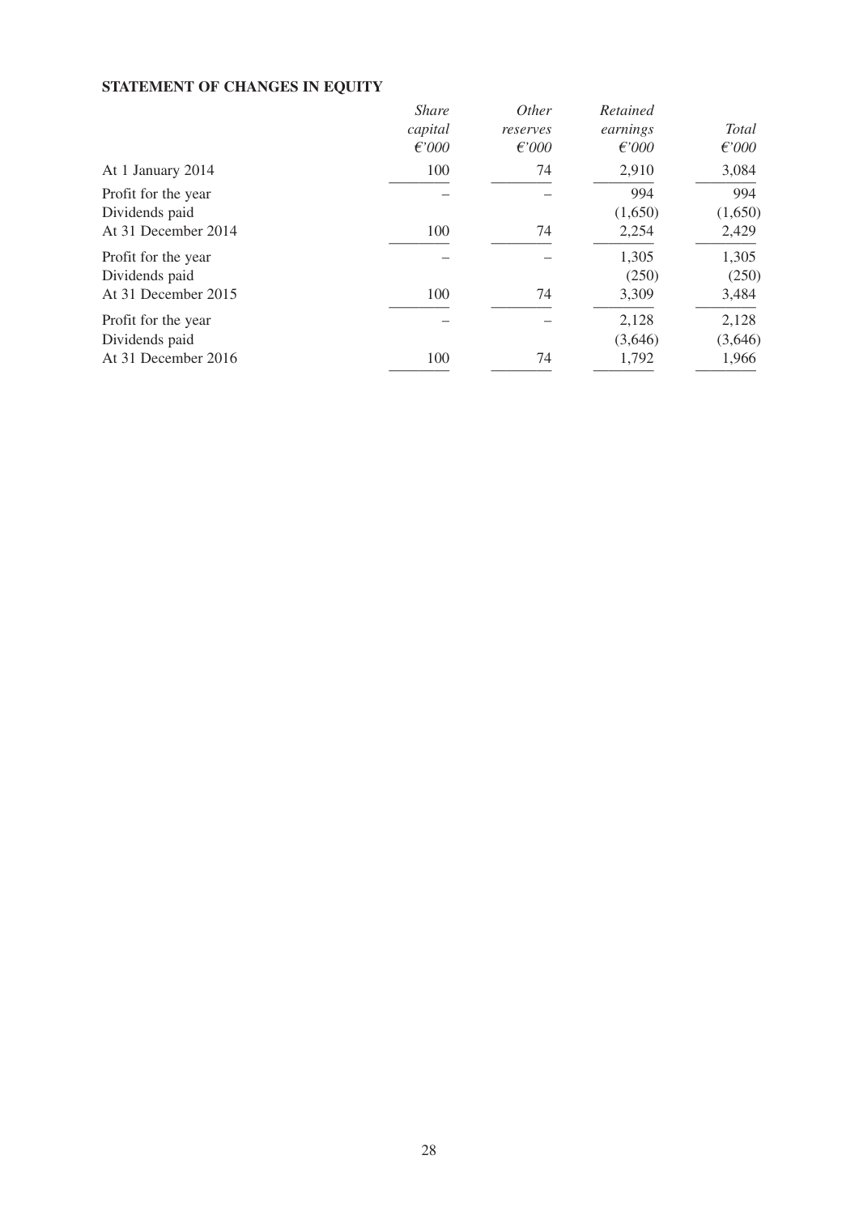**STATEMENT OF CHANGES IN EQUITY**

| | *Share capital €'000* | *Other reserves €'000* | *Retained earnings €'000* | *Total €'000* |
|---|---|---|---|---|
| At 1 January 2014 | 100 | 74 | 2,910 | 3,084 |
| Profit for the year | – | – | 994 | 994 |
| Dividends paid | | | (1,650) | (1,650) |
| At 31 December 2014 | 100 | 74 | 2,254 | 2,429 |
| Profit for the year | – | – | 1,305 | 1,305 |
| Dividends paid | | | (250) | (250) |
| At 31 December 2015 | 100 | 74 | 3,309 | 3,484 |
| Profit for the year | – | – | 2,128 | 2,128 |
| Dividends paid | | | (3,646) | (3,646) |
| At 31 December 2016 | 100 | 74 | 1,792 | 1,966 |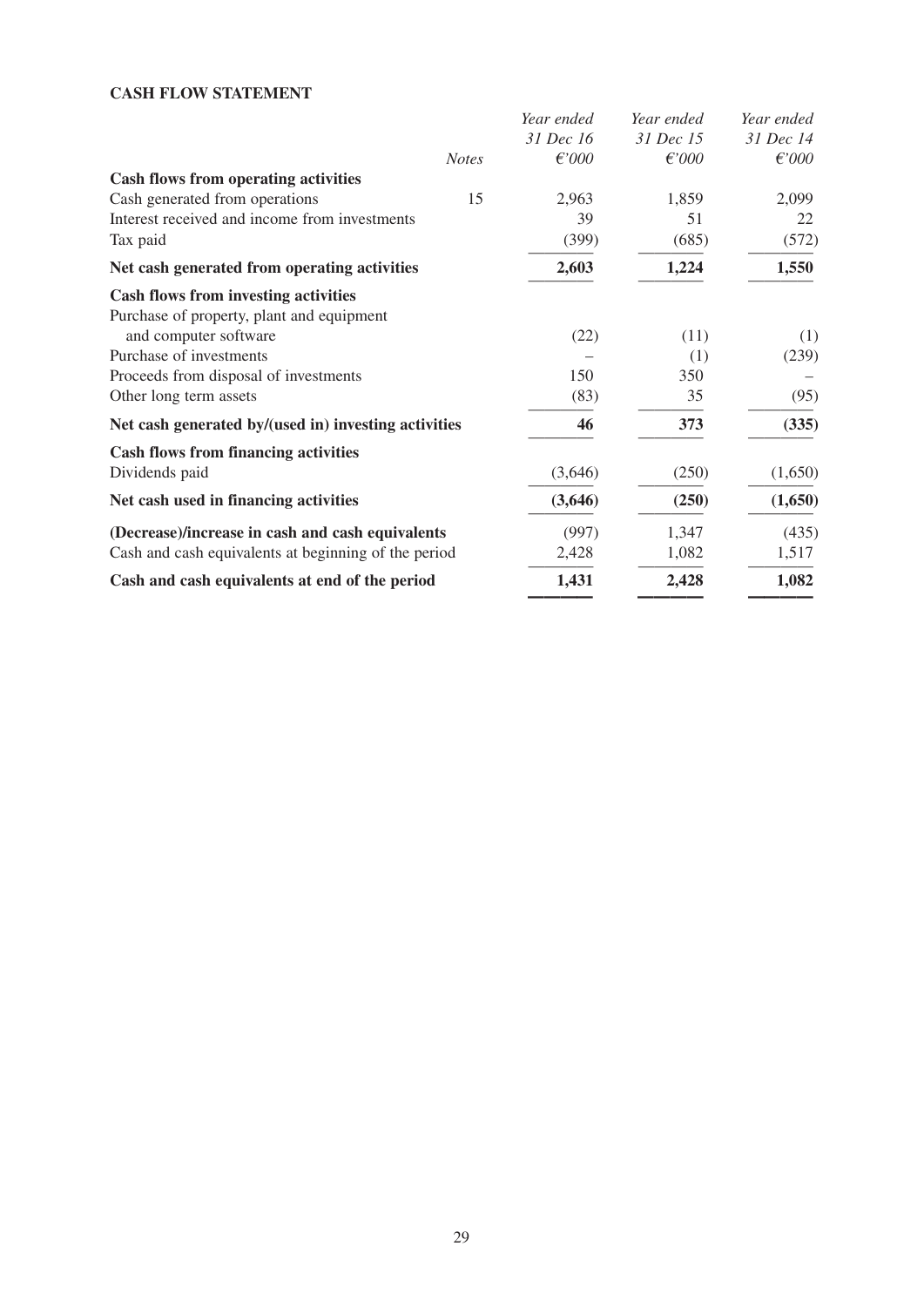**CASH FLOW STATEMENT**

| | *Notes* | *Year ended 31 Dec 16 €'000* | *Year ended 31 Dec 15 €'000* | *Year ended 31 Dec 14 €'000* |
|---|---|---|---|---|
| **Cash flows from operating activities** | | | | |
| Cash generated from operations | 15 | 2,963 | 1,859 | 2,099 |
| Interest received and income from investments | | 39 | 51 | 22 |
| Tax paid | | (399) | (685) | (572) |
| **Net cash generated from operating activities** | | **2,603** | **1,224** | **1,550** |
| **Cash flows from investing activities** | | | | |
| Purchase of property, plant and equipment and computer software | | (22) | (11) | (1) |
| Purchase of investments | | – | (1) | (239) |
| Proceeds from disposal of investments | | 150 | 350 | – |
| Other long term assets | | (83) | 35 | (95) |
| **Net cash generated by/(used in) investing activities** | | **46** | **373** | **(335)** |
| **Cash flows from financing activities** | | | | |
| Dividends paid | | (3,646) | (250) | (1,650) |
| **Net cash used in financing activities** | | **(3,646)** | **(250)** | **(1,650)** |
| **(Decrease)/increase in cash and cash equivalents** | | (997) | 1,347 | (435) |
| Cash and cash equivalents at beginning of the period | | 2,428 | 1,082 | 1,517 |
| **Cash and cash equivalents at end of the period** | | **1,431** | **2,428** | **1,082** |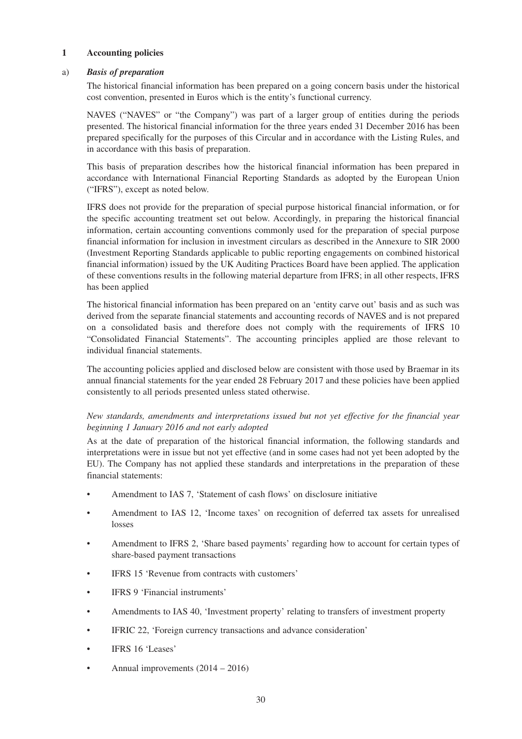## 1 Accounting policies

### a) *Basis of preparation*

The historical financial information has been prepared on a going concern basis under the historical cost convention, presented in Euros which is the entity's functional currency.

NAVES ("NAVES" or "the Company") was part of a larger group of entities during the periods presented. The historical financial information for the three years ended 31 December 2016 has been prepared specifically for the purposes of this Circular and in accordance with the Listing Rules, and in accordance with this basis of preparation.

This basis of preparation describes how the historical financial information has been prepared in accordance with International Financial Reporting Standards as adopted by the European Union ("IFRS"), except as noted below.

IFRS does not provide for the preparation of special purpose historical financial information, or for the specific accounting treatment set out below. Accordingly, in preparing the historical financial information, certain accounting conventions commonly used for the preparation of special purpose financial information for inclusion in investment circulars as described in the Annexure to SIR 2000 (Investment Reporting Standards applicable to public reporting engagements on combined historical financial information) issued by the UK Auditing Practices Board have been applied. The application of these conventions results in the following material departure from IFRS; in all other respects, IFRS has been applied

The historical financial information has been prepared on an 'entity carve out' basis and as such was derived from the separate financial statements and accounting records of NAVES and is not prepared on a consolidated basis and therefore does not comply with the requirements of IFRS 10 "Consolidated Financial Statements". The accounting principles applied are those relevant to individual financial statements.

The accounting policies applied and disclosed below are consistent with those used by Braemar in its annual financial statements for the year ended 28 February 2017 and these policies have been applied consistently to all periods presented unless stated otherwise.

*New standards, amendments and interpretations issued but not yet effective for the financial year beginning 1 January 2016 and not early adopted*

As at the date of preparation of the historical financial information, the following standards and interpretations were in issue but not yet effective (and in some cases had not yet been adopted by the EU). The Company has not applied these standards and interpretations in the preparation of these financial statements:

- Amendment to IAS 7, 'Statement of cash flows' on disclosure initiative
- Amendment to IAS 12, 'Income taxes' on recognition of deferred tax assets for unrealised losses
- Amendment to IFRS 2, 'Share based payments' regarding how to account for certain types of share-based payment transactions
- IFRS 15 'Revenue from contracts with customers'
- IFRS 9 'Financial instruments'
- Amendments to IAS 40, 'Investment property' relating to transfers of investment property
- IFRIC 22, 'Foreign currency transactions and advance consideration'
- IFRS 16 'Leases'
- Annual improvements (2014 – 2016)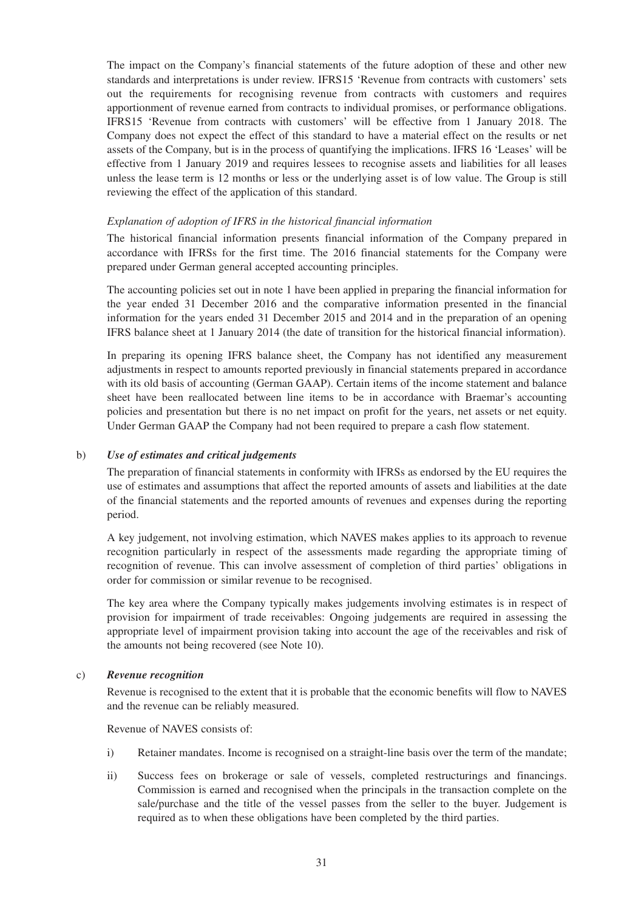The impact on the Company's financial statements of the future adoption of these and other new standards and interpretations is under review. IFRS15 'Revenue from contracts with customers' sets out the requirements for recognising revenue from contracts with customers and requires apportionment of revenue earned from contracts to individual promises, or performance obligations. IFRS15 'Revenue from contracts with customers' will be effective from 1 January 2018. The Company does not expect the effect of this standard to have a material effect on the results or net assets of the Company, but is in the process of quantifying the implications. IFRS 16 'Leases' will be effective from 1 January 2019 and requires lessees to recognise assets and liabilities for all leases unless the lease term is 12 months or less or the underlying asset is of low value. The Group is still reviewing the effect of the application of this standard.

*Explanation of adoption of IFRS in the historical financial information*

The historical financial information presents financial information of the Company prepared in accordance with IFRSs for the first time. The 2016 financial statements for the Company were prepared under German general accepted accounting principles.

The accounting policies set out in note 1 have been applied in preparing the financial information for the year ended 31 December 2016 and the comparative information presented in the financial information for the years ended 31 December 2015 and 2014 and in the preparation of an opening IFRS balance sheet at 1 January 2014 (the date of transition for the historical financial information).

In preparing its opening IFRS balance sheet, the Company has not identified any measurement adjustments in respect to amounts reported previously in financial statements prepared in accordance with its old basis of accounting (German GAAP). Certain items of the income statement and balance sheet have been reallocated between line items to be in accordance with Braemar's accounting policies and presentation but there is no net impact on profit for the years, net assets or net equity. Under German GAAP the Company had not been required to prepare a cash flow statement.

b) ***Use of estimates and critical judgements***

The preparation of financial statements in conformity with IFRSs as endorsed by the EU requires the use of estimates and assumptions that affect the reported amounts of assets and liabilities at the date of the financial statements and the reported amounts of revenues and expenses during the reporting period.

A key judgement, not involving estimation, which NAVES makes applies to its approach to revenue recognition particularly in respect of the assessments made regarding the appropriate timing of recognition of revenue. This can involve assessment of completion of third parties' obligations in order for commission or similar revenue to be recognised.

The key area where the Company typically makes judgements involving estimates is in respect of provision for impairment of trade receivables: Ongoing judgements are required in assessing the appropriate level of impairment provision taking into account the age of the receivables and risk of the amounts not being recovered (see Note 10).

c) ***Revenue recognition***

Revenue is recognised to the extent that it is probable that the economic benefits will flow to NAVES and the revenue can be reliably measured.

Revenue of NAVES consists of:

i) Retainer mandates. Income is recognised on a straight-line basis over the term of the mandate;

ii) Success fees on brokerage or sale of vessels, completed restructurings and financings. Commission is earned and recognised when the principals in the transaction complete on the sale/purchase and the title of the vessel passes from the seller to the buyer. Judgement is required as to when these obligations have been completed by the third parties.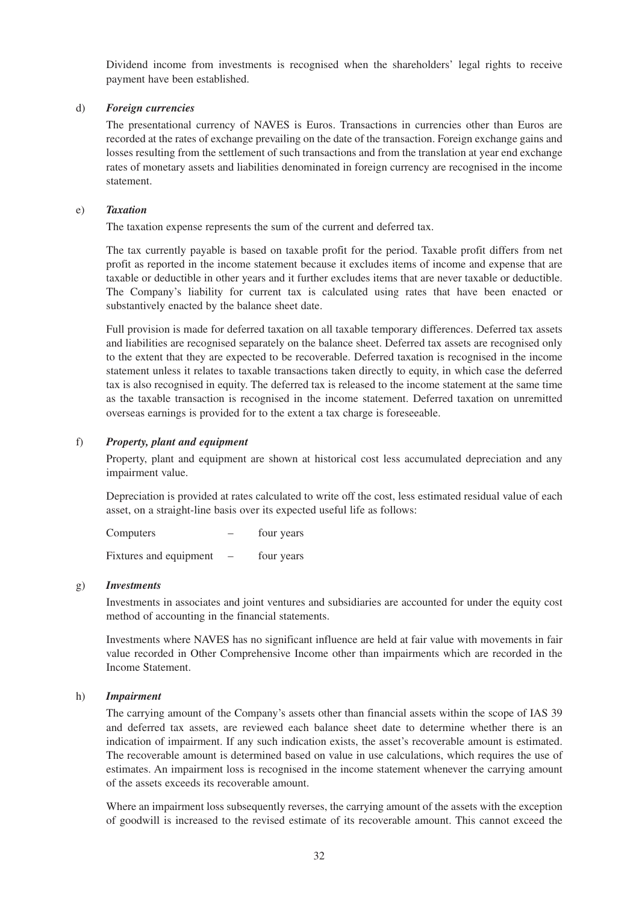Dividend income from investments is recognised when the shareholders' legal rights to receive payment have been established.

d) ***Foreign currencies***

The presentational currency of NAVES is Euros. Transactions in currencies other than Euros are recorded at the rates of exchange prevailing on the date of the transaction. Foreign exchange gains and losses resulting from the settlement of such transactions and from the translation at year end exchange rates of monetary assets and liabilities denominated in foreign currency are recognised in the income statement.

e) ***Taxation***

The taxation expense represents the sum of the current and deferred tax.

The tax currently payable is based on taxable profit for the period. Taxable profit differs from net profit as reported in the income statement because it excludes items of income and expense that are taxable or deductible in other years and it further excludes items that are never taxable or deductible. The Company's liability for current tax is calculated using rates that have been enacted or substantively enacted by the balance sheet date.

Full provision is made for deferred taxation on all taxable temporary differences. Deferred tax assets and liabilities are recognised separately on the balance sheet. Deferred tax assets are recognised only to the extent that they are expected to be recoverable. Deferred taxation is recognised in the income statement unless it relates to taxable transactions taken directly to equity, in which case the deferred tax is also recognised in equity. The deferred tax is released to the income statement at the same time as the taxable transaction is recognised in the income statement. Deferred taxation on unremitted overseas earnings is provided for to the extent a tax charge is foreseeable.

f) ***Property, plant and equipment***

Property, plant and equipment are shown at historical cost less accumulated depreciation and any impairment value.

Depreciation is provided at rates calculated to write off the cost, less estimated residual value of each asset, on a straight-line basis over its expected useful life as follows:

Computers – four years

Fixtures and equipment – four years

g) ***Investments***

Investments in associates and joint ventures and subsidiaries are accounted for under the equity cost method of accounting in the financial statements.

Investments where NAVES has no significant influence are held at fair value with movements in fair value recorded in Other Comprehensive Income other than impairments which are recorded in the Income Statement.

h) ***Impairment***

The carrying amount of the Company's assets other than financial assets within the scope of IAS 39 and deferred tax assets, are reviewed each balance sheet date to determine whether there is an indication of impairment. If any such indication exists, the asset's recoverable amount is estimated. The recoverable amount is determined based on value in use calculations, which requires the use of estimates. An impairment loss is recognised in the income statement whenever the carrying amount of the assets exceeds its recoverable amount.

Where an impairment loss subsequently reverses, the carrying amount of the assets with the exception of goodwill is increased to the revised estimate of its recoverable amount. This cannot exceed the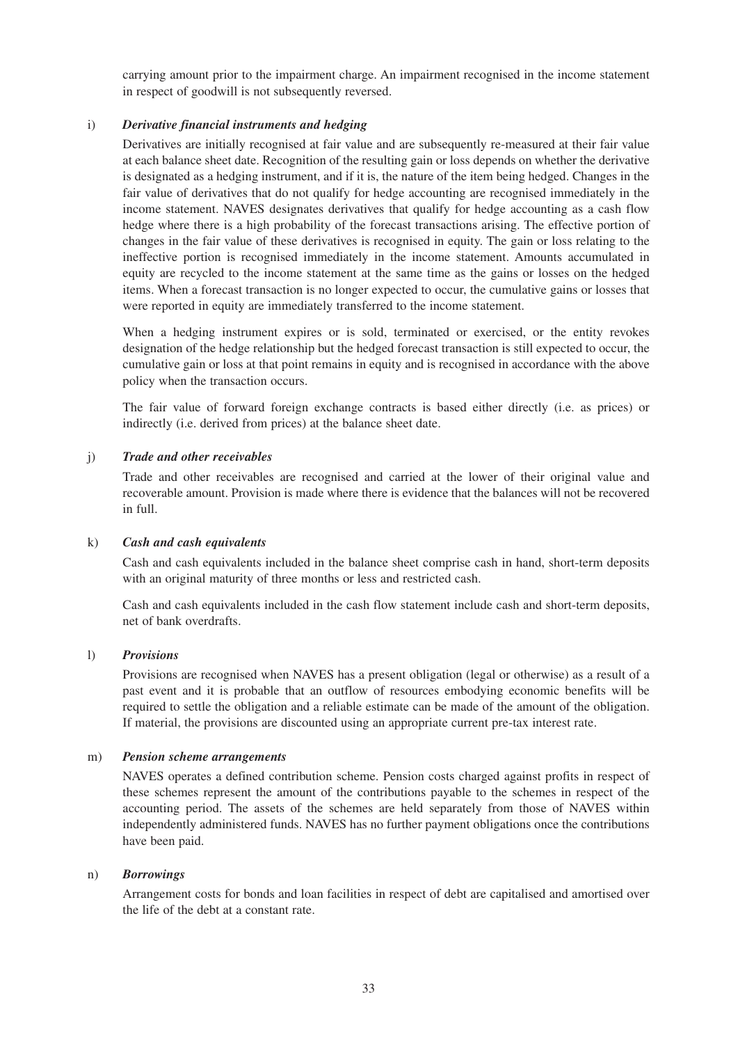carrying amount prior to the impairment charge. An impairment recognised in the income statement in respect of goodwill is not subsequently reversed.

i) ***Derivative financial instruments and hedging***

Derivatives are initially recognised at fair value and are subsequently re-measured at their fair value at each balance sheet date. Recognition of the resulting gain or loss depends on whether the derivative is designated as a hedging instrument, and if it is, the nature of the item being hedged. Changes in the fair value of derivatives that do not qualify for hedge accounting are recognised immediately in the income statement. NAVES designates derivatives that qualify for hedge accounting as a cash flow hedge where there is a high probability of the forecast transactions arising. The effective portion of changes in the fair value of these derivatives is recognised in equity. The gain or loss relating to the ineffective portion is recognised immediately in the income statement. Amounts accumulated in equity are recycled to the income statement at the same time as the gains or losses on the hedged items. When a forecast transaction is no longer expected to occur, the cumulative gains or losses that were reported in equity are immediately transferred to the income statement.

When a hedging instrument expires or is sold, terminated or exercised, or the entity revokes designation of the hedge relationship but the hedged forecast transaction is still expected to occur, the cumulative gain or loss at that point remains in equity and is recognised in accordance with the above policy when the transaction occurs.

The fair value of forward foreign exchange contracts is based either directly (i.e. as prices) or indirectly (i.e. derived from prices) at the balance sheet date.

j) ***Trade and other receivables***

Trade and other receivables are recognised and carried at the lower of their original value and recoverable amount. Provision is made where there is evidence that the balances will not be recovered in full.

k) ***Cash and cash equivalents***

Cash and cash equivalents included in the balance sheet comprise cash in hand, short-term deposits with an original maturity of three months or less and restricted cash.

Cash and cash equivalents included in the cash flow statement include cash and short-term deposits, net of bank overdrafts.

l) ***Provisions***

Provisions are recognised when NAVES has a present obligation (legal or otherwise) as a result of a past event and it is probable that an outflow of resources embodying economic benefits will be required to settle the obligation and a reliable estimate can be made of the amount of the obligation. If material, the provisions are discounted using an appropriate current pre-tax interest rate.

m) ***Pension scheme arrangements***

NAVES operates a defined contribution scheme. Pension costs charged against profits in respect of these schemes represent the amount of the contributions payable to the schemes in respect of the accounting period. The assets of the schemes are held separately from those of NAVES within independently administered funds. NAVES has no further payment obligations once the contributions have been paid.

n) ***Borrowings***

Arrangement costs for bonds and loan facilities in respect of debt are capitalised and amortised over the life of the debt at a constant rate.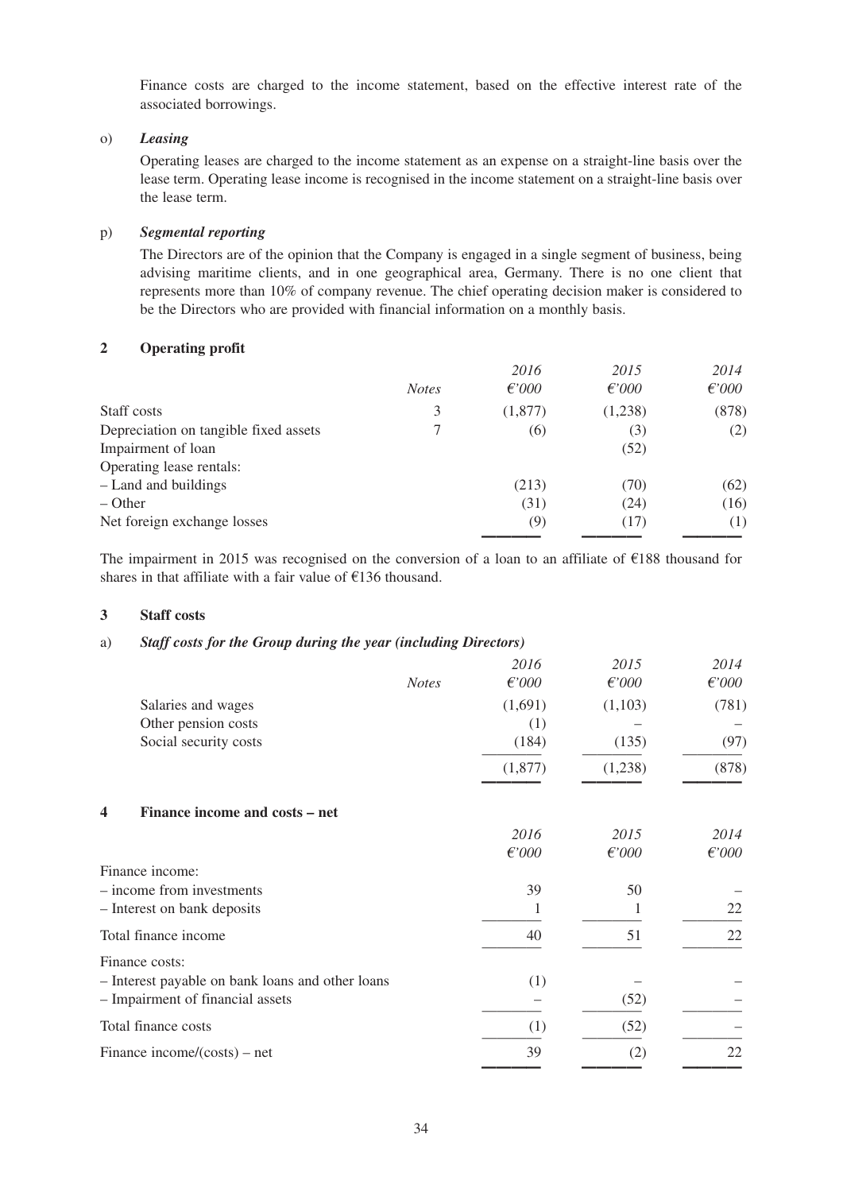Finance costs are charged to the income statement, based on the effective interest rate of the associated borrowings.

o) ***Leasing***

Operating leases are charged to the income statement as an expense on a straight-line basis over the lease term. Operating lease income is recognised in the income statement on a straight-line basis over the lease term.

p) ***Segmental reporting***

The Directors are of the opinion that the Company is engaged in a single segment of business, being advising maritime clients, and in one geographical area, Germany. There is no one client that represents more than 10% of company revenue. The chief operating decision maker is considered to be the Directors who are provided with financial information on a monthly basis.

## 2 Operating profit

| | *Notes* | *2016* *€'000* | *2015* *€'000* | *2014* *€'000* |
|---|---|---|---|---|
| Staff costs | 3 | (1,877) | (1,238) | (878) |
| Depreciation on tangible fixed assets | 7 | (6) | (3) | (2) |
| Impairment of loan | | | (52) | |
| Operating lease rentals: | | | | |
| – Land and buildings | | (213) | (70) | (62) |
| – Other | | (31) | (24) | (16) |
| Net foreign exchange losses | | (9) | (17) | (1) |

The impairment in 2015 was recognised on the conversion of a loan to an affiliate of €188 thousand for shares in that affiliate with a fair value of €136 thousand.

## 3 Staff costs

a) ***Staff costs for the Group during the year (including Directors)***

| | *Notes* | *2016* *€'000* | *2015* *€'000* | *2014* *€'000* |
|---|---|---|---|---|
| Salaries and wages | | (1,691) | (1,103) | (781) |
| Other pension costs | | (1) | – | – |
| Social security costs | | (184) | (135) | (97) |
| | | (1,877) | (1,238) | (878) |

## 4 Finance income and costs – net

| | *2016* *€'000* | *2015* *€'000* | *2014* *€'000* |
|---|---|---|---|
| Finance income: | | | |
| – income from investments | 39 | 50 | – |
| – Interest on bank deposits | 1 | 1 | 22 |
| Total finance income | 40 | 51 | 22 |
| Finance costs: | | | |
| – Interest payable on bank loans and other loans | (1) | – | – |
| – Impairment of financial assets | – | (52) | – |
| Total finance costs | (1) | (52) | – |
| Finance income/(costs) – net | 39 | (2) | 22 |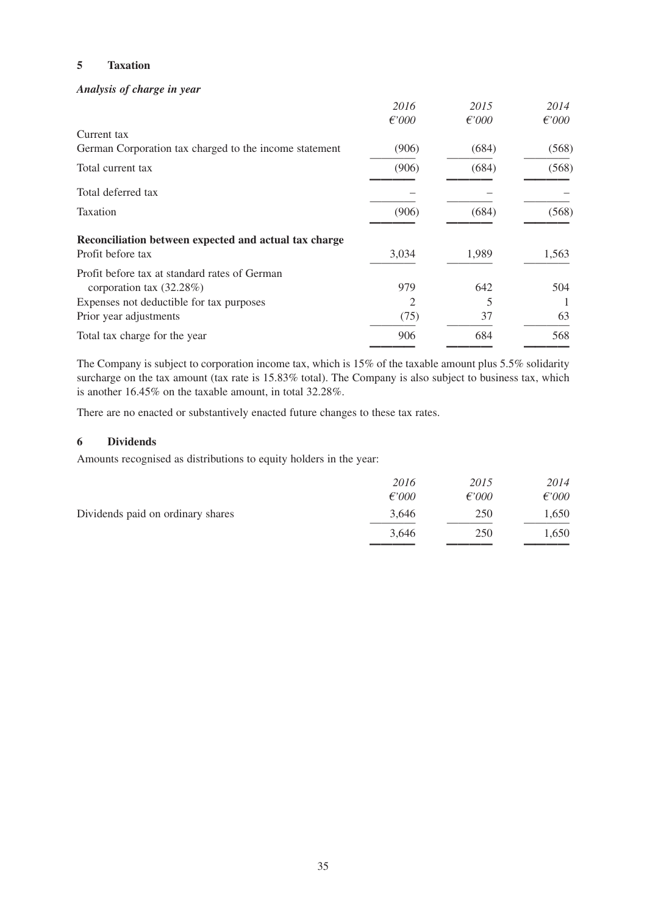## 5 Taxation

***Analysis of charge in year***

| | *2016* | *2015* | *2014* |
|---|---|---|---|
| | *€'000* | *€'000* | *€'000* |
| Current tax | | | |
| German Corporation tax charged to the income statement | (906) | (684) | (568) |
| Total current tax | (906) | (684) | (568) |
| Total deferred tax | – | – | – |
| Taxation | (906) | (684) | (568) |
| **Reconciliation between expected and actual tax charge** | | | |
| Profit before tax | 3,034 | 1,989 | 1,563 |
| Profit before tax at standard rates of German corporation tax (32.28%) | 979 | 642 | 504 |
| Expenses not deductible for tax purposes | 2 | 5 | 1 |
| Prior year adjustments | (75) | 37 | 63 |
| Total tax charge for the year | 906 | 684 | 568 |

The Company is subject to corporation income tax, which is 15% of the taxable amount plus 5.5% solidarity surcharge on the tax amount (tax rate is 15.83% total). The Company is also subject to business tax, which is another 16.45% on the taxable amount, in total 32.28%.

There are no enacted or substantively enacted future changes to these tax rates.

## 6 Dividends

Amounts recognised as distributions to equity holders in the year:

| | *2016* | *2015* | *2014* |
|---|---|---|---|
| | *€'000* | *€'000* | *€'000* |
| Dividends paid on ordinary shares | 3,646 | 250 | 1,650 |
| | 3,646 | 250 | 1,650 |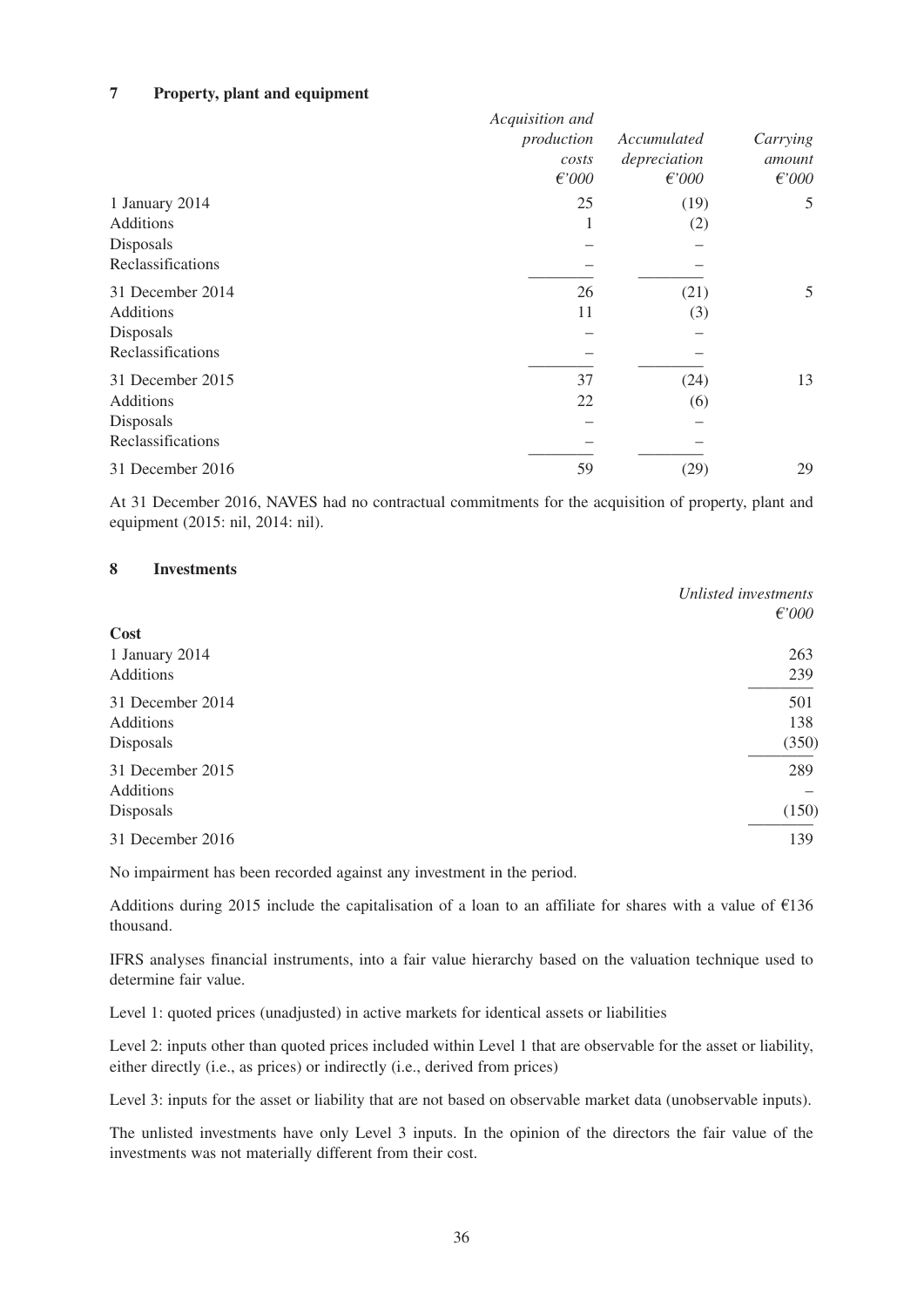### 7 Property, plant and equipment

| | *Acquisition and production costs €'000* | *Accumulated depreciation €'000* | *Carrying amount €'000* |
|---|---|---|---|
| 1 January 2014 | 25 | (19) | 5 |
| Additions | 1 | (2) | |
| Disposals | – | – | |
| Reclassifications | – | – | |
| 31 December 2014 | 26 | (21) | 5 |
| Additions | 11 | (3) | |
| Disposals | – | – | |
| Reclassifications | – | – | |
| 31 December 2015 | 37 | (24) | 13 |
| Additions | 22 | (6) | |
| Disposals | – | – | |
| Reclassifications | – | – | |
| 31 December 2016 | 59 | (29) | 29 |

At 31 December 2016, NAVES had no contractual commitments for the acquisition of property, plant and equipment (2015: nil, 2014: nil).

### 8 Investments

| | *Unlisted investments €'000* |
|---|---|
| **Cost** | |
| 1 January 2014 | 263 |
| Additions | 239 |
| 31 December 2014 | 501 |
| Additions | 138 |
| Disposals | (350) |
| 31 December 2015 | 289 |
| Additions | – |
| Disposals | (150) |
| 31 December 2016 | 139 |

No impairment has been recorded against any investment in the period.

Additions during 2015 include the capitalisation of a loan to an affiliate for shares with a value of €136 thousand.

IFRS analyses financial instruments, into a fair value hierarchy based on the valuation technique used to determine fair value.

Level 1: quoted prices (unadjusted) in active markets for identical assets or liabilities

Level 2: inputs other than quoted prices included within Level 1 that are observable for the asset or liability, either directly (i.e., as prices) or indirectly (i.e., derived from prices)

Level 3: inputs for the asset or liability that are not based on observable market data (unobservable inputs).

The unlisted investments have only Level 3 inputs. In the opinion of the directors the fair value of the investments was not materially different from their cost.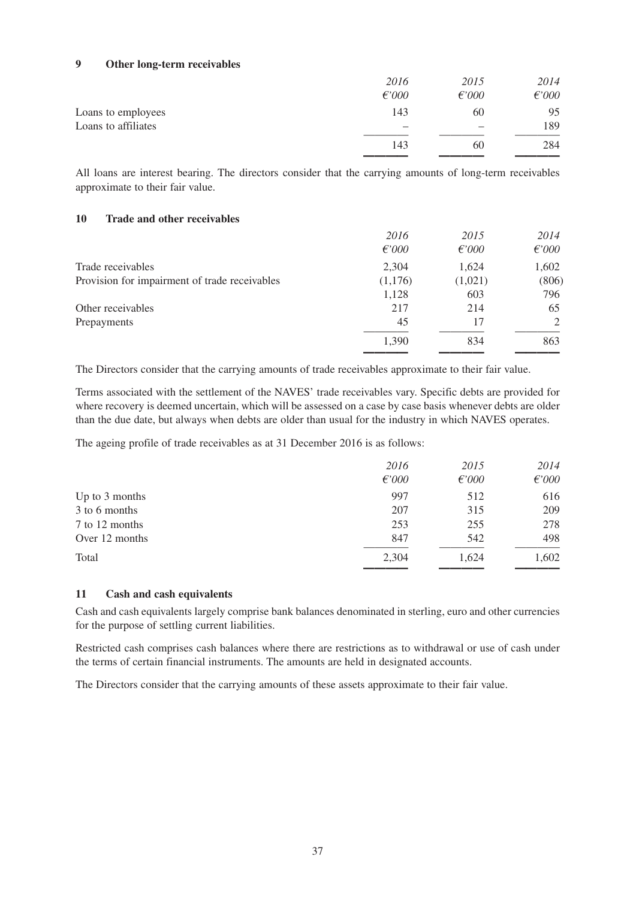## 9 Other long-term receivables

| | *2016* | *2015* | *2014* |
|---|---|---|---|
| | *€'000* | *€'000* | *€'000* |
| Loans to employees | 143 | 60 | 95 |
| Loans to affiliates | – | – | 189 |
| | 143 | 60 | 284 |

All loans are interest bearing. The directors consider that the carrying amounts of long-term receivables approximate to their fair value.

## 10 Trade and other receivables

| | *2016* | *2015* | *2014* |
|---|---|---|---|
| | *€'000* | *€'000* | *€'000* |
| Trade receivables | 2,304 | 1,624 | 1,602 |
| Provision for impairment of trade receivables | (1,176) | (1,021) | (806) |
| | 1,128 | 603 | 796 |
| Other receivables | 217 | 214 | 65 |
| Prepayments | 45 | 17 | 2 |
| | 1,390 | 834 | 863 |

The Directors consider that the carrying amounts of trade receivables approximate to their fair value.

Terms associated with the settlement of the NAVES' trade receivables vary. Specific debts are provided for where recovery is deemed uncertain, which will be assessed on a case by case basis whenever debts are older than the due date, but always when debts are older than usual for the industry in which NAVES operates.

The ageing profile of trade receivables as at 31 December 2016 is as follows:

| | *2016* | *2015* | *2014* |
|---|---|---|---|
| | *€'000* | *€'000* | *€'000* |
| Up to 3 months | 997 | 512 | 616 |
| 3 to 6 months | 207 | 315 | 209 |
| 7 to 12 months | 253 | 255 | 278 |
| Over 12 months | 847 | 542 | 498 |
| Total | 2,304 | 1,624 | 1,602 |

## 11 Cash and cash equivalents

Cash and cash equivalents largely comprise bank balances denominated in sterling, euro and other currencies for the purpose of settling current liabilities.

Restricted cash comprises cash balances where there are restrictions as to withdrawal or use of cash under the terms of certain financial instruments. The amounts are held in designated accounts.

The Directors consider that the carrying amounts of these assets approximate to their fair value.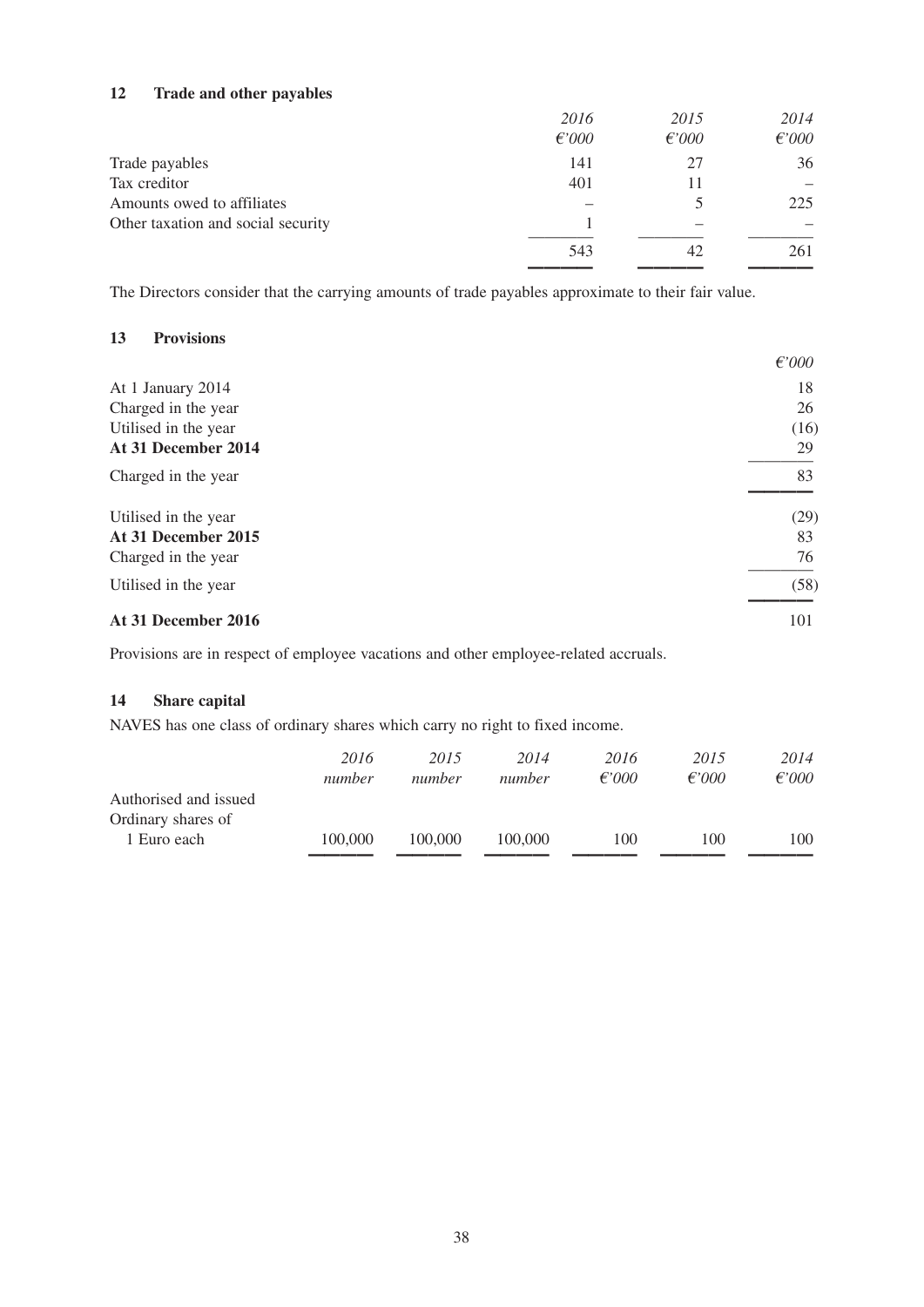## 12 Trade and other payables

| | *2016* | *2015* | *2014* |
|---|---|---|---|
| | *€'000* | *€'000* | *€'000* |
| Trade payables | 141 | 27 | 36 |
| Tax creditor | 401 | 11 | – |
| Amounts owed to affiliates | – | 5 | 225 |
| Other taxation and social security | 1 | – | – |
| | 543 | 42 | 261 |

The Directors consider that the carrying amounts of trade payables approximate to their fair value.

## 13 Provisions

| | *€'000* |
|---|---|
| At 1 January 2014 | 18 |
| Charged in the year | 26 |
| Utilised in the year | (16) |
| **At 31 December 2014** | 29 |
| Charged in the year | 83 |
| Utilised in the year | (29) |
| **At 31 December 2015** | 83 |
| Charged in the year | 76 |
| Utilised in the year | (58) |
| **At 31 December 2016** | 101 |

Provisions are in respect of employee vacations and other employee-related accruals.

## 14 Share capital

NAVES has one class of ordinary shares which carry no right to fixed income.

| | *2016* | *2015* | *2014* | *2016* | *2015* | *2014* |
|---|---|---|---|---|---|---|
| | *number* | *number* | *number* | *€'000* | *€'000* | *€'000* |
| Authorised and issued Ordinary shares of 1 Euro each | 100,000 | 100,000 | 100,000 | 100 | 100 | 100 |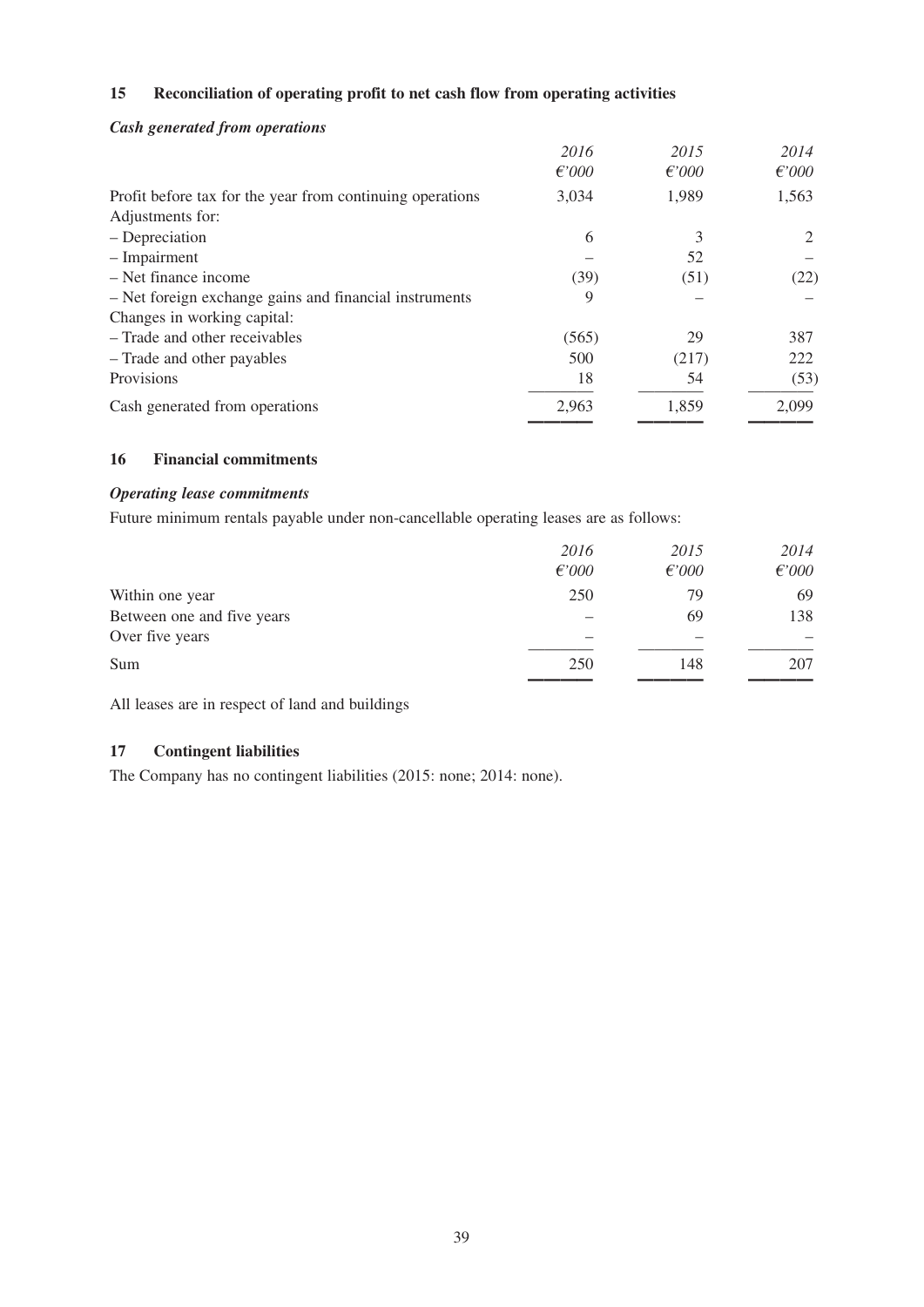### 15 Reconciliation of operating profit to net cash flow from operating activities

***Cash generated from operations***

| | *2016* *€'000* | *2015* *€'000* | *2014* *€'000* |
|---|---|---|---|
| Profit before tax for the year from continuing operations | 3,034 | 1,989 | 1,563 |
| Adjustments for: | | | |
| – Depreciation | 6 | 3 | 2 |
| – Impairment | – | 52 | – |
| – Net finance income | (39) | (51) | (22) |
| – Net foreign exchange gains and financial instruments | 9 | – | – |
| Changes in working capital: | | | |
| – Trade and other receivables | (565) | 29 | 387 |
| – Trade and other payables | 500 | (217) | 222 |
| Provisions | 18 | 54 | (53) |
| Cash generated from operations | 2,963 | 1,859 | 2,099 |

### 16 Financial commitments

***Operating lease commitments***

Future minimum rentals payable under non-cancellable operating leases are as follows:

| | *2016* *€'000* | *2015* *€'000* | *2014* *€'000* |
|---|---|---|---|
| Within one year | 250 | 79 | 69 |
| Between one and five years | – | 69 | 138 |
| Over five years | – | – | – |
| Sum | 250 | 148 | 207 |

All leases are in respect of land and buildings

### 17 Contingent liabilities

The Company has no contingent liabilities (2015: none; 2014: none).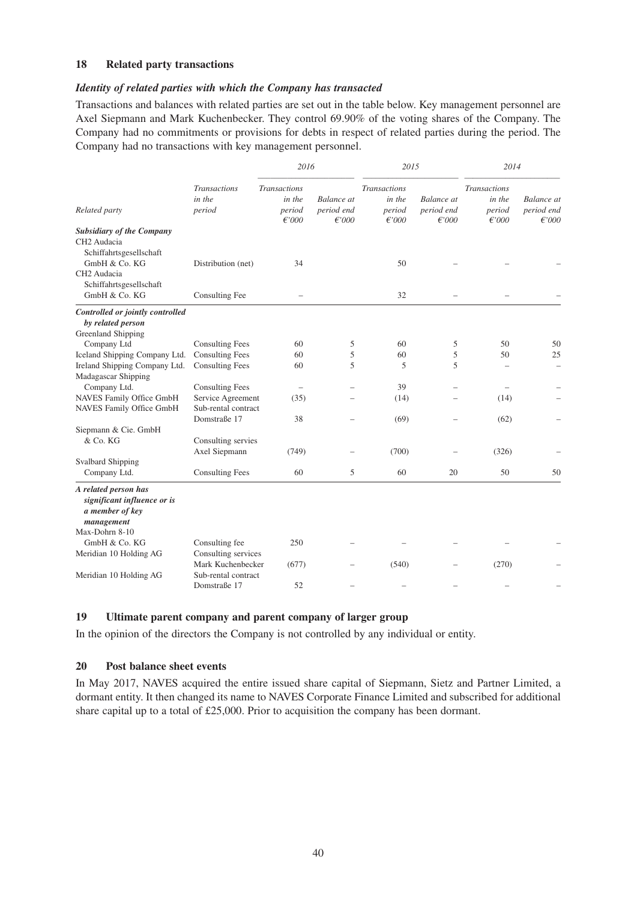## 18 Related party transactions

### *Identity of related parties with which the Company has transacted*

Transactions and balances with related parties are set out in the table below. Key management personnel are Axel Siepmann and Mark Kuchenbecker. They control 69.90% of the voting shares of the Company. The Company had no commitments or provisions for debts in respect of related parties during the period. The Company had no transactions with key management personnel.

| | | *2016* | | *2015* | | *2014* | |
|---|---|---|---|---|---|---|---|
| *Related party* | *Transactions in the period* | *Transactions in the period €'000* | *Balance at period end €'000* | *Transactions in the period €'000* | *Balance at period end €'000* | *Transactions in the period €'000* | *Balance at period end €'000* |
| ***Subsidiary of the Company*** | | | | | | | |
| CH2 Audacia Schiffahrtsgesellschaft GmbH & Co. KG | Distribution (net) | 34 | | 50 | – | – | – |
| CH2 Audacia Schiffahrtsgesellschaft GmbH & Co. KG | Consulting Fee | – | | 32 | – | – | – |
| ***Controlled or jointly controlled by related person*** | | | | | | | |
| Greenland Shipping Company Ltd | Consulting Fees | 60 | 5 | 60 | 5 | 50 | 50 |
| Iceland Shipping Company Ltd. | Consulting Fees | 60 | 5 | 60 | 5 | 50 | 25 |
| Ireland Shipping Company Ltd. | Consulting Fees | 60 | 5 | 5 | 5 | – | – |
| Madagascar Shipping Company Ltd. | Consulting Fees | – | – | 39 | – | – | – |
| NAVES Family Office GmbH | Service Agreement | (35) | – | (14) | – | (14) | – |
| NAVES Family Office GmbH | Sub-rental contract Domstraße 17 | 38 | – | (69) | – | (62) | – |
| Siepmann & Cie. GmbH & Co. KG | Consulting servies Axel Siepmann | (749) | – | (700) | – | (326) | – |
| Svalbard Shipping Company Ltd. | Consulting Fees | 60 | 5 | 60 | 20 | 50 | 50 |
| ***A related person has significant influence or is a member of key management*** | | | | | | | |
| Max-Dohrn 8-10 GmbH & Co. KG | Consulting fee | 250 | – | – | – | – | – |
| Meridian 10 Holding AG | Consulting services Mark Kuchenbecker | (677) | – | (540) | – | (270) | – |
| Meridian 10 Holding AG | Sub-rental contract Domstraße 17 | 52 | – | – | – | – | – |

## 19 Ultimate parent company and parent company of larger group

In the opinion of the directors the Company is not controlled by any individual or entity.

## 20 Post balance sheet events

In May 2017, NAVES acquired the entire issued share capital of Siepmann, Sietz and Partner Limited, a dormant entity. It then changed its name to NAVES Corporate Finance Limited and subscribed for additional share capital up to a total of £25,000. Prior to acquisition the company has been dormant.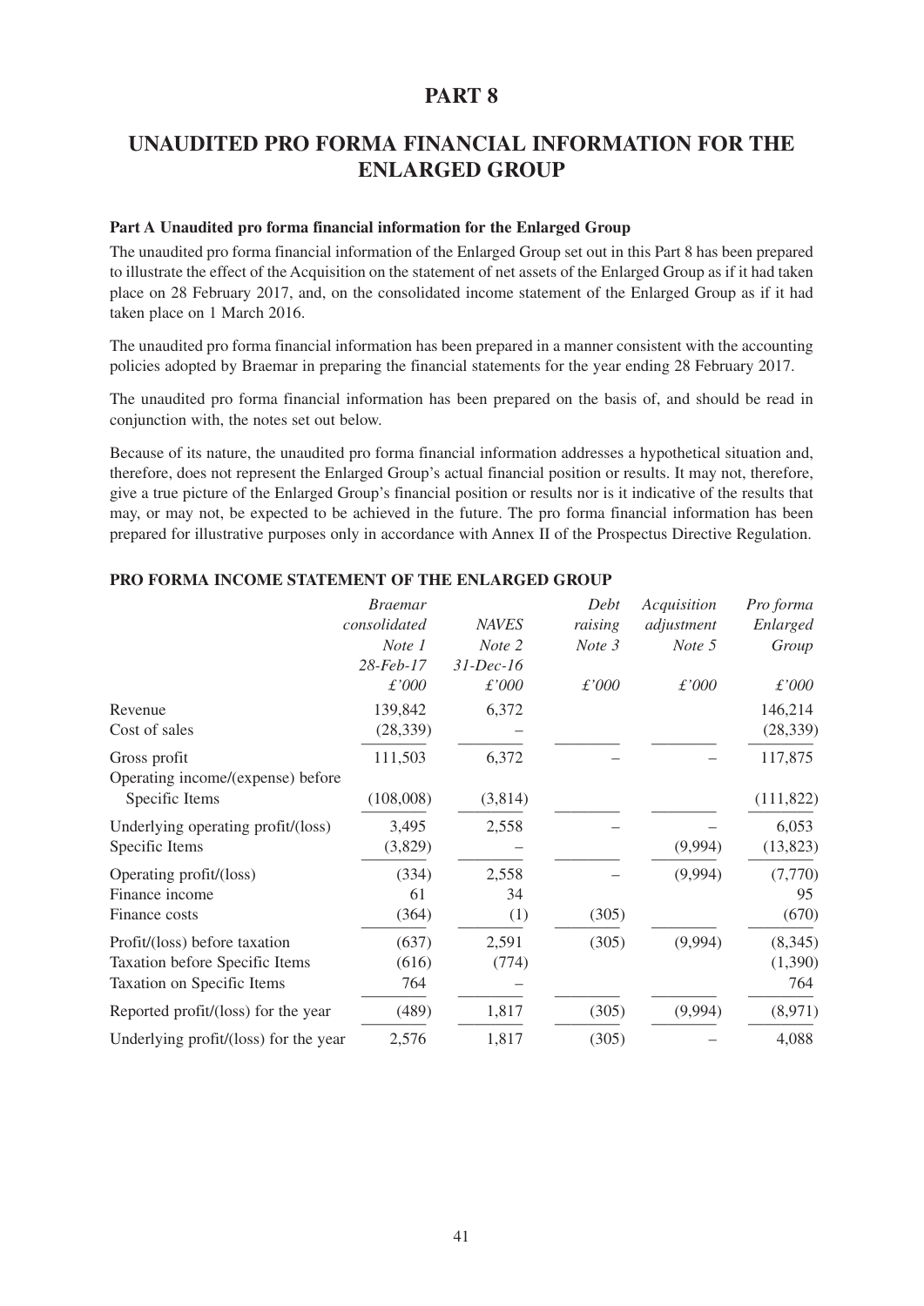# PART 8

## UNAUDITED PRO FORMA FINANCIAL INFORMATION FOR THE ENLARGED GROUP

**Part A Unaudited pro forma financial information for the Enlarged Group**

The unaudited pro forma financial information of the Enlarged Group set out in this Part 8 has been prepared to illustrate the effect of the Acquisition on the statement of net assets of the Enlarged Group as if it had taken place on 28 February 2017, and, on the consolidated income statement of the Enlarged Group as if it had taken place on 1 March 2016.

The unaudited pro forma financial information has been prepared in a manner consistent with the accounting policies adopted by Braemar in preparing the financial statements for the year ending 28 February 2017.

The unaudited pro forma financial information has been prepared on the basis of, and should be read in conjunction with, the notes set out below.

Because of its nature, the unaudited pro forma financial information addresses a hypothetical situation and, therefore, does not represent the Enlarged Group's actual financial position or results. It may not, therefore, give a true picture of the Enlarged Group's financial position or results nor is it indicative of the results that may, or may not, be expected to be achieved in the future. The pro forma financial information has been prepared for illustrative purposes only in accordance with Annex II of the Prospectus Directive Regulation.

**PRO FORMA INCOME STATEMENT OF THE ENLARGED GROUP**

| | *Braemar consolidated* | *NAVES* | *Debt raising* | *Acquisition adjustment* | *Pro forma Enlarged* |
|---|---|---|---|---|---|
| | *Note 1* | *Note 2* | *Note 3* | *Note 5* | *Group* |
| | *28-Feb-17* | *31-Dec-16* | | | |
| | *£'000* | *£'000* | *£'000* | *£'000* | *£'000* |
| Revenue | 139,842 | 6,372 | | | 146,214 |
| Cost of sales | (28,339) | – | | | (28,339) |
| Gross profit | 111,503 | 6,372 | – | – | 117,875 |
| Operating income/(expense) before Specific Items | (108,008) | (3,814) | | | (111,822) |
| Underlying operating profit/(loss) | 3,495 | 2,558 | – | – | 6,053 |
| Specific Items | (3,829) | – | | (9,994) | (13,823) |
| Operating profit/(loss) | (334) | 2,558 | – | (9,994) | (7,770) |
| Finance income | 61 | 34 | | | 95 |
| Finance costs | (364) | (1) | (305) | | (670) |
| Profit/(loss) before taxation | (637) | 2,591 | (305) | (9,994) | (8,345) |
| Taxation before Specific Items | (616) | (774) | | | (1,390) |
| Taxation on Specific Items | 764 | – | | | 764 |
| Reported profit/(loss) for the year | (489) | 1,817 | (305) | (9,994) | (8,971) |
| Underlying profit/(loss) for the year | 2,576 | 1,817 | (305) | – | 4,088 |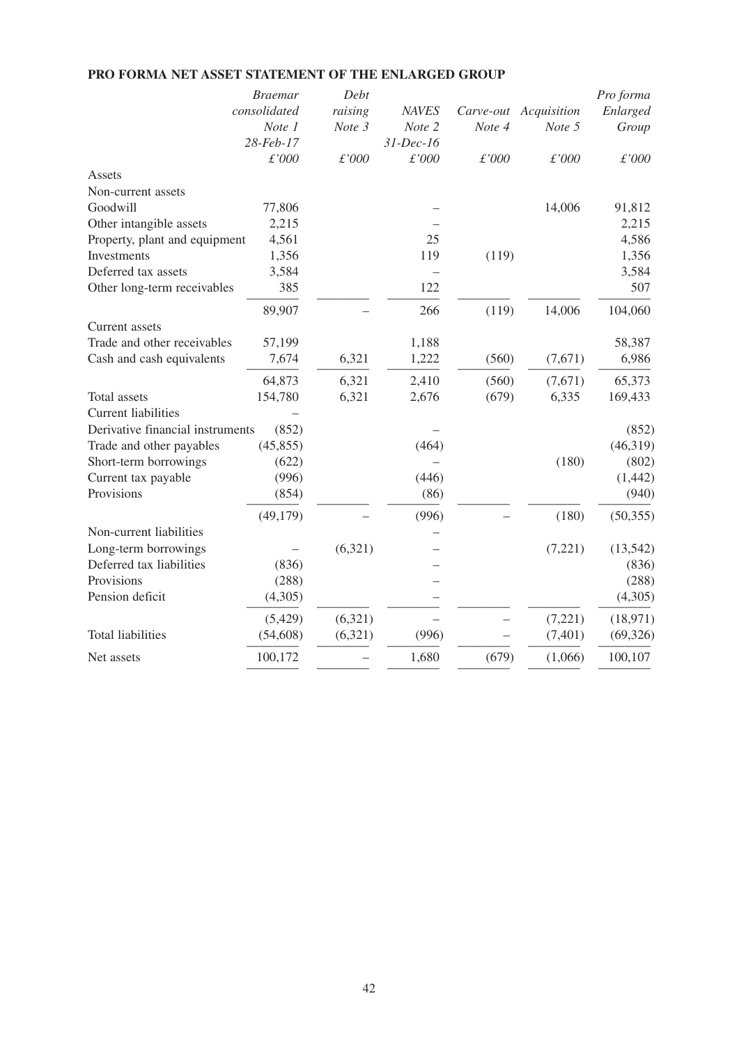**PRO FORMA NET ASSET STATEMENT OF THE ENLARGED GROUP**

| | *Braemar consolidated Note 1 28-Feb-17 £'000* | *Debt raising Note 3 £'000* | *NAVES Note 2 31-Dec-16 £'000* | *Carve-out Note 4 £'000* | *Acquisition Note 5 £'000* | *Pro forma Enlarged Group £'000* |
|---|---|---|---|---|---|---|
| Assets | | | | | | |
| Non-current assets | | | | | | |
| Goodwill | 77,806 | | – | | 14,006 | 91,812 |
| Other intangible assets | 2,215 | | – | | | 2,215 |
| Property, plant and equipment | 4,561 | | 25 | | | 4,586 |
| Investments | 1,356 | | 119 | (119) | | 1,356 |
| Deferred tax assets | 3,584 | | – | | | 3,584 |
| Other long-term receivables | 385 | | 122 | | | 507 |
| | 89,907 | – | 266 | (119) | 14,006 | 104,060 |
| Current assets | | | | | | |
| Trade and other receivables | 57,199 | | 1,188 | | | 58,387 |
| Cash and cash equivalents | 7,674 | 6,321 | 1,222 | (560) | (7,671) | 6,986 |
| | 64,873 | 6,321 | 2,410 | (560) | (7,671) | 65,373 |
| Total assets | 154,780 | 6,321 | 2,676 | (679) | 6,335 | 169,433 |
| Current liabilities | – | | | | | |
| Derivative financial instruments | (852) | | – | | | (852) |
| Trade and other payables | (45,855) | | (464) | | | (46,319) |
| Short-term borrowings | (622) | | – | | (180) | (802) |
| Current tax payable | (996) | | (446) | | | (1,442) |
| Provisions | (854) | | (86) | | | (940) |
| | (49,179) | | (996) | – | (180) | (50,355) |
| Non-current liabilities | | | – | | | |
| Long-term borrowings | – | (6,321) | – | | (7,221) | (13,542) |
| Deferred tax liabilities | (836) | | – | | | (836) |
| Provisions | (288) | | – | | | (288) |
| Pension deficit | (4,305) | | – | | | (4,305) |
| | (5,429) | (6,321) | – | – | (7,221) | (18,971) |
| Total liabilities | (54,608) | (6,321) | (996) | – | (7,401) | (69,326) |
| Net assets | 100,172 | – | 1,680 | (679) | (1,066) | 100,107 |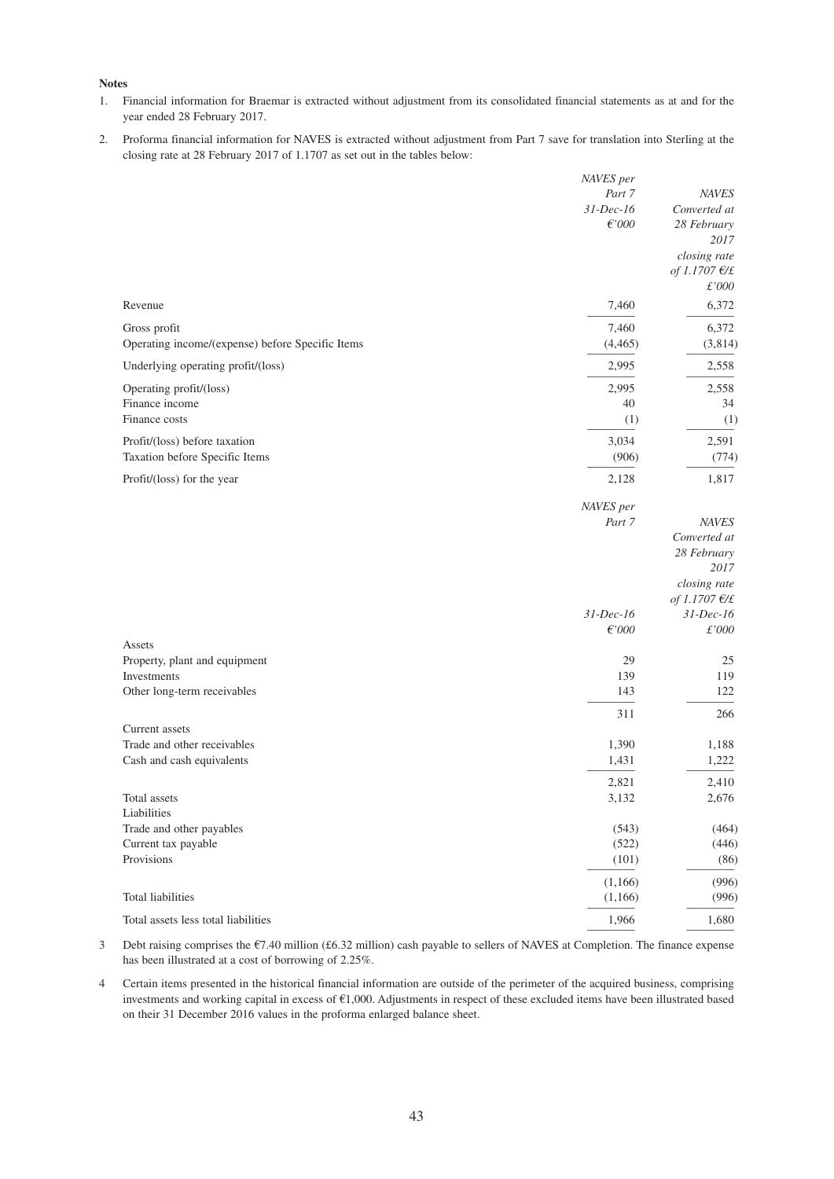**Notes**

1. Financial information for Braemar is extracted without adjustment from its consolidated financial statements as at and for the year ended 28 February 2017.

2. Proforma financial information for NAVES is extracted without adjustment from Part 7 save for translation into Sterling at the closing rate at 28 February 2017 of 1.1707 as set out in the tables below:

| | *NAVES per Part 7 31-Dec-16 €'000* | *NAVES Converted at 28 February 2017 closing rate of 1.1707 €/£ £'000* |
|---|---|---|
| Revenue | 7,460 | 6,372 |
| Gross profit | 7,460 | 6,372 |
| Operating income/(expense) before Specific Items | (4,465) | (3,814) |
| Underlying operating profit/(loss) | 2,995 | 2,558 |
| Operating profit/(loss) | 2,995 | 2,558 |
| Finance income | 40 | 34 |
| Finance costs | (1) | (1) |
| Profit/(loss) before taxation | 3,034 | 2,591 |
| Taxation before Specific Items | (906) | (774) |
| Profit/(loss) for the year | 2,128 | 1,817 |

| | *NAVES per Part 7 31-Dec-16 €'000* | *NAVES Converted at 28 February 2017 closing rate of 1.1707 €/£ 31-Dec-16 £'000* |
|---|---|---|
| Assets | | |
| Property, plant and equipment | 29 | 25 |
| Investments | 139 | 119 |
| Other long-term receivables | 143 | 122 |
| | 311 | 266 |
| Current assets | | |
| Trade and other receivables | 1,390 | 1,188 |
| Cash and cash equivalents | 1,431 | 1,222 |
| | 2,821 | 2,410 |
| Total assets | 3,132 | 2,676 |
| Liabilities | | |
| Trade and other payables | (543) | (464) |
| Current tax payable | (522) | (446) |
| Provisions | (101) | (86) |
| | (1,166) | (996) |
| Total liabilities | (1,166) | (996) |
| Total assets less total liabilities | 1,966 | 1,680 |

3. Debt raising comprises the €7.40 million (£6.32 million) cash payable to sellers of NAVES at Completion. The finance expense has been illustrated at a cost of borrowing of 2.25%.

4. Certain items presented in the historical financial information are outside of the perimeter of the acquired business, comprising investments and working capital in excess of €1,000. Adjustments in respect of these excluded items have been illustrated based on their 31 December 2016 values in the proforma enlarged balance sheet.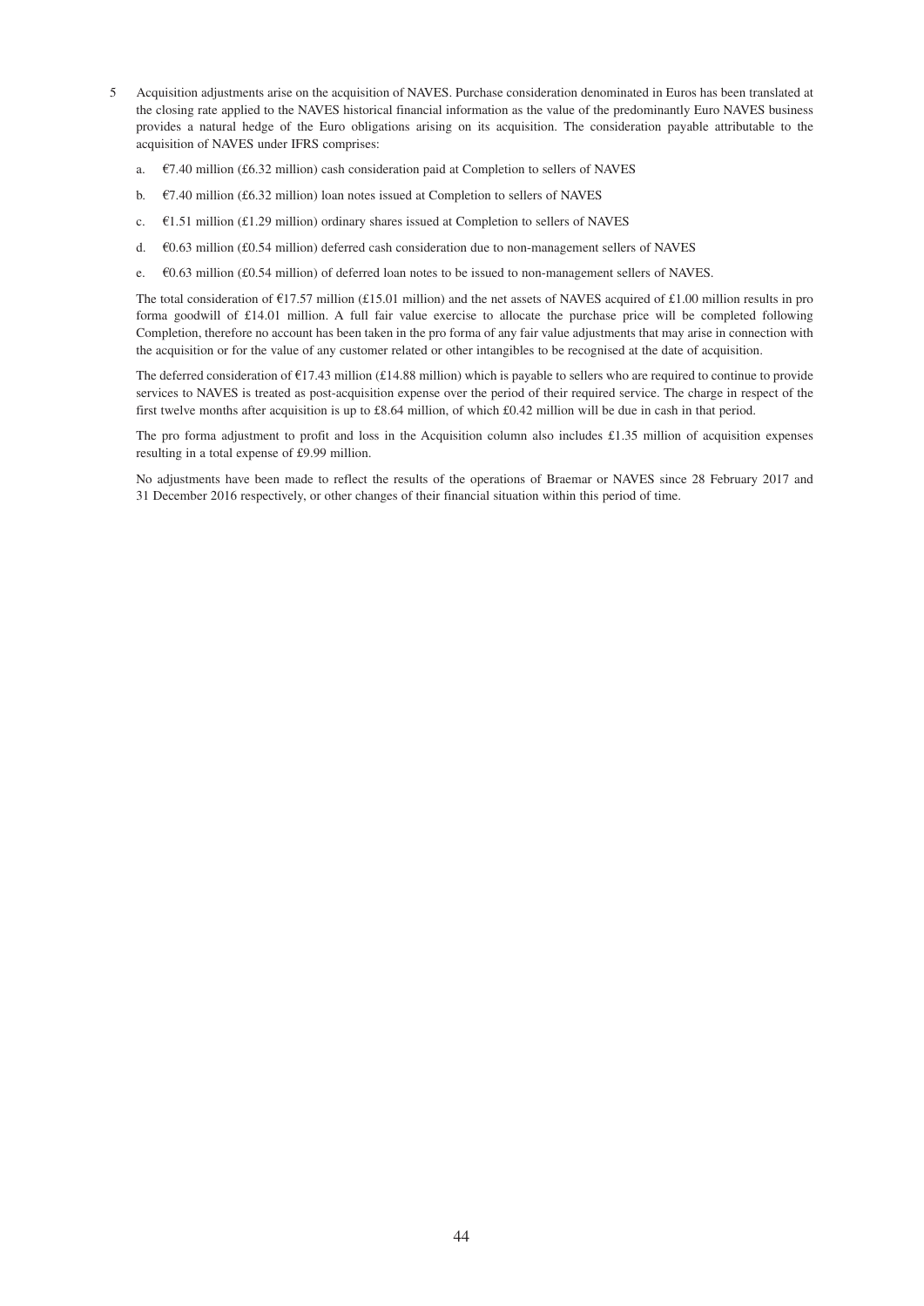5 Acquisition adjustments arise on the acquisition of NAVES. Purchase consideration denominated in Euros has been translated at the closing rate applied to the NAVES historical financial information as the value of the predominantly Euro NAVES business provides a natural hedge of the Euro obligations arising on its acquisition. The consideration payable attributable to the acquisition of NAVES under IFRS comprises:

   a. €7.40 million (£6.32 million) cash consideration paid at Completion to sellers of NAVES

   b. €7.40 million (£6.32 million) loan notes issued at Completion to sellers of NAVES

   c. €1.51 million (£1.29 million) ordinary shares issued at Completion to sellers of NAVES

   d. €0.63 million (£0.54 million) deferred cash consideration due to non-management sellers of NAVES

   e. €0.63 million (£0.54 million) of deferred loan notes to be issued to non-management sellers of NAVES.

   The total consideration of €17.57 million (£15.01 million) and the net assets of NAVES acquired of £1.00 million results in pro forma goodwill of £14.01 million. A full fair value exercise to allocate the purchase price will be completed following Completion, therefore no account has been taken in the pro forma of any fair value adjustments that may arise in connection with the acquisition or for the value of any customer related or other intangibles to be recognised at the date of acquisition.

   The deferred consideration of €17.43 million (£14.88 million) which is payable to sellers who are required to continue to provide services to NAVES is treated as post-acquisition expense over the period of their required service. The charge in respect of the first twelve months after acquisition is up to £8.64 million, of which £0.42 million will be due in cash in that period.

   The pro forma adjustment to profit and loss in the Acquisition column also includes £1.35 million of acquisition expenses resulting in a total expense of £9.99 million.

   No adjustments have been made to reflect the results of the operations of Braemar or NAVES since 28 February 2017 and 31 December 2016 respectively, or other changes of their financial situation within this period of time.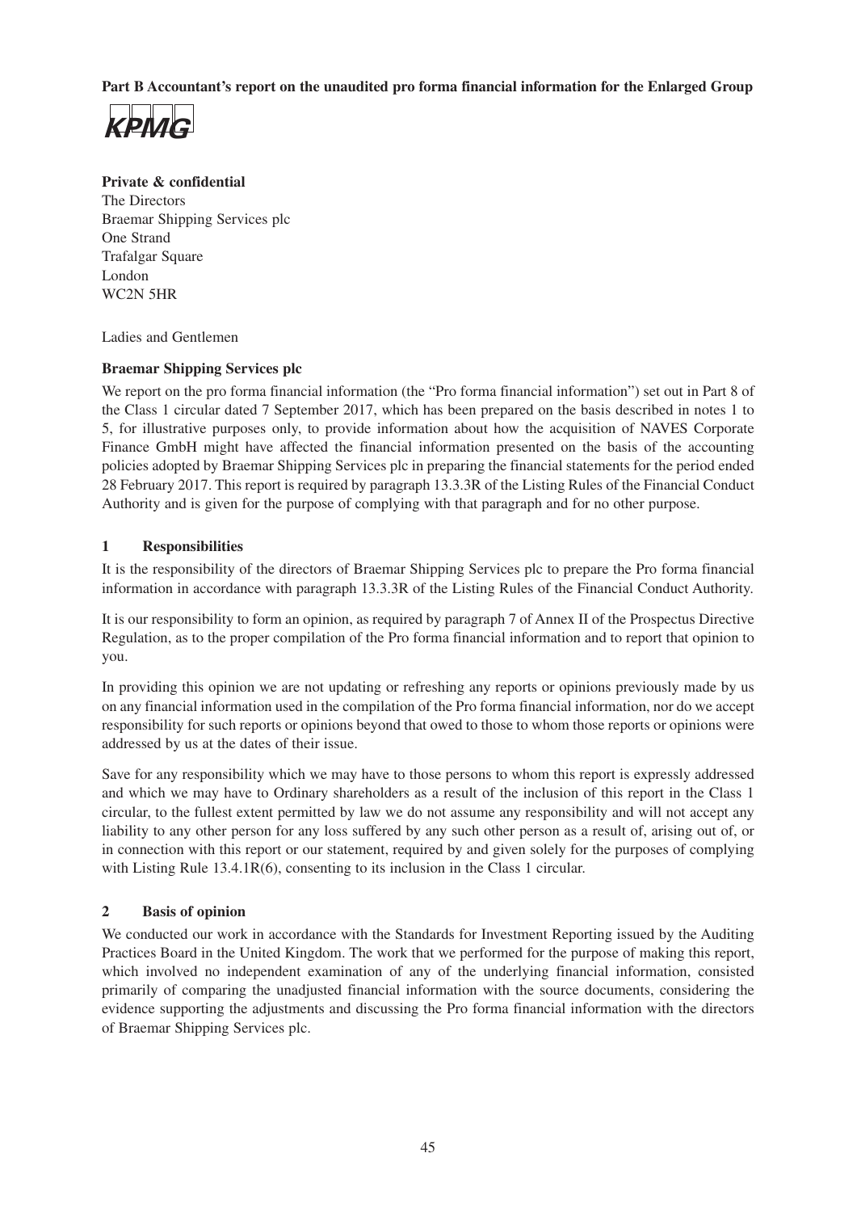**Part B Accountant's report on the unaudited pro forma financial information for the Enlarged Group**

KPMG

**Private & confidential**
The Directors
Braemar Shipping Services plc
One Strand
Trafalgar Square
London
WC2N 5HR

Ladies and Gentlemen

**Braemar Shipping Services plc**

We report on the pro forma financial information (the "Pro forma financial information") set out in Part 8 of the Class 1 circular dated 7 September 2017, which has been prepared on the basis described in notes 1 to 5, for illustrative purposes only, to provide information about how the acquisition of NAVES Corporate Finance GmbH might have affected the financial information presented on the basis of the accounting policies adopted by Braemar Shipping Services plc in preparing the financial statements for the period ended 28 February 2017. This report is required by paragraph 13.3.3R of the Listing Rules of the Financial Conduct Authority and is given for the purpose of complying with that paragraph and for no other purpose.

## 1 Responsibilities

It is the responsibility of the directors of Braemar Shipping Services plc to prepare the Pro forma financial information in accordance with paragraph 13.3.3R of the Listing Rules of the Financial Conduct Authority.

It is our responsibility to form an opinion, as required by paragraph 7 of Annex II of the Prospectus Directive Regulation, as to the proper compilation of the Pro forma financial information and to report that opinion to you.

In providing this opinion we are not updating or refreshing any reports or opinions previously made by us on any financial information used in the compilation of the Pro forma financial information, nor do we accept responsibility for such reports or opinions beyond that owed to those to whom those reports or opinions were addressed by us at the dates of their issue.

Save for any responsibility which we may have to those persons to whom this report is expressly addressed and which we may have to Ordinary shareholders as a result of the inclusion of this report in the Class 1 circular, to the fullest extent permitted by law we do not assume any responsibility and will not accept any liability to any other person for any loss suffered by any such other person as a result of, arising out of, or in connection with this report or our statement, required by and given solely for the purposes of complying with Listing Rule 13.4.1R(6), consenting to its inclusion in the Class 1 circular.

## 2 Basis of opinion

We conducted our work in accordance with the Standards for Investment Reporting issued by the Auditing Practices Board in the United Kingdom. The work that we performed for the purpose of making this report, which involved no independent examination of any of the underlying financial information, consisted primarily of comparing the unadjusted financial information with the source documents, considering the evidence supporting the adjustments and discussing the Pro forma financial information with the directors of Braemar Shipping Services plc.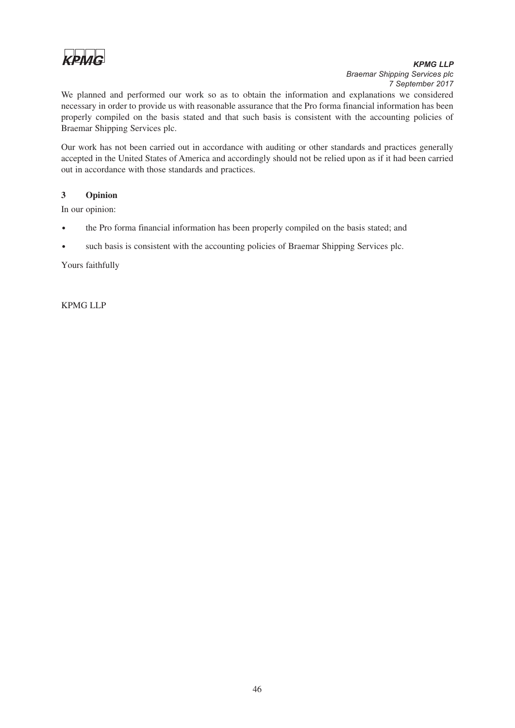We planned and performed our work so as to obtain the information and explanations we considered necessary in order to provide us with reasonable assurance that the Pro forma financial information has been properly compiled on the basis stated and that such basis is consistent with the accounting policies of Braemar Shipping Services plc.

Our work has not been carried out in accordance with auditing or other standards and practices generally accepted in the United States of America and accordingly should not be relied upon as if it had been carried out in accordance with those standards and practices.

### 3 Opinion

In our opinion:

- the Pro forma financial information has been properly compiled on the basis stated; and
- such basis is consistent with the accounting policies of Braemar Shipping Services plc.

Yours faithfully

KPMG LLP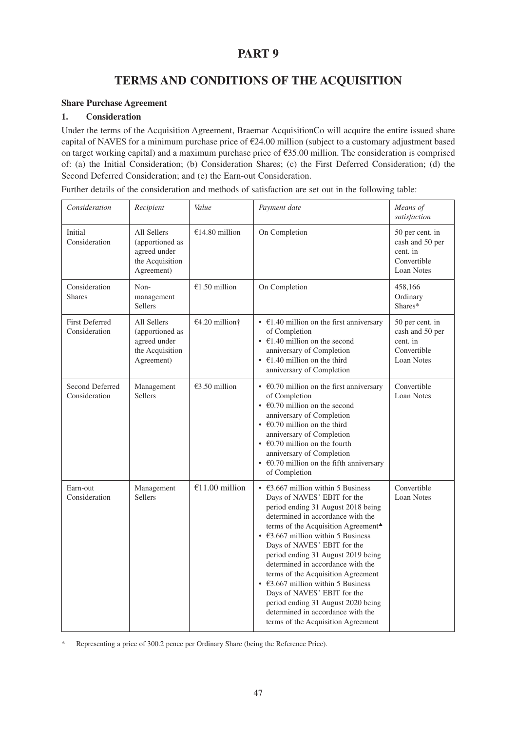# PART 9

# TERMS AND CONDITIONS OF THE ACQUISITION

**Share Purchase Agreement**

**1. Consideration**

Under the terms of the Acquisition Agreement, Braemar AcquisitionCo will acquire the entire issued share capital of NAVES for a minimum purchase price of €24.00 million (subject to a customary adjustment based on target working capital) and a maximum purchase price of €35.00 million. The consideration is comprised of: (a) the Initial Consideration; (b) Consideration Shares; (c) the First Deferred Consideration; (d) the Second Deferred Consideration; and (e) the Earn-out Consideration.

Further details of the consideration and methods of satisfaction are set out in the following table:

| *Consideration* | *Recipient* | *Value* | *Payment date* | *Means of satisfaction* |
|---|---|---|---|---|
| Initial Consideration | All Sellers (apportioned as agreed under the Acquisition Agreement) | €14.80 million | On Completion | 50 per cent. in cash and 50 per cent. in Convertible Loan Notes |
| Consideration Shares | Non-management Sellers | €1.50 million | On Completion | 458,166 Ordinary Shares* |
| First Deferred Consideration | All Sellers (apportioned as agreed under the Acquisition Agreement) | €4.20 million† | • €1.40 million on the first anniversary of Completion<br>• €1.40 million on the second anniversary of Completion<br>• €1.40 million on the third anniversary of Completion | 50 per cent. in cash and 50 per cent. in Convertible Loan Notes |
| Second Deferred Consideration | Management Sellers | €3.50 million | • €0.70 million on the first anniversary of Completion<br>• €0.70 million on the second anniversary of Completion<br>• €0.70 million on the third anniversary of Completion<br>• €0.70 million on the fourth anniversary of Completion<br>• €0.70 million on the fifth anniversary of Completion | Convertible Loan Notes |
| Earn-out Consideration | Management Sellers | €11.00 million | • €3.667 million within 5 Business Days of NAVES' EBIT for the period ending 31 August 2018 being determined in accordance with the terms of the Acquisition Agreement▲<br>• €3.667 million within 5 Business Days of NAVES' EBIT for the period ending 31 August 2019 being determined in accordance with the terms of the Acquisition Agreement<br>• €3.667 million within 5 Business Days of NAVES' EBIT for the period ending 31 August 2020 being determined in accordance with the terms of the Acquisition Agreement | Convertible Loan Notes |

\* Representing a price of 300.2 pence per Ordinary Share (being the Reference Price).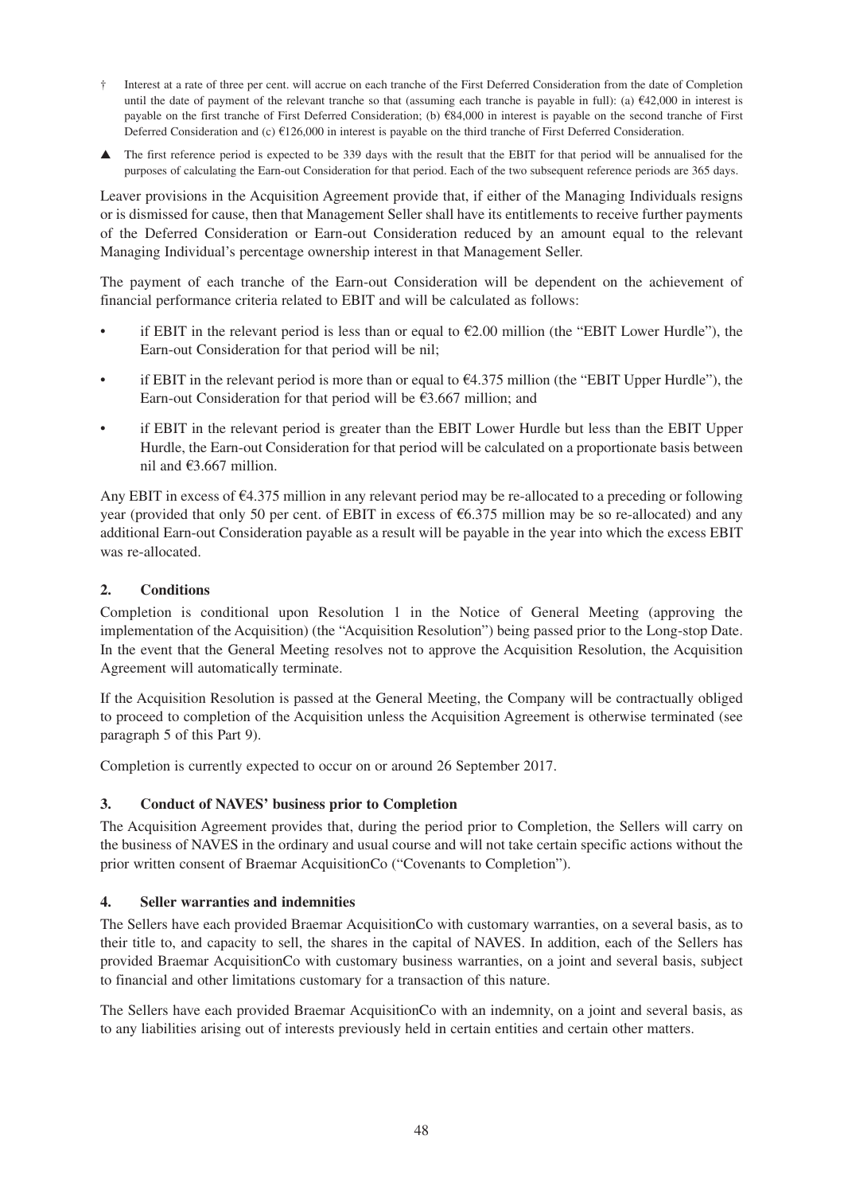† Interest at a rate of three per cent. will accrue on each tranche of the First Deferred Consideration from the date of Completion until the date of payment of the relevant tranche so that (assuming each tranche is payable in full): (a) €42,000 in interest is payable on the first tranche of First Deferred Consideration; (b) €84,000 in interest is payable on the second tranche of First Deferred Consideration and (c) €126,000 in interest is payable on the third tranche of First Deferred Consideration.

▲ The first reference period is expected to be 339 days with the result that the EBIT for that period will be annualised for the purposes of calculating the Earn-out Consideration for that period. Each of the two subsequent reference periods are 365 days.

Leaver provisions in the Acquisition Agreement provide that, if either of the Managing Individuals resigns or is dismissed for cause, then that Management Seller shall have its entitlements to receive further payments of the Deferred Consideration or Earn-out Consideration reduced by an amount equal to the relevant Managing Individual's percentage ownership interest in that Management Seller.

The payment of each tranche of the Earn-out Consideration will be dependent on the achievement of financial performance criteria related to EBIT and will be calculated as follows:

- if EBIT in the relevant period is less than or equal to €2.00 million (the "EBIT Lower Hurdle"), the Earn-out Consideration for that period will be nil;
- if EBIT in the relevant period is more than or equal to €4.375 million (the "EBIT Upper Hurdle"), the Earn-out Consideration for that period will be €3.667 million; and
- if EBIT in the relevant period is greater than the EBIT Lower Hurdle but less than the EBIT Upper Hurdle, the Earn-out Consideration for that period will be calculated on a proportionate basis between nil and €3.667 million.

Any EBIT in excess of €4.375 million in any relevant period may be re-allocated to a preceding or following year (provided that only 50 per cent. of EBIT in excess of €6.375 million may be so re-allocated) and any additional Earn-out Consideration payable as a result will be payable in the year into which the excess EBIT was re-allocated.

## 2. Conditions

Completion is conditional upon Resolution 1 in the Notice of General Meeting (approving the implementation of the Acquisition) (the "Acquisition Resolution") being passed prior to the Long-stop Date. In the event that the General Meeting resolves not to approve the Acquisition Resolution, the Acquisition Agreement will automatically terminate.

If the Acquisition Resolution is passed at the General Meeting, the Company will be contractually obliged to proceed to completion of the Acquisition unless the Acquisition Agreement is otherwise terminated (see paragraph 5 of this Part 9).

Completion is currently expected to occur on or around 26 September 2017.

## 3. Conduct of NAVES' business prior to Completion

The Acquisition Agreement provides that, during the period prior to Completion, the Sellers will carry on the business of NAVES in the ordinary and usual course and will not take certain specific actions without the prior written consent of Braemar AcquisitionCo ("Covenants to Completion").

## 4. Seller warranties and indemnities

The Sellers have each provided Braemar AcquisitionCo with customary warranties, on a several basis, as to their title to, and capacity to sell, the shares in the capital of NAVES. In addition, each of the Sellers has provided Braemar AcquisitionCo with customary business warranties, on a joint and several basis, subject to financial and other limitations customary for a transaction of this nature.

The Sellers have each provided Braemar AcquisitionCo with an indemnity, on a joint and several basis, as to any liabilities arising out of interests previously held in certain entities and certain other matters.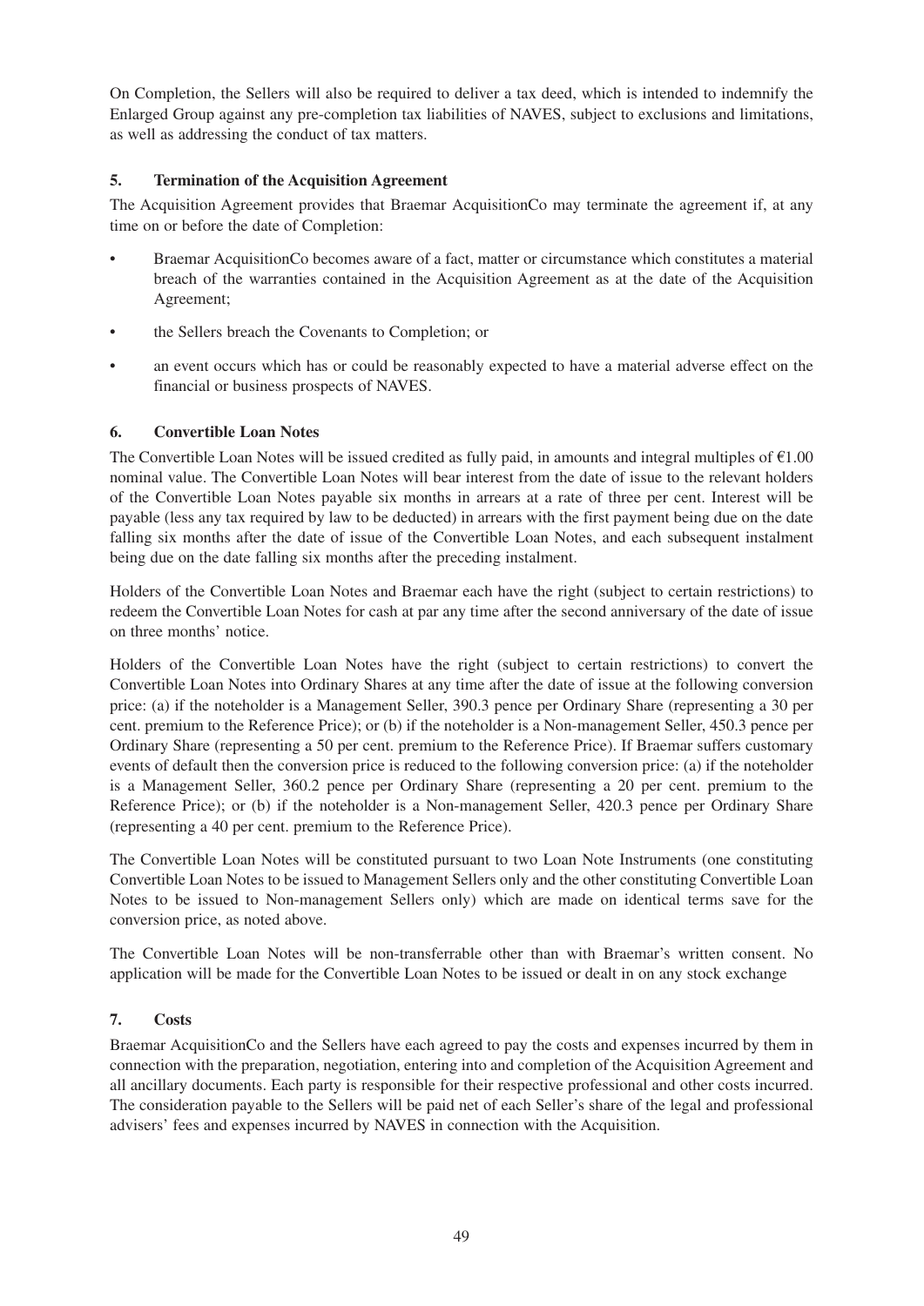On Completion, the Sellers will also be required to deliver a tax deed, which is intended to indemnify the Enlarged Group against any pre-completion tax liabilities of NAVES, subject to exclusions and limitations, as well as addressing the conduct of tax matters.

## 5. Termination of the Acquisition Agreement

The Acquisition Agreement provides that Braemar AcquisitionCo may terminate the agreement if, at any time on or before the date of Completion:

- Braemar AcquisitionCo becomes aware of a fact, matter or circumstance which constitutes a material breach of the warranties contained in the Acquisition Agreement as at the date of the Acquisition Agreement;
- the Sellers breach the Covenants to Completion; or
- an event occurs which has or could be reasonably expected to have a material adverse effect on the financial or business prospects of NAVES.

## 6. Convertible Loan Notes

The Convertible Loan Notes will be issued credited as fully paid, in amounts and integral multiples of €1.00 nominal value. The Convertible Loan Notes will bear interest from the date of issue to the relevant holders of the Convertible Loan Notes payable six months in arrears at a rate of three per cent. Interest will be payable (less any tax required by law to be deducted) in arrears with the first payment being due on the date falling six months after the date of issue of the Convertible Loan Notes, and each subsequent instalment being due on the date falling six months after the preceding instalment.

Holders of the Convertible Loan Notes and Braemar each have the right (subject to certain restrictions) to redeem the Convertible Loan Notes for cash at par any time after the second anniversary of the date of issue on three months' notice.

Holders of the Convertible Loan Notes have the right (subject to certain restrictions) to convert the Convertible Loan Notes into Ordinary Shares at any time after the date of issue at the following conversion price: (a) if the noteholder is a Management Seller, 390.3 pence per Ordinary Share (representing a 30 per cent. premium to the Reference Price); or (b) if the noteholder is a Non-management Seller, 450.3 pence per Ordinary Share (representing a 50 per cent. premium to the Reference Price). If Braemar suffers customary events of default then the conversion price is reduced to the following conversion price: (a) if the noteholder is a Management Seller, 360.2 pence per Ordinary Share (representing a 20 per cent. premium to the Reference Price); or (b) if the noteholder is a Non-management Seller, 420.3 pence per Ordinary Share (representing a 40 per cent. premium to the Reference Price).

The Convertible Loan Notes will be constituted pursuant to two Loan Note Instruments (one constituting Convertible Loan Notes to be issued to Management Sellers only and the other constituting Convertible Loan Notes to be issued to Non-management Sellers only) which are made on identical terms save for the conversion price, as noted above.

The Convertible Loan Notes will be non-transferrable other than with Braemar's written consent. No application will be made for the Convertible Loan Notes to be issued or dealt in on any stock exchange

## 7. Costs

Braemar AcquisitionCo and the Sellers have each agreed to pay the costs and expenses incurred by them in connection with the preparation, negotiation, entering into and completion of the Acquisition Agreement and all ancillary documents. Each party is responsible for their respective professional and other costs incurred. The consideration payable to the Sellers will be paid net of each Seller's share of the legal and professional advisers' fees and expenses incurred by NAVES in connection with the Acquisition.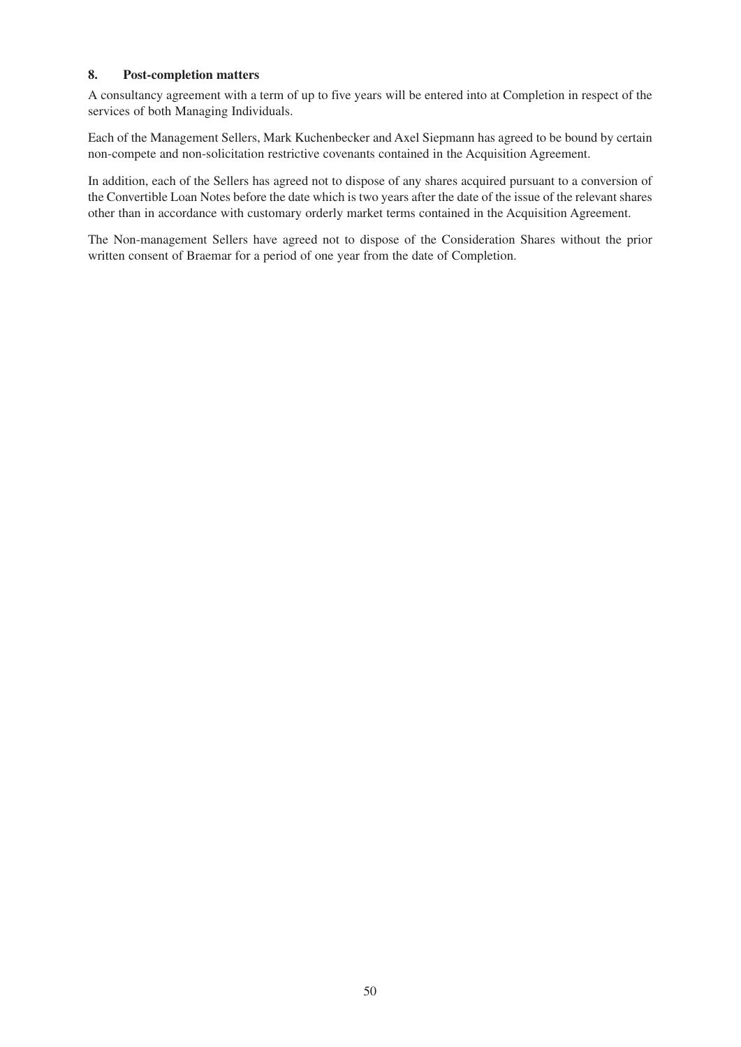## 8. Post-completion matters

A consultancy agreement with a term of up to five years will be entered into at Completion in respect of the services of both Managing Individuals.

Each of the Management Sellers, Mark Kuchenbecker and Axel Siepmann has agreed to be bound by certain non-compete and non-solicitation restrictive covenants contained in the Acquisition Agreement.

In addition, each of the Sellers has agreed not to dispose of any shares acquired pursuant to a conversion of the Convertible Loan Notes before the date which is two years after the date of the issue of the relevant shares other than in accordance with customary orderly market terms contained in the Acquisition Agreement.

The Non-management Sellers have agreed not to dispose of the Consideration Shares without the prior written consent of Braemar for a period of one year from the date of Completion.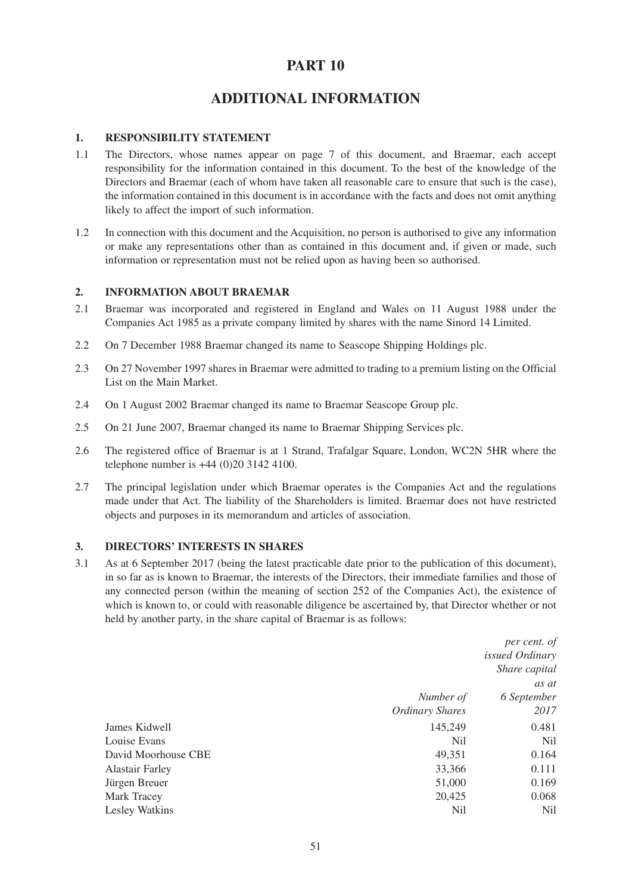# PART 10

# ADDITIONAL INFORMATION

## 1. RESPONSIBILITY STATEMENT

1.1 The Directors, whose names appear on page 7 of this document, and Braemar, each accept responsibility for the information contained in this document. To the best of the knowledge of the Directors and Braemar (each of whom have taken all reasonable care to ensure that such is the case), the information contained in this document is in accordance with the facts and does not omit anything likely to affect the import of such information.

1.2 In connection with this document and the Acquisition, no person is authorised to give any information or make any representations other than as contained in this document and, if given or made, such information or representation must not be relied upon as having been so authorised.

## 2. INFORMATION ABOUT BRAEMAR

2.1 Braemar was incorporated and registered in England and Wales on 11 August 1988 under the Companies Act 1985 as a private company limited by shares with the name Sinord 14 Limited.

2.2 On 7 December 1988 Braemar changed its name to Seascope Shipping Holdings plc.

2.3 On 27 November 1997 shares in Braemar were admitted to trading to a premium listing on the Official List on the Main Market.

2.4 On 1 August 2002 Braemar changed its name to Braemar Seascope Group plc.

2.5 On 21 June 2007, Braemar changed its name to Braemar Shipping Services plc.

2.6 The registered office of Braemar is at 1 Strand, Trafalgar Square, London, WC2N 5HR where the telephone number is +44 (0)20 3142 4100.

2.7 The principal legislation under which Braemar operates is the Companies Act and the regulations made under that Act. The liability of the Shareholders is limited. Braemar does not have restricted objects and purposes in its memorandum and articles of association.

## 3. DIRECTORS' INTERESTS IN SHARES

3.1 As at 6 September 2017 (being the latest practicable date prior to the publication of this document), in so far as is known to Braemar, the interests of the Directors, their immediate families and those of any connected person (within the meaning of section 252 of the Companies Act), the existence of which is known to, or could with reasonable diligence be ascertained by, that Director whether or not held by another party, in the share capital of Braemar is as follows:

| | *Number of Ordinary Shares* | *per cent. of issued Ordinary Share capital as at 6 September 2017* |
|---|---|---|
| James Kidwell | 145,249 | 0.481 |
| Louise Evans | Nil | Nil |
| David Moorhouse CBE | 49,351 | 0.164 |
| Alastair Farley | 33,366 | 0.111 |
| Jürgen Breuer | 51,000 | 0.169 |
| Mark Tracey | 20,425 | 0.068 |
| Lesley Watkins | Nil | Nil |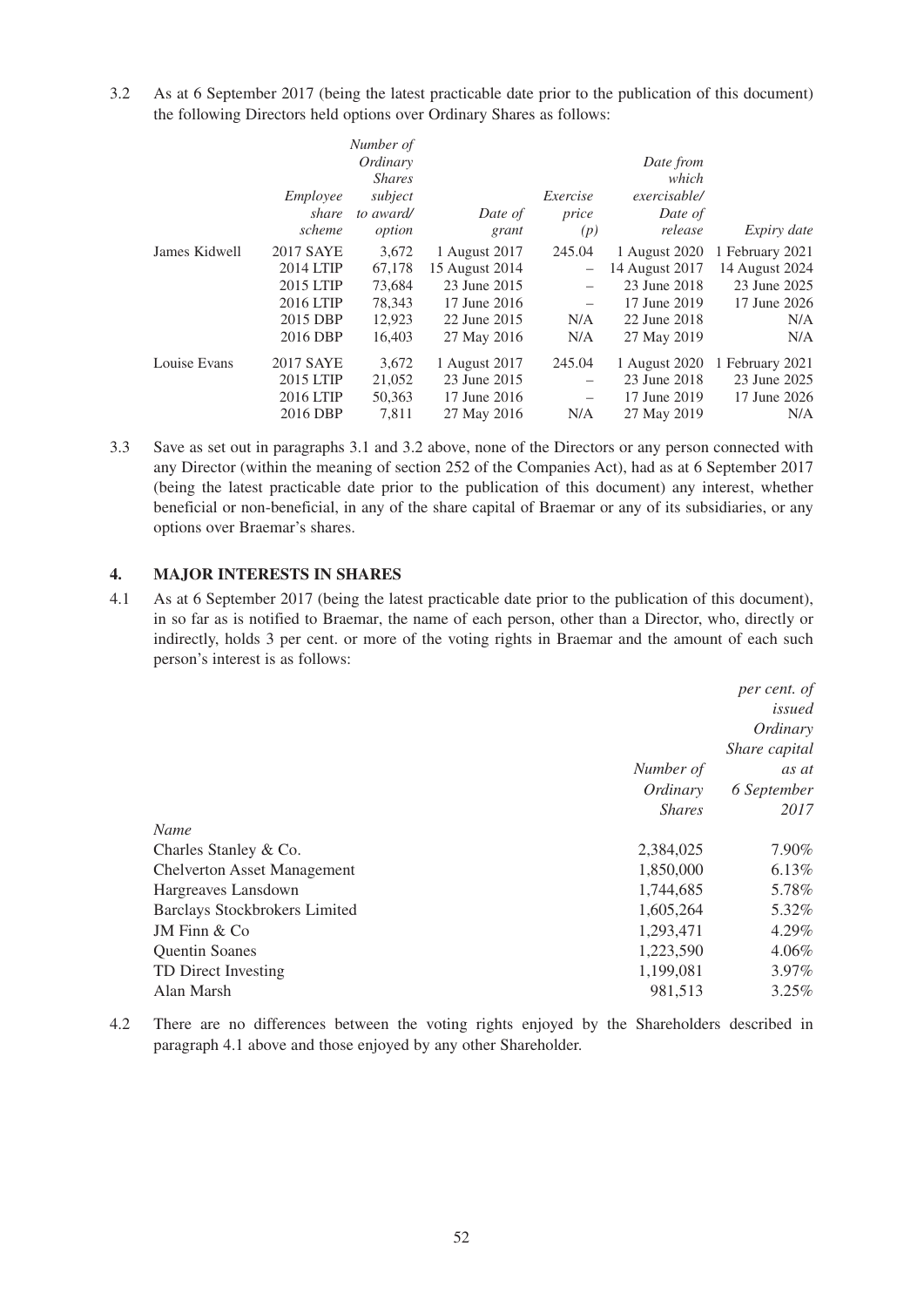3.2 As at 6 September 2017 (being the latest practicable date prior to the publication of this document) the following Directors held options over Ordinary Shares as follows:

| | *Employee share scheme* | *Number of Ordinary Shares subject to award/ option* | *Date of grant* | *Exercise price (p)* | *Date from which exercisable/ Date of release* | *Expiry date* |
|---|---|---|---|---|---|---|
| James Kidwell | 2017 SAYE | 3,672 | 1 August 2017 | 245.04 | 1 August 2020 | 1 February 2021 |
| | 2014 LTIP | 67,178 | 15 August 2014 | – | 14 August 2017 | 14 August 2024 |
| | 2015 LTIP | 73,684 | 23 June 2015 | – | 23 June 2018 | 23 June 2025 |
| | 2016 LTIP | 78,343 | 17 June 2016 | – | 17 June 2019 | 17 June 2026 |
| | 2015 DBP | 12,923 | 22 June 2015 | N/A | 22 June 2018 | N/A |
| | 2016 DBP | 16,403 | 27 May 2016 | N/A | 27 May 2019 | N/A |
| Louise Evans | 2017 SAYE | 3,672 | 1 August 2017 | 245.04 | 1 August 2020 | 1 February 2021 |
| | 2015 LTIP | 21,052 | 23 June 2015 | – | 23 June 2018 | 23 June 2025 |
| | 2016 LTIP | 50,363 | 17 June 2016 | – | 17 June 2019 | 17 June 2026 |
| | 2016 DBP | 7,811 | 27 May 2016 | N/A | 27 May 2019 | N/A |

3.3 Save as set out in paragraphs 3.1 and 3.2 above, none of the Directors or any person connected with any Director (within the meaning of section 252 of the Companies Act), had as at 6 September 2017 (being the latest practicable date prior to the publication of this document) any interest, whether beneficial or non-beneficial, in any of the share capital of Braemar or any of its subsidiaries, or any options over Braemar's shares.

## 4. MAJOR INTERESTS IN SHARES

4.1 As at 6 September 2017 (being the latest practicable date prior to the publication of this document), in so far as is notified to Braemar, the name of each person, other than a Director, who, directly or indirectly, holds 3 per cent. or more of the voting rights in Braemar and the amount of each such person's interest is as follows:

| *Name* | *Number of Ordinary Shares* | *per cent. of issued Ordinary Share capital as at 6 September 2017* |
|---|---|---|
| Charles Stanley & Co. | 2,384,025 | 7.90% |
| Chelverton Asset Management | 1,850,000 | 6.13% |
| Hargreaves Lansdown | 1,744,685 | 5.78% |
| Barclays Stockbrokers Limited | 1,605,264 | 5.32% |
| JM Finn & Co | 1,293,471 | 4.29% |
| Quentin Soanes | 1,223,590 | 4.06% |
| TD Direct Investing | 1,199,081 | 3.97% |
| Alan Marsh | 981,513 | 3.25% |

4.2 There are no differences between the voting rights enjoyed by the Shareholders described in paragraph 4.1 above and those enjoyed by any other Shareholder.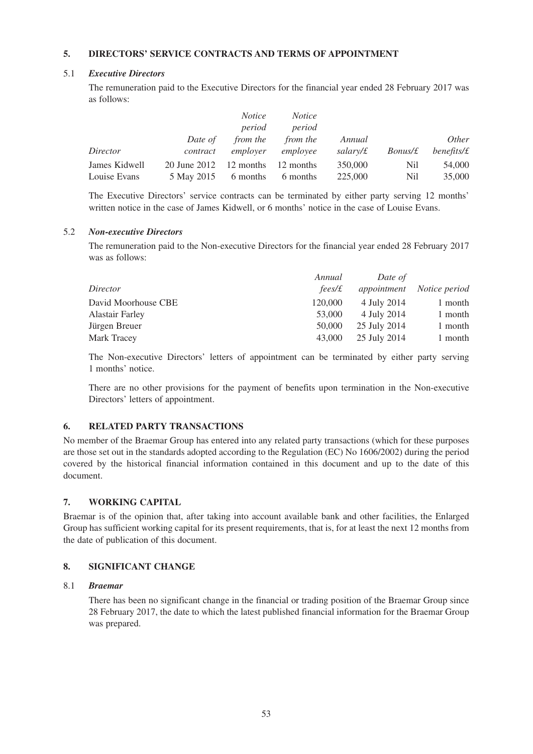## 5. DIRECTORS' SERVICE CONTRACTS AND TERMS OF APPOINTMENT

### 5.1 *Executive Directors*

The remuneration paid to the Executive Directors for the financial year ended 28 February 2017 was as follows:

| *Director* | *Date of contract* | *Notice period from the employer* | *Notice period from the employee* | *Annual salary/£* | *Bonus/£* | *Other benefits/£* |
|---|---|---|---|---|---|---|
| James Kidwell | 20 June 2012 | 12 months | 12 months | 350,000 | Nil | 54,000 |
| Louise Evans | 5 May 2015 | 6 months | 6 months | 225,000 | Nil | 35,000 |

The Executive Directors' service contracts can be terminated by either party serving 12 months' written notice in the case of James Kidwell, or 6 months' notice in the case of Louise Evans.

### 5.2 *Non-executive Directors*

The remuneration paid to the Non-executive Directors for the financial year ended 28 February 2017 was as follows:

| *Director* | *Annual fees/£* | *Date of appointment* | *Notice period* |
|---|---|---|---|
| David Moorhouse CBE | 120,000 | 4 July 2014 | 1 month |
| Alastair Farley | 53,000 | 4 July 2014 | 1 month |
| Jürgen Breuer | 50,000 | 25 July 2014 | 1 month |
| Mark Tracey | 43,000 | 25 July 2014 | 1 month |

The Non-executive Directors' letters of appointment can be terminated by either party serving 1 months' notice.

There are no other provisions for the payment of benefits upon termination in the Non-executive Directors' letters of appointment.

## 6. RELATED PARTY TRANSACTIONS

No member of the Braemar Group has entered into any related party transactions (which for these purposes are those set out in the standards adopted according to the Regulation (EC) No 1606/2002) during the period covered by the historical financial information contained in this document and up to the date of this document.

## 7. WORKING CAPITAL

Braemar is of the opinion that, after taking into account available bank and other facilities, the Enlarged Group has sufficient working capital for its present requirements, that is, for at least the next 12 months from the date of publication of this document.

## 8. SIGNIFICANT CHANGE

### 8.1 *Braemar*

There has been no significant change in the financial or trading position of the Braemar Group since 28 February 2017, the date to which the latest published financial information for the Braemar Group was prepared.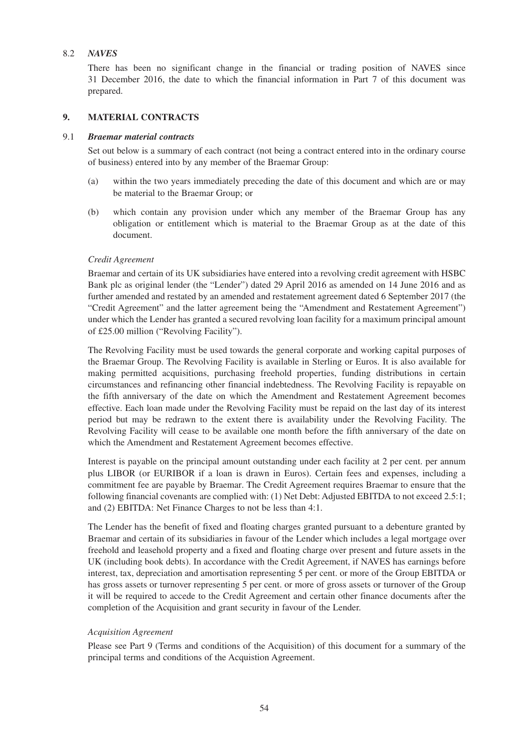8.2 ***NAVES***

There has been no significant change in the financial or trading position of NAVES since 31 December 2016, the date to which the financial information in Part 7 of this document was prepared.

## 9. MATERIAL CONTRACTS

9.1 ***Braemar material contracts***

Set out below is a summary of each contract (not being a contract entered into in the ordinary course of business) entered into by any member of the Braemar Group:

(a) within the two years immediately preceding the date of this document and which are or may be material to the Braemar Group; or

(b) which contain any provision under which any member of the Braemar Group has any obligation or entitlement which is material to the Braemar Group as at the date of this document.

*Credit Agreement*

Braemar and certain of its UK subsidiaries have entered into a revolving credit agreement with HSBC Bank plc as original lender (the "Lender") dated 29 April 2016 as amended on 14 June 2016 and as further amended and restated by an amended and restatement agreement dated 6 September 2017 (the "Credit Agreement" and the latter agreement being the "Amendment and Restatement Agreement") under which the Lender has granted a secured revolving loan facility for a maximum principal amount of £25.00 million ("Revolving Facility").

The Revolving Facility must be used towards the general corporate and working capital purposes of the Braemar Group. The Revolving Facility is available in Sterling or Euros. It is also available for making permitted acquisitions, purchasing freehold properties, funding distributions in certain circumstances and refinancing other financial indebtedness. The Revolving Facility is repayable on the fifth anniversary of the date on which the Amendment and Restatement Agreement becomes effective. Each loan made under the Revolving Facility must be repaid on the last day of its interest period but may be redrawn to the extent there is availability under the Revolving Facility. The Revolving Facility will cease to be available one month before the fifth anniversary of the date on which the Amendment and Restatement Agreement becomes effective.

Interest is payable on the principal amount outstanding under each facility at 2 per cent. per annum plus LIBOR (or EURIBOR if a loan is drawn in Euros). Certain fees and expenses, including a commitment fee are payable by Braemar. The Credit Agreement requires Braemar to ensure that the following financial covenants are complied with: (1) Net Debt: Adjusted EBITDA to not exceed 2.5:1; and (2) EBITDA: Net Finance Charges to not be less than 4:1.

The Lender has the benefit of fixed and floating charges granted pursuant to a debenture granted by Braemar and certain of its subsidiaries in favour of the Lender which includes a legal mortgage over freehold and leasehold property and a fixed and floating charge over present and future assets in the UK (including book debts). In accordance with the Credit Agreement, if NAVES has earnings before interest, tax, depreciation and amortisation representing 5 per cent. or more of the Group EBITDA or has gross assets or turnover representing 5 per cent. or more of gross assets or turnover of the Group it will be required to accede to the Credit Agreement and certain other finance documents after the completion of the Acquisition and grant security in favour of the Lender.

*Acquisition Agreement*

Please see Part 9 (Terms and conditions of the Acquisition) of this document for a summary of the principal terms and conditions of the Acquistion Agreement.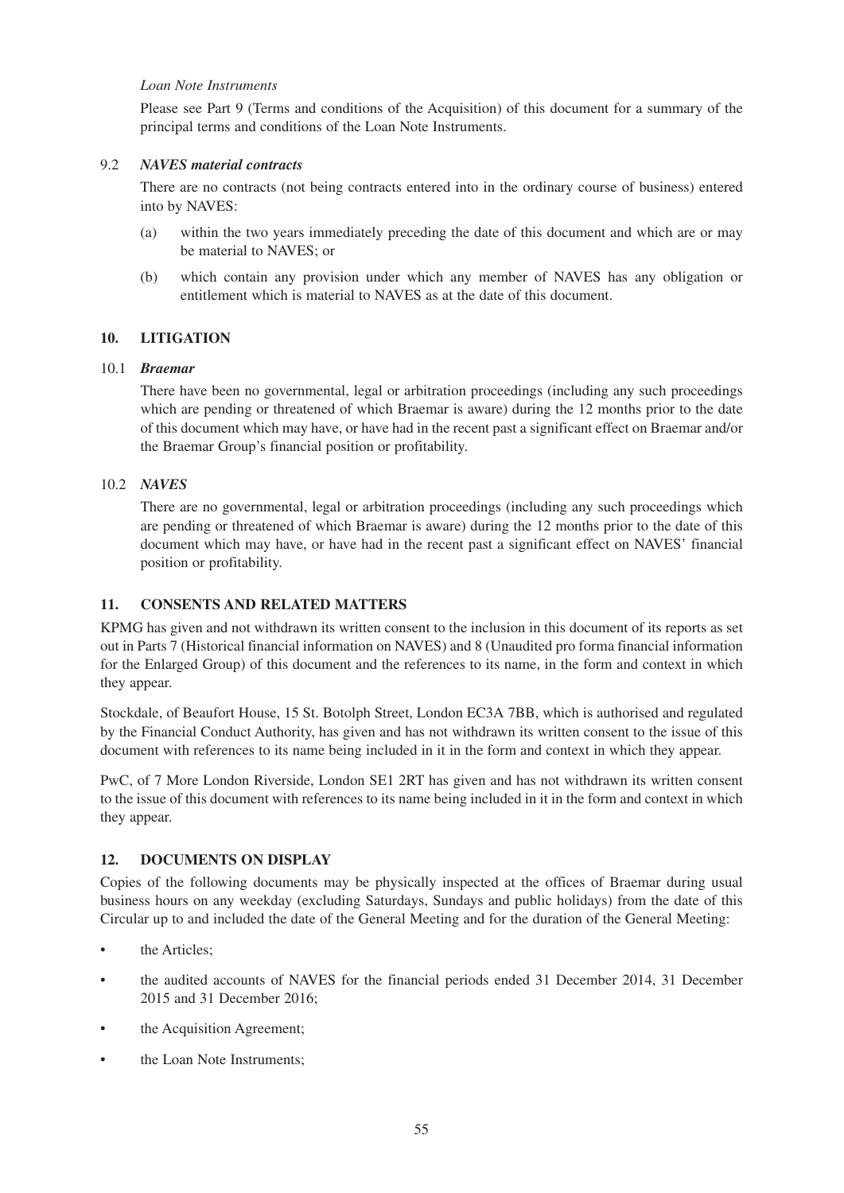*Loan Note Instruments*

Please see Part 9 (Terms and conditions of the Acquisition) of this document for a summary of the principal terms and conditions of the Loan Note Instruments.

9.2 ***NAVES material contracts***

There are no contracts (not being contracts entered into in the ordinary course of business) entered into by NAVES:

(a) within the two years immediately preceding the date of this document and which are or may be material to NAVES; or

(b) which contain any provision under which any member of NAVES has any obligation or entitlement which is material to NAVES as at the date of this document.

## 10. LITIGATION

10.1 ***Braemar***

There have been no governmental, legal or arbitration proceedings (including any such proceedings which are pending or threatened of which Braemar is aware) during the 12 months prior to the date of this document which may have, or have had in the recent past a significant effect on Braemar and/or the Braemar Group's financial position or profitability.

10.2 ***NAVES***

There are no governmental, legal or arbitration proceedings (including any such proceedings which are pending or threatened of which Braemar is aware) during the 12 months prior to the date of this document which may have, or have had in the recent past a significant effect on NAVES' financial position or profitability.

## 11. CONSENTS AND RELATED MATTERS

KPMG has given and not withdrawn its written consent to the inclusion in this document of its reports as set out in Parts 7 (Historical financial information on NAVES) and 8 (Unaudited pro forma financial information for the Enlarged Group) of this document and the references to its name, in the form and context in which they appear.

Stockdale, of Beaufort House, 15 St. Botolph Street, London EC3A 7BB, which is authorised and regulated by the Financial Conduct Authority, has given and has not withdrawn its written consent to the issue of this document with references to its name being included in it in the form and context in which they appear.

PwC, of 7 More London Riverside, London SE1 2RT has given and has not withdrawn its written consent to the issue of this document with references to its name being included in it in the form and context in which they appear.

## 12. DOCUMENTS ON DISPLAY

Copies of the following documents may be physically inspected at the offices of Braemar during usual business hours on any weekday (excluding Saturdays, Sundays and public holidays) from the date of this Circular up to and included the date of the General Meeting and for the duration of the General Meeting:

- the Articles;
- the audited accounts of NAVES for the financial periods ended 31 December 2014, 31 December 2015 and 31 December 2016;
- the Acquisition Agreement;
- the Loan Note Instruments;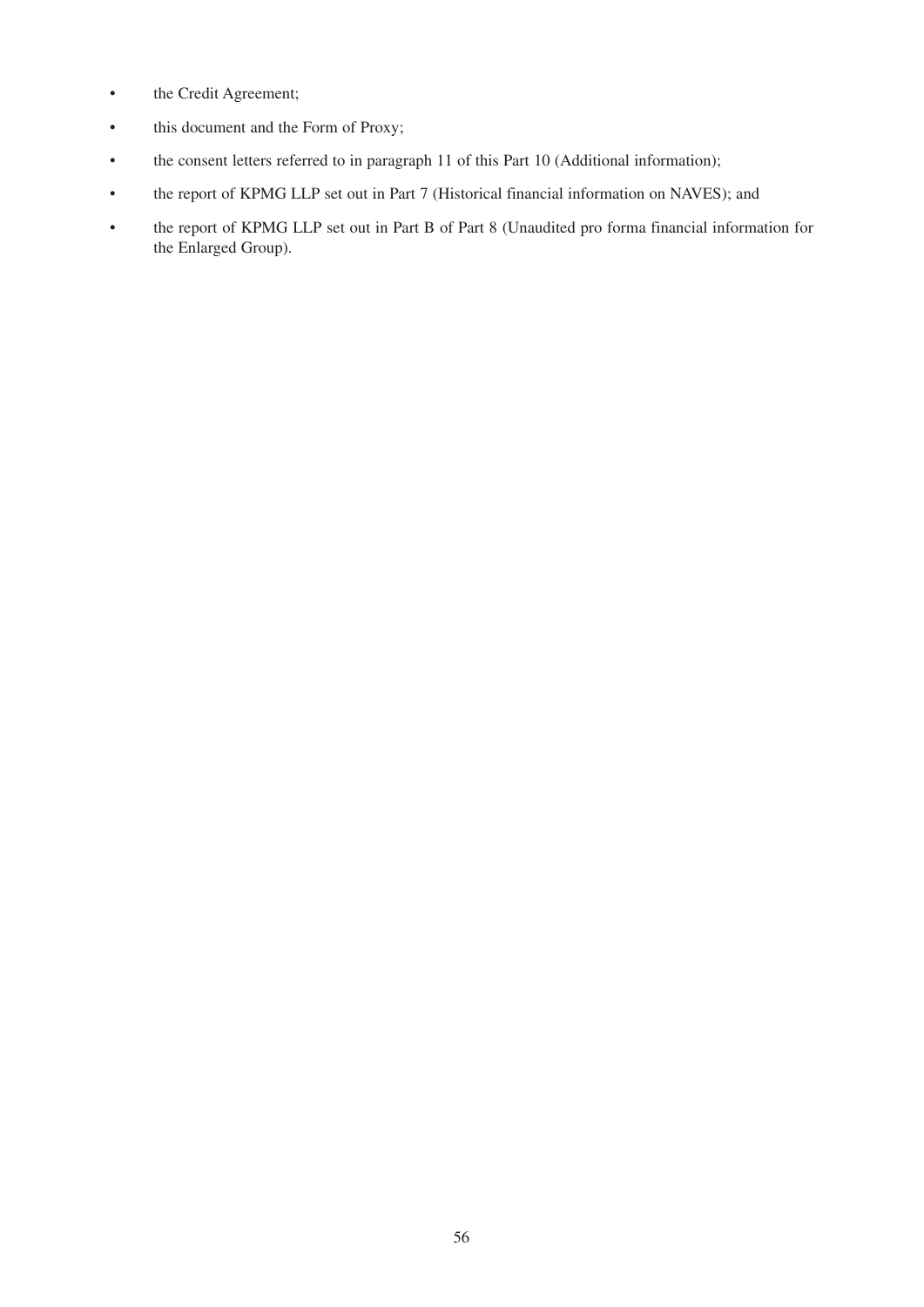- the Credit Agreement;
- this document and the Form of Proxy;
- the consent letters referred to in paragraph 11 of this Part 10 (Additional information);
- the report of KPMG LLP set out in Part 7 (Historical financial information on NAVES); and
- the report of KPMG LLP set out in Part B of Part 8 (Unaudited pro forma financial information for the Enlarged Group).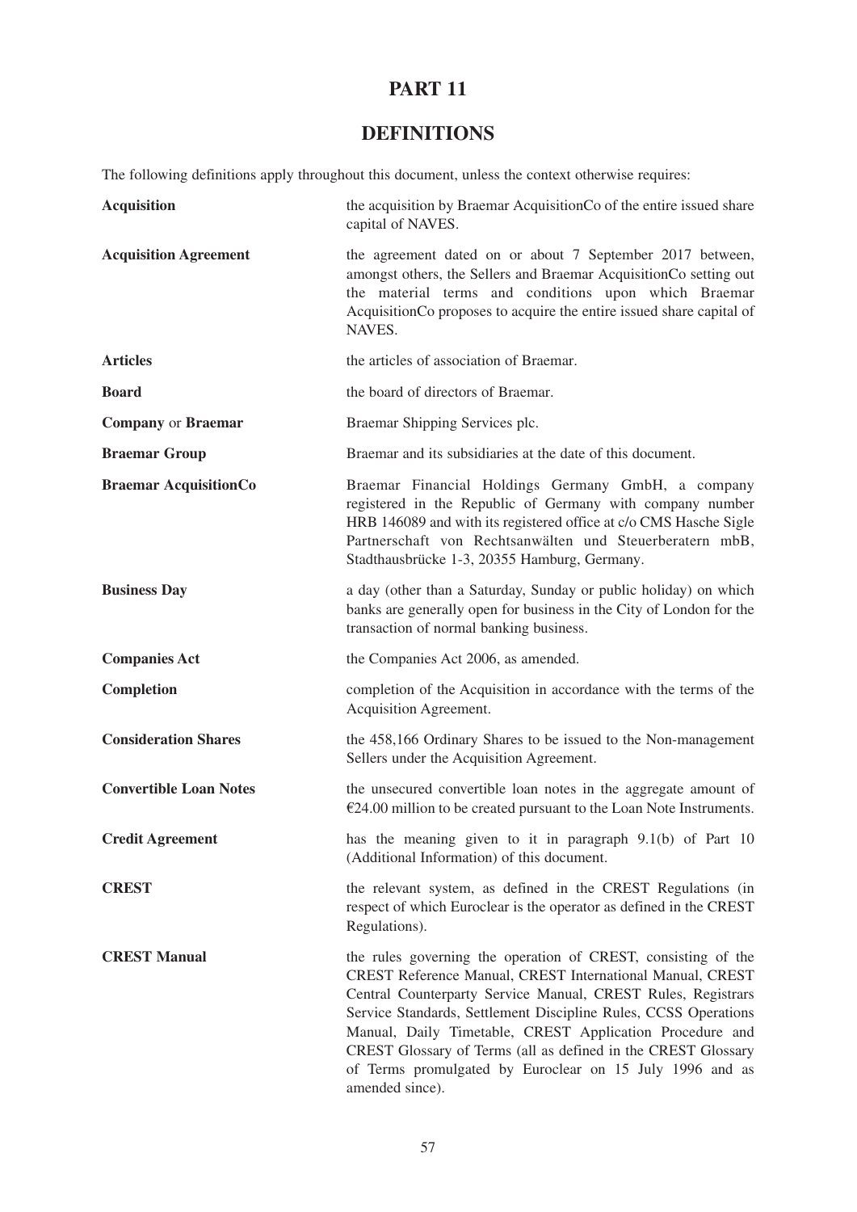# PART 11

## DEFINITIONS

The following definitions apply throughout this document, unless the context otherwise requires:

| | |
|---|---|
| **Acquisition** | the acquisition by Braemar AcquisitionCo of the entire issued share capital of NAVES. |
| **Acquisition Agreement** | the agreement dated on or about 7 September 2017 between, amongst others, the Sellers and Braemar AcquisitionCo setting out the material terms and conditions upon which Braemar AcquisitionCo proposes to acquire the entire issued share capital of NAVES. |
| **Articles** | the articles of association of Braemar. |
| **Board** | the board of directors of Braemar. |
| **Company** or **Braemar** | Braemar Shipping Services plc. |
| **Braemar Group** | Braemar and its subsidiaries at the date of this document. |
| **Braemar AcquisitionCo** | Braemar Financial Holdings Germany GmbH, a company registered in the Republic of Germany with company number HRB 146089 and with its registered office at c/o CMS Hasche Sigle Partnerschaft von Rechtsanwälten und Steuerberatern mbB, Stadthausbrücke 1-3, 20355 Hamburg, Germany. |
| **Business Day** | a day (other than a Saturday, Sunday or public holiday) on which banks are generally open for business in the City of London for the transaction of normal banking business. |
| **Companies Act** | the Companies Act 2006, as amended. |
| **Completion** | completion of the Acquisition in accordance with the terms of the Acquisition Agreement. |
| **Consideration Shares** | the 458,166 Ordinary Shares to be issued to the Non-management Sellers under the Acquisition Agreement. |
| **Convertible Loan Notes** | the unsecured convertible loan notes in the aggregate amount of €24.00 million to be created pursuant to the Loan Note Instruments. |
| **Credit Agreement** | has the meaning given to it in paragraph 9.1(b) of Part 10 (Additional Information) of this document. |
| **CREST** | the relevant system, as defined in the CREST Regulations (in respect of which Euroclear is the operator as defined in the CREST Regulations). |
| **CREST Manual** | the rules governing the operation of CREST, consisting of the CREST Reference Manual, CREST International Manual, CREST Central Counterparty Service Manual, CREST Rules, Registrars Service Standards, Settlement Discipline Rules, CCSS Operations Manual, Daily Timetable, CREST Application Procedure and CREST Glossary of Terms (all as defined in the CREST Glossary of Terms promulgated by Euroclear on 15 July 1996 and as amended since). |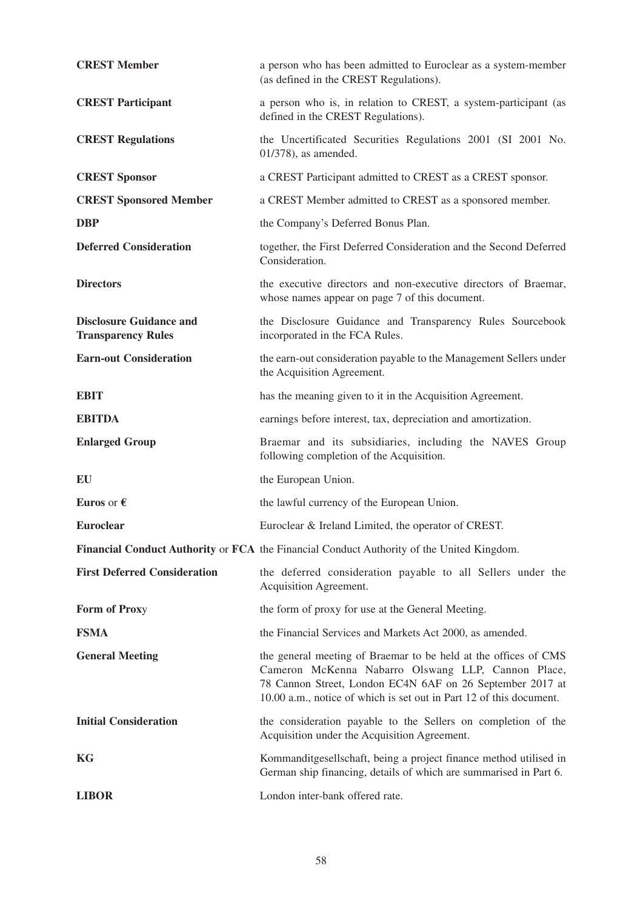| | |
|---|---|
| **CREST Member** | a person who has been admitted to Euroclear as a system-member (as defined in the CREST Regulations). |
| **CREST Participant** | a person who is, in relation to CREST, a system-participant (as defined in the CREST Regulations). |
| **CREST Regulations** | the Uncertificated Securities Regulations 2001 (SI 2001 No. 01/378), as amended. |
| **CREST Sponsor** | a CREST Participant admitted to CREST as a CREST sponsor. |
| **CREST Sponsored Member** | a CREST Member admitted to CREST as a sponsored member. |
| **DBP** | the Company's Deferred Bonus Plan. |
| **Deferred Consideration** | together, the First Deferred Consideration and the Second Deferred Consideration. |
| **Directors** | the executive directors and non-executive directors of Braemar, whose names appear on page 7 of this document. |
| **Disclosure Guidance and Transparency Rules** | the Disclosure Guidance and Transparency Rules Sourcebook incorporated in the FCA Rules. |
| **Earn-out Consideration** | the earn-out consideration payable to the Management Sellers under the Acquisition Agreement. |
| **EBIT** | has the meaning given to it in the Acquisition Agreement. |
| **EBITDA** | earnings before interest, tax, depreciation and amortization. |
| **Enlarged Group** | Braemar and its subsidiaries, including the NAVES Group following completion of the Acquisition. |
| **EU** | the European Union. |
| **Euros** or **€** | the lawful currency of the European Union. |
| **Euroclear** | Euroclear & Ireland Limited, the operator of CREST. |
| **Financial Conduct Authority** or **FCA** | the Financial Conduct Authority of the United Kingdom. |
| **First Deferred Consideration** | the deferred consideration payable to all Sellers under the Acquisition Agreement. |
| **Form of Proxy** | the form of proxy for use at the General Meeting. |
| **FSMA** | the Financial Services and Markets Act 2000, as amended. |
| **General Meeting** | the general meeting of Braemar to be held at the offices of CMS Cameron McKenna Nabarro Olswang LLP, Cannon Place, 78 Cannon Street, London EC4N 6AF on 26 September 2017 at 10.00 a.m., notice of which is set out in Part 12 of this document. |
| **Initial Consideration** | the consideration payable to the Sellers on completion of the Acquisition under the Acquisition Agreement. |
| **KG** | Kommanditgesellschaft, being a project finance method utilised in German ship financing, details of which are summarised in Part 6. |
| **LIBOR** | London inter-bank offered rate. |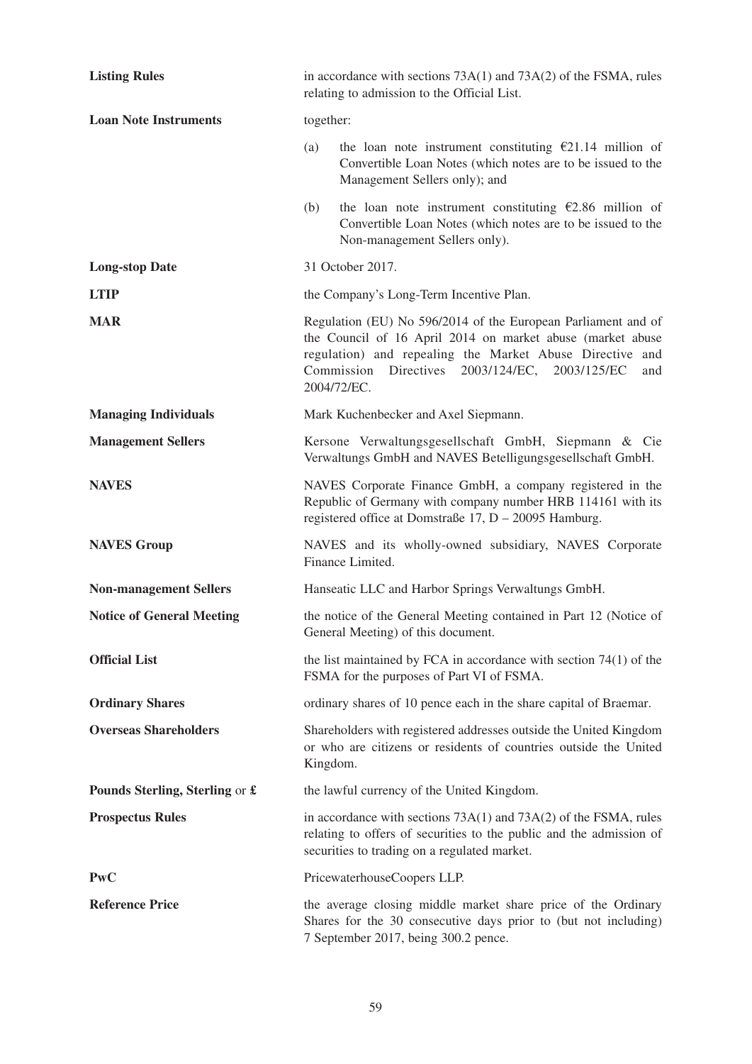| | |
|---|---|
| **Listing Rules** | in accordance with sections 73A(1) and 73A(2) of the FSMA, rules relating to admission to the Official List. |
| **Loan Note Instruments** | together:<br>(a) the loan note instrument constituting €21.14 million of Convertible Loan Notes (which notes are to be issued to the Management Sellers only); and<br>(b) the loan note instrument constituting €2.86 million of Convertible Loan Notes (which notes are to be issued to the Non-management Sellers only). |
| **Long-stop Date** | 31 October 2017. |
| **LTIP** | the Company's Long-Term Incentive Plan. |
| **MAR** | Regulation (EU) No 596/2014 of the European Parliament and of the Council of 16 April 2014 on market abuse (market abuse regulation) and repealing the Market Abuse Directive and Commission Directives 2003/124/EC, 2003/125/EC and 2004/72/EC. |
| **Managing Individuals** | Mark Kuchenbecker and Axel Siepmann. |
| **Management Sellers** | Kersone Verwaltungsgesellschaft GmbH, Siepmann & Cie Verwaltungs GmbH and NAVES Betelligungsgesellschaft GmbH. |
| **NAVES** | NAVES Corporate Finance GmbH, a company registered in the Republic of Germany with company number HRB 114161 with its registered office at Domstraße 17, D – 20095 Hamburg. |
| **NAVES Group** | NAVES and its wholly-owned subsidiary, NAVES Corporate Finance Limited. |
| **Non-management Sellers** | Hanseatic LLC and Harbor Springs Verwaltungs GmbH. |
| **Notice of General Meeting** | the notice of the General Meeting contained in Part 12 (Notice of General Meeting) of this document. |
| **Official List** | the list maintained by FCA in accordance with section 74(1) of the FSMA for the purposes of Part VI of FSMA. |
| **Ordinary Shares** | ordinary shares of 10 pence each in the share capital of Braemar. |
| **Overseas Shareholders** | Shareholders with registered addresses outside the United Kingdom or who are citizens or residents of countries outside the United Kingdom. |
| **Pounds Sterling, Sterling** or **£** | the lawful currency of the United Kingdom. |
| **Prospectus Rules** | in accordance with sections 73A(1) and 73A(2) of the FSMA, rules relating to offers of securities to the public and the admission of securities to trading on a regulated market. |
| **PwC** | PricewaterhouseCoopers LLP. |
| **Reference Price** | the average closing middle market share price of the Ordinary Shares for the 30 consecutive days prior to (but not including) 7 September 2017, being 300.2 pence. |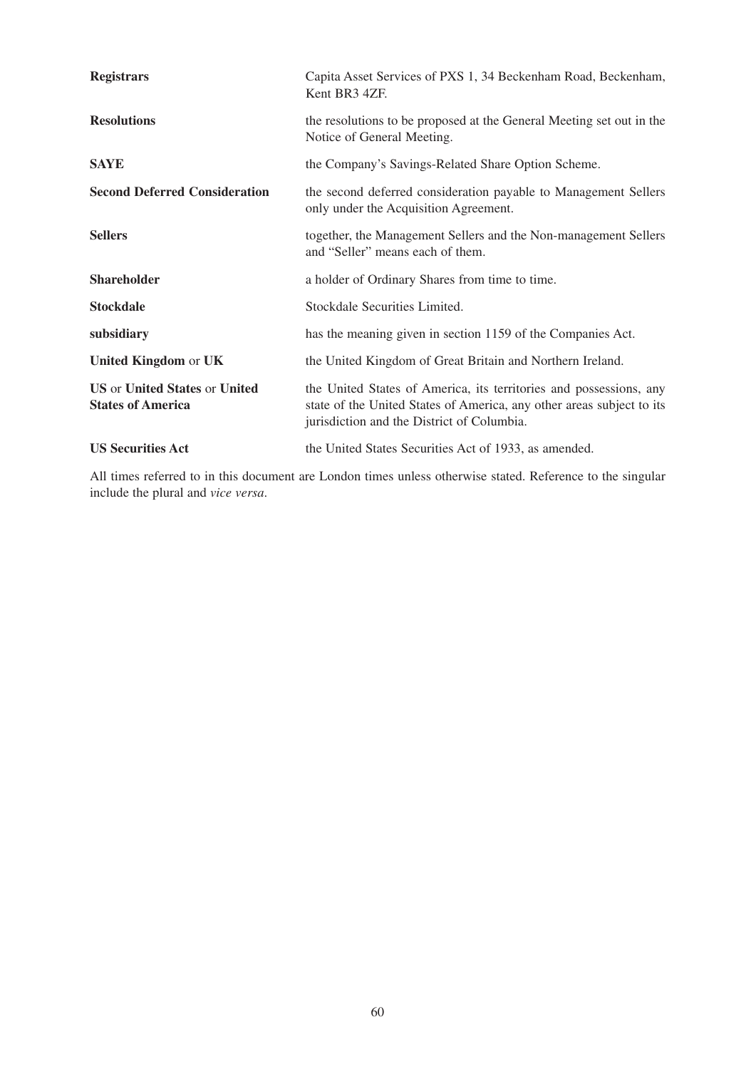| | |
|---|---|
| **Registrars** | Capita Asset Services of PXS 1, 34 Beckenham Road, Beckenham, Kent BR3 4ZF. |
| **Resolutions** | the resolutions to be proposed at the General Meeting set out in the Notice of General Meeting. |
| **SAYE** | the Company's Savings-Related Share Option Scheme. |
| **Second Deferred Consideration** | the second deferred consideration payable to Management Sellers only under the Acquisition Agreement. |
| **Sellers** | together, the Management Sellers and the Non-management Sellers and "Seller" means each of them. |
| **Shareholder** | a holder of Ordinary Shares from time to time. |
| **Stockdale** | Stockdale Securities Limited. |
| **subsidiary** | has the meaning given in section 1159 of the Companies Act. |
| **United Kingdom** or **UK** | the United Kingdom of Great Britain and Northern Ireland. |
| **US** or **United States** or **United States of America** | the United States of America, its territories and possessions, any state of the United States of America, any other areas subject to its jurisdiction and the District of Columbia. |
| **US Securities Act** | the United States Securities Act of 1933, as amended. |

All times referred to in this document are London times unless otherwise stated. Reference to the singular include the plural and *vice versa*.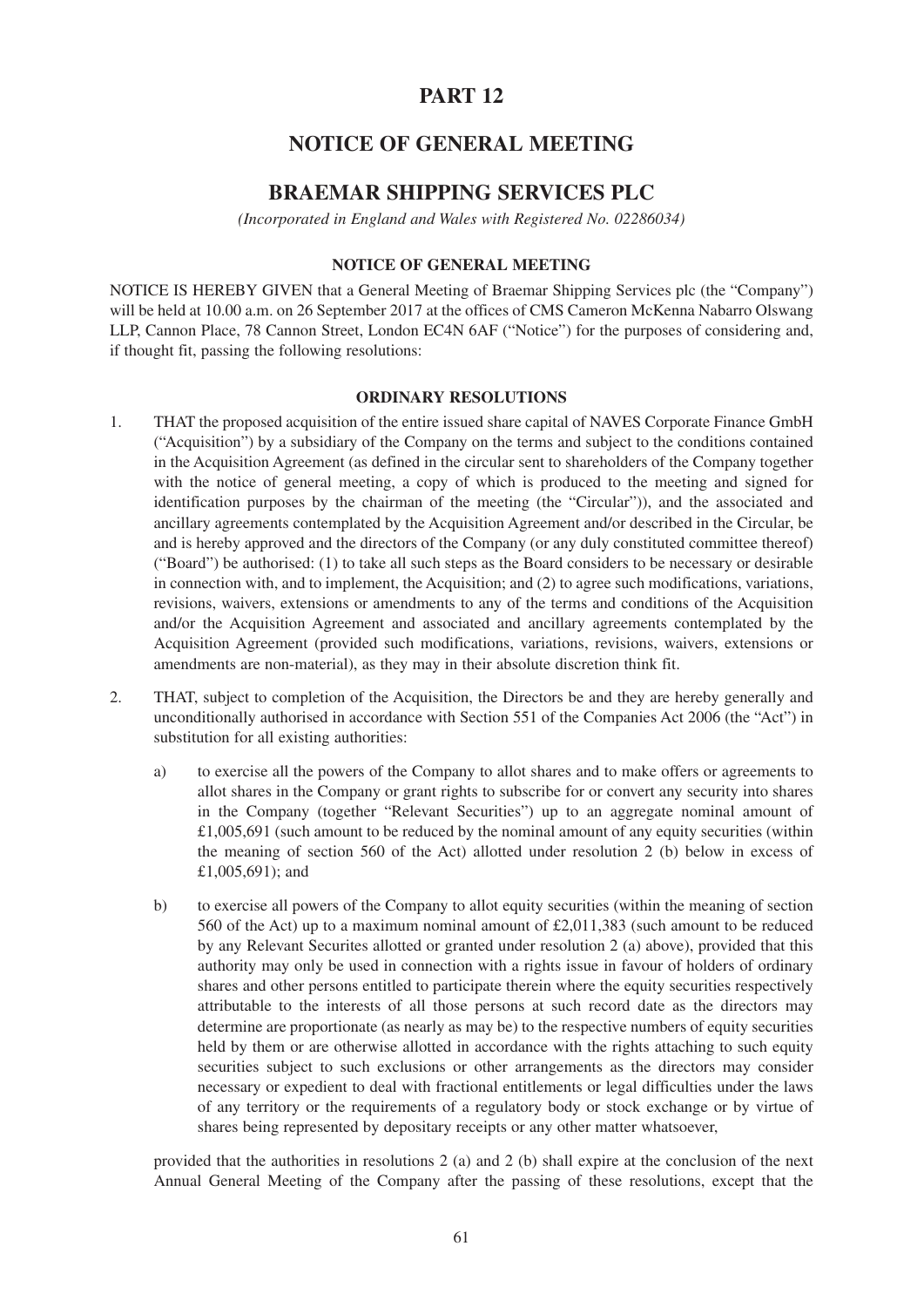# PART 12

## NOTICE OF GENERAL MEETING

## BRAEMAR SHIPPING SERVICES PLC

*(Incorporated in England and Wales with Registered No. 02286034)*

### NOTICE OF GENERAL MEETING

NOTICE IS HEREBY GIVEN that a General Meeting of Braemar Shipping Services plc (the "Company") will be held at 10.00 a.m. on 26 September 2017 at the offices of CMS Cameron McKenna Nabarro Olswang LLP, Cannon Place, 78 Cannon Street, London EC4N 6AF ("Notice") for the purposes of considering and, if thought fit, passing the following resolutions:

### ORDINARY RESOLUTIONS

1. THAT the proposed acquisition of the entire issued share capital of NAVES Corporate Finance GmbH ("Acquisition") by a subsidiary of the Company on the terms and subject to the conditions contained in the Acquisition Agreement (as defined in the circular sent to shareholders of the Company together with the notice of general meeting, a copy of which is produced to the meeting and signed for identification purposes by the chairman of the meeting (the "Circular")), and the associated and ancillary agreements contemplated by the Acquisition Agreement and/or described in the Circular, be and is hereby approved and the directors of the Company (or any duly constituted committee thereof) ("Board") be authorised: (1) to take all such steps as the Board considers to be necessary or desirable in connection with, and to implement, the Acquisition; and (2) to agree such modifications, variations, revisions, waivers, extensions or amendments to any of the terms and conditions of the Acquisition and/or the Acquisition Agreement and associated and ancillary agreements contemplated by the Acquisition Agreement (provided such modifications, variations, revisions, waivers, extensions or amendments are non-material), as they may in their absolute discretion think fit.

2. THAT, subject to completion of the Acquisition, the Directors be and they are hereby generally and unconditionally authorised in accordance with Section 551 of the Companies Act 2006 (the "Act") in substitution for all existing authorities:

   a) to exercise all the powers of the Company to allot shares and to make offers or agreements to allot shares in the Company or grant rights to subscribe for or convert any security into shares in the Company (together "Relevant Securities") up to an aggregate nominal amount of £1,005,691 (such amount to be reduced by the nominal amount of any equity securities (within the meaning of section 560 of the Act) allotted under resolution 2 (b) below in excess of £1,005,691); and

   b) to exercise all powers of the Company to allot equity securities (within the meaning of section 560 of the Act) up to a maximum nominal amount of £2,011,383 (such amount to be reduced by any Relevant Securites allotted or granted under resolution 2 (a) above), provided that this authority may only be used in connection with a rights issue in favour of holders of ordinary shares and other persons entitled to participate therein where the equity securities respectively attributable to the interests of all those persons at such record date as the directors may determine are proportionate (as nearly as may be) to the respective numbers of equity securities held by them or are otherwise allotted in accordance with the rights attaching to such equity securities subject to such exclusions or other arrangements as the directors may consider necessary or expedient to deal with fractional entitlements or legal difficulties under the laws of any territory or the requirements of a regulatory body or stock exchange or by virtue of shares being represented by depositary receipts or any other matter whatsoever,

   provided that the authorities in resolutions 2 (a) and 2 (b) shall expire at the conclusion of the next Annual General Meeting of the Company after the passing of these resolutions, except that the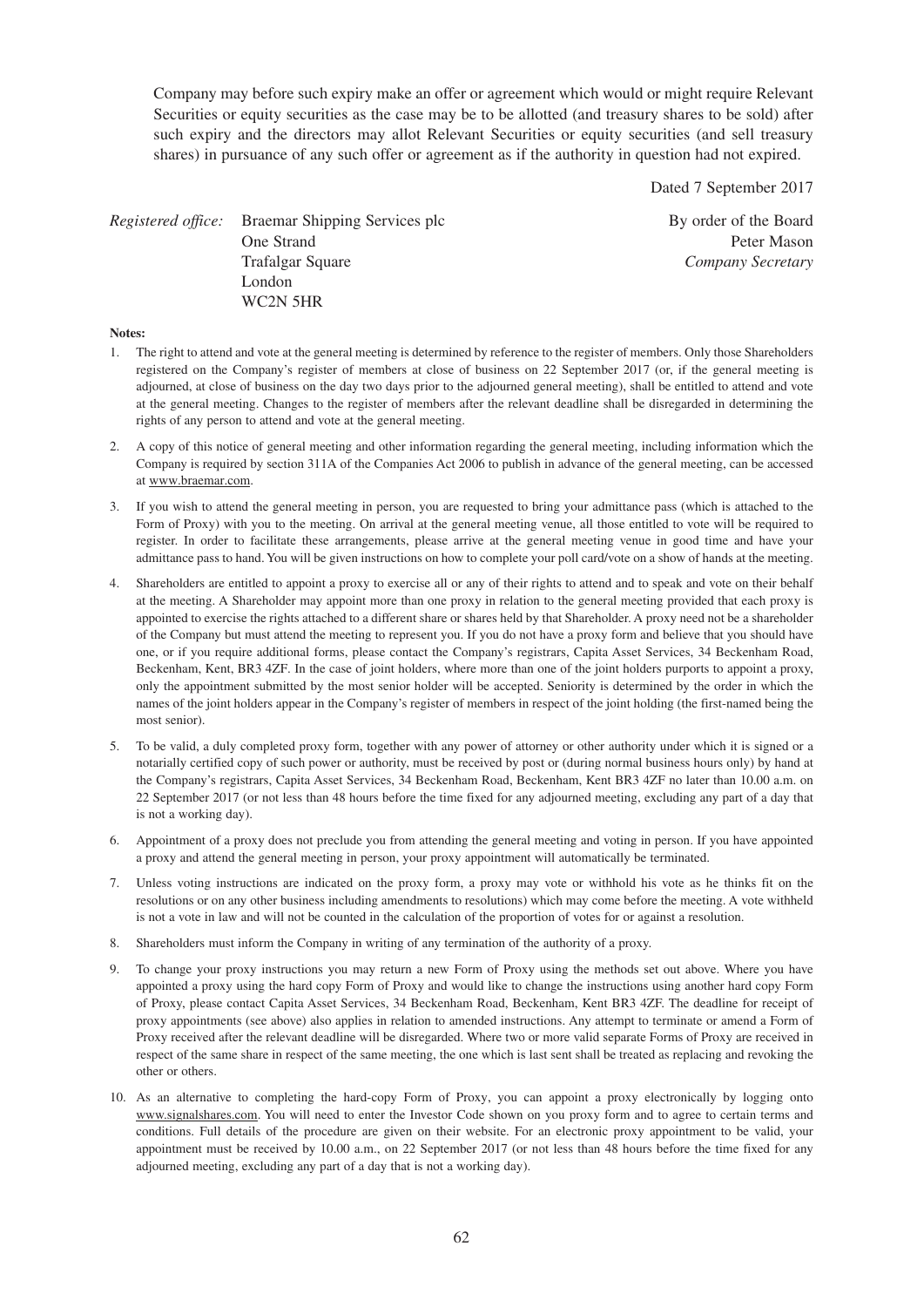Company may before such expiry make an offer or agreement which would or might require Relevant Securities or equity securities as the case may be to be allotted (and treasury shares to be sold) after such expiry and the directors may allot Relevant Securities or equity securities (and sell treasury shares) in pursuance of any such offer or agreement as if the authority in question had not expired.

Dated 7 September 2017

*Registered office:* Braemar Shipping Services plc
One Strand
Trafalgar Square
London
WC2N 5HR

By order of the Board
Peter Mason
*Company Secretary*

**Notes:**

1. The right to attend and vote at the general meeting is determined by reference to the register of members. Only those Shareholders registered on the Company's register of members at close of business on 22 September 2017 (or, if the general meeting is adjourned, at close of business on the day two days prior to the adjourned general meeting), shall be entitled to attend and vote at the general meeting. Changes to the register of members after the relevant deadline shall be disregarded in determining the rights of any person to attend and vote at the general meeting.

2. A copy of this notice of general meeting and other information regarding the general meeting, including information which the Company is required by section 311A of the Companies Act 2006 to publish in advance of the general meeting, can be accessed at www.braemar.com.

3. If you wish to attend the general meeting in person, you are requested to bring your admittance pass (which is attached to the Form of Proxy) with you to the meeting. On arrival at the general meeting venue, all those entitled to vote will be required to register. In order to facilitate these arrangements, please arrive at the general meeting venue in good time and have your admittance pass to hand. You will be given instructions on how to complete your poll card/vote on a show of hands at the meeting.

4. Shareholders are entitled to appoint a proxy to exercise all or any of their rights to attend and to speak and vote on their behalf at the meeting. A Shareholder may appoint more than one proxy in relation to the general meeting provided that each proxy is appointed to exercise the rights attached to a different share or shares held by that Shareholder. A proxy need not be a shareholder of the Company but must attend the meeting to represent you. If you do not have a proxy form and believe that you should have one, or if you require additional forms, please contact the Company's registrars, Capita Asset Services, 34 Beckenham Road, Beckenham, Kent, BR3 4ZF. In the case of joint holders, where more than one of the joint holders purports to appoint a proxy, only the appointment submitted by the most senior holder will be accepted. Seniority is determined by the order in which the names of the joint holders appear in the Company's register of members in respect of the joint holding (the first-named being the most senior).

5. To be valid, a duly completed proxy form, together with any power of attorney or other authority under which it is signed or a notarially certified copy of such power or authority, must be received by post or (during normal business hours only) by hand at the Company's registrars, Capita Asset Services, 34 Beckenham Road, Beckenham, Kent BR3 4ZF no later than 10.00 a.m. on 22 September 2017 (or not less than 48 hours before the time fixed for any adjourned meeting, excluding any part of a day that is not a working day).

6. Appointment of a proxy does not preclude you from attending the general meeting and voting in person. If you have appointed a proxy and attend the general meeting in person, your proxy appointment will automatically be terminated.

7. Unless voting instructions are indicated on the proxy form, a proxy may vote or withhold his vote as he thinks fit on the resolutions or on any other business including amendments to resolutions) which may come before the meeting. A vote withheld is not a vote in law and will not be counted in the calculation of the proportion of votes for or against a resolution.

8. Shareholders must inform the Company in writing of any termination of the authority of a proxy.

9. To change your proxy instructions you may return a new Form of Proxy using the methods set out above. Where you have appointed a proxy using the hard copy Form of Proxy and would like to change the instructions using another hard copy Form of Proxy, please contact Capita Asset Services, 34 Beckenham Road, Beckenham, Kent BR3 4ZF. The deadline for receipt of proxy appointments (see above) also applies in relation to amended instructions. Any attempt to terminate or amend a Form of Proxy received after the relevant deadline will be disregarded. Where two or more valid separate Forms of Proxy are received in respect of the same share in respect of the same meeting, the one which is last sent shall be treated as replacing and revoking the other or others.

10. As an alternative to completing the hard-copy Form of Proxy, you can appoint a proxy electronically by logging onto www.signalshares.com. You will need to enter the Investor Code shown on you proxy form and to agree to certain terms and conditions. Full details of the procedure are given on their website. For an electronic proxy appointment to be valid, your appointment must be received by 10.00 a.m., on 22 September 2017 (or not less than 48 hours before the time fixed for any adjourned meeting, excluding any part of a day that is not a working day).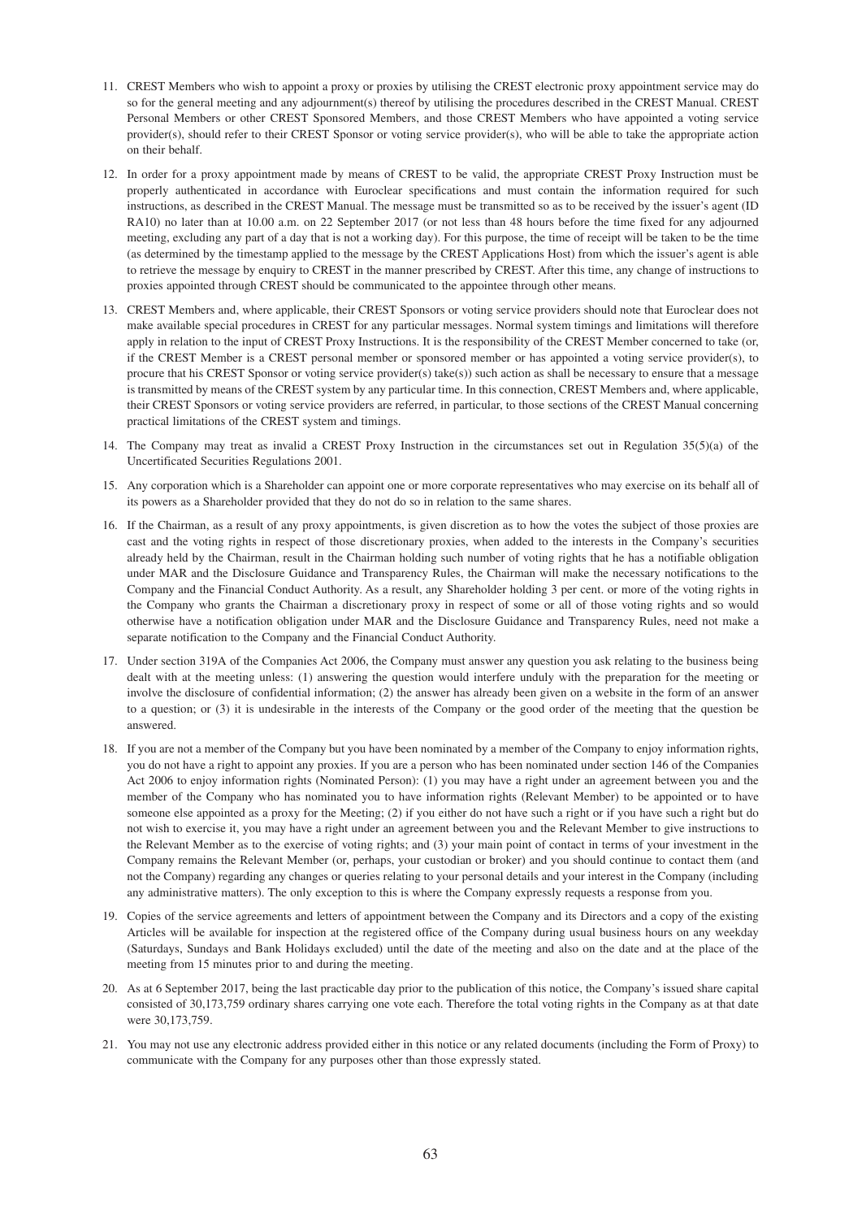11. CREST Members who wish to appoint a proxy or proxies by utilising the CREST electronic proxy appointment service may do so for the general meeting and any adjournment(s) thereof by utilising the procedures described in the CREST Manual. CREST Personal Members or other CREST Sponsored Members, and those CREST Members who have appointed a voting service provider(s), should refer to their CREST Sponsor or voting service provider(s), who will be able to take the appropriate action on their behalf.

12. In order for a proxy appointment made by means of CREST to be valid, the appropriate CREST Proxy Instruction must be properly authenticated in accordance with Euroclear specifications and must contain the information required for such instructions, as described in the CREST Manual. The message must be transmitted so as to be received by the issuer's agent (ID RA10) no later than at 10.00 a.m. on 22 September 2017 (or not less than 48 hours before the time fixed for any adjourned meeting, excluding any part of a day that is not a working day). For this purpose, the time of receipt will be taken to be the time (as determined by the timestamp applied to the message by the CREST Applications Host) from which the issuer's agent is able to retrieve the message by enquiry to CREST in the manner prescribed by CREST. After this time, any change of instructions to proxies appointed through CREST should be communicated to the appointee through other means.

13. CREST Members and, where applicable, their CREST Sponsors or voting service providers should note that Euroclear does not make available special procedures in CREST for any particular messages. Normal system timings and limitations will therefore apply in relation to the input of CREST Proxy Instructions. It is the responsibility of the CREST Member concerned to take (or, if the CREST Member is a CREST personal member or sponsored member or has appointed a voting service provider(s), to procure that his CREST Sponsor or voting service provider(s) take(s)) such action as shall be necessary to ensure that a message is transmitted by means of the CREST system by any particular time. In this connection, CREST Members and, where applicable, their CREST Sponsors or voting service providers are referred, in particular, to those sections of the CREST Manual concerning practical limitations of the CREST system and timings.

14. The Company may treat as invalid a CREST Proxy Instruction in the circumstances set out in Regulation 35(5)(a) of the Uncertificated Securities Regulations 2001.

15. Any corporation which is a Shareholder can appoint one or more corporate representatives who may exercise on its behalf all of its powers as a Shareholder provided that they do not do so in relation to the same shares.

16. If the Chairman, as a result of any proxy appointments, is given discretion as to how the votes the subject of those proxies are cast and the voting rights in respect of those discretionary proxies, when added to the interests in the Company's securities already held by the Chairman, result in the Chairman holding such number of voting rights that he has a notifiable obligation under MAR and the Disclosure Guidance and Transparency Rules, the Chairman will make the necessary notifications to the Company and the Financial Conduct Authority. As a result, any Shareholder holding 3 per cent. or more of the voting rights in the Company who grants the Chairman a discretionary proxy in respect of some or all of those voting rights and so would otherwise have a notification obligation under MAR and the Disclosure Guidance and Transparency Rules, need not make a separate notification to the Company and the Financial Conduct Authority.

17. Under section 319A of the Companies Act 2006, the Company must answer any question you ask relating to the business being dealt with at the meeting unless: (1) answering the question would interfere unduly with the preparation for the meeting or involve the disclosure of confidential information; (2) the answer has already been given on a website in the form of an answer to a question; or (3) it is undesirable in the interests of the Company or the good order of the meeting that the question be answered.

18. If you are not a member of the Company but you have been nominated by a member of the Company to enjoy information rights, you do not have a right to appoint any proxies. If you are a person who has been nominated under section 146 of the Companies Act 2006 to enjoy information rights (Nominated Person): (1) you may have a right under an agreement between you and the member of the Company who has nominated you to have information rights (Relevant Member) to be appointed or to have someone else appointed as a proxy for the Meeting; (2) if you either do not have such a right or if you have such a right but do not wish to exercise it, you may have a right under an agreement between you and the Relevant Member to give instructions to the Relevant Member as to the exercise of voting rights; and (3) your main point of contact in terms of your investment in the Company remains the Relevant Member (or, perhaps, your custodian or broker) and you should continue to contact them (and not the Company) regarding any changes or queries relating to your personal details and your interest in the Company (including any administrative matters). The only exception to this is where the Company expressly requests a response from you.

19. Copies of the service agreements and letters of appointment between the Company and its Directors and a copy of the existing Articles will be available for inspection at the registered office of the Company during usual business hours on any weekday (Saturdays, Sundays and Bank Holidays excluded) until the date of the meeting and also on the date and at the place of the meeting from 15 minutes prior to and during the meeting.

20. As at 6 September 2017, being the last practicable day prior to the publication of this notice, the Company's issued share capital consisted of 30,173,759 ordinary shares carrying one vote each. Therefore the total voting rights in the Company as at that date were 30,173,759.

21. You may not use any electronic address provided either in this notice or any related documents (including the Form of Proxy) to communicate with the Company for any purposes other than those expressly stated.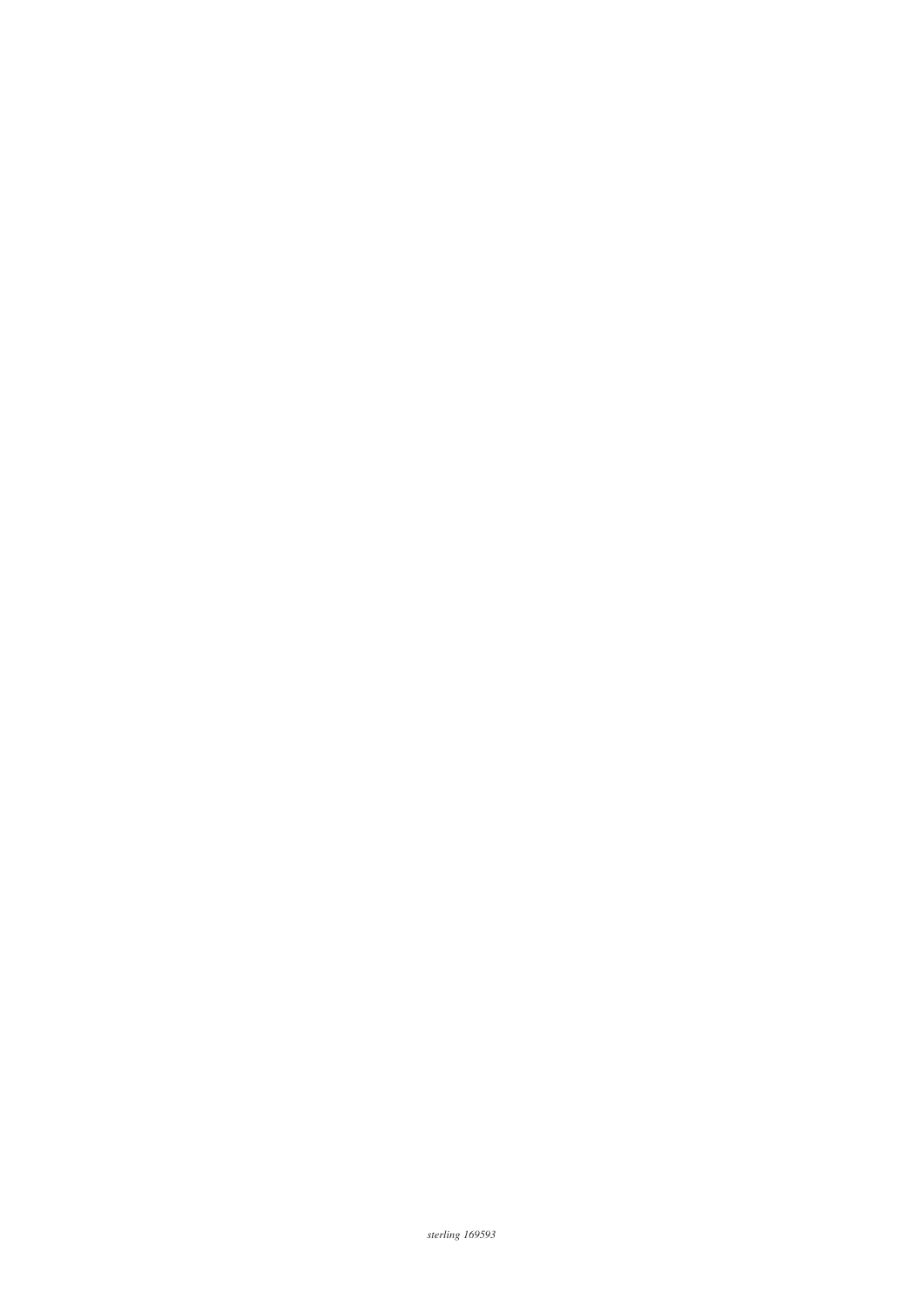*sterling 169593*